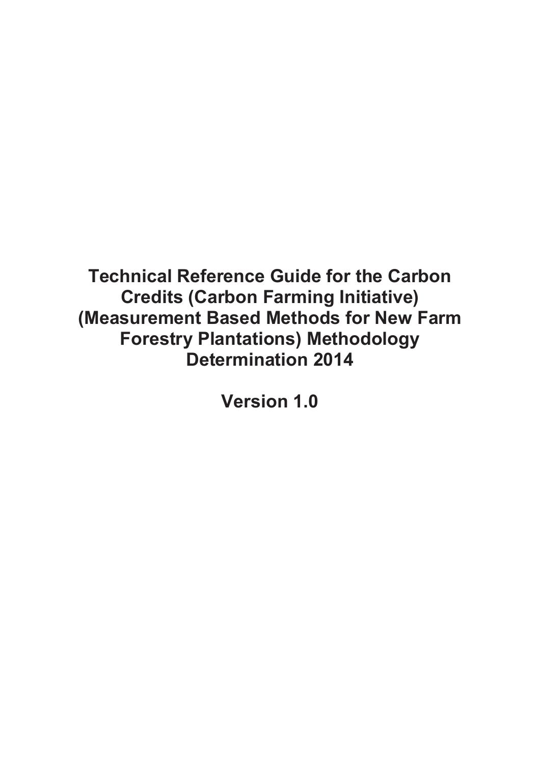# Technical Reference Guide for the Carbon Credits (Carbon Farming Initiative) (Measurement Based Methods for New Farm Forestry Plantations) Methodology Determination 2014

## Version 1.0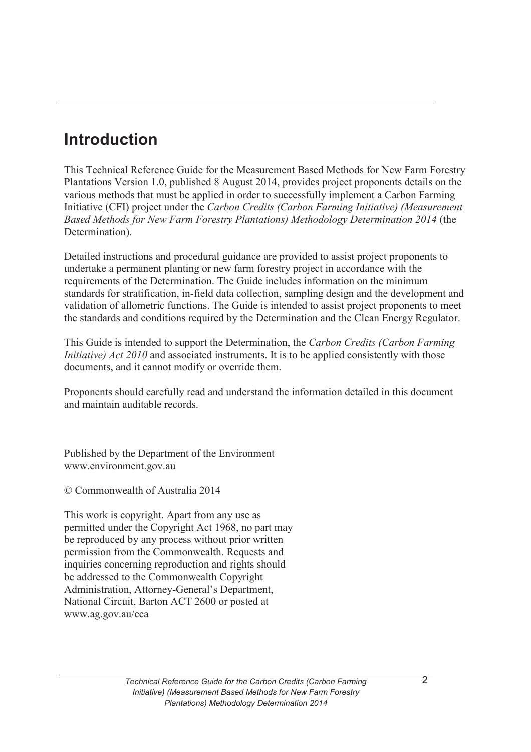# Introduction

This Technical Reference Guide for the Measurement Based Methods for New Farm Forestry Plantations Version 1.0, published 8 August 2014, provides project proponents details on the various methods that must be applied in order to successfully implement a Carbon Farming Initiative (CFI) project under the *Carbon Credits (Carbon Farming Initiative) (Measurement Based Methods for New Farm Forestry Plantations) Methodology Determination 2014* (the Determination).

Detailed instructions and procedural guidance are provided to assist project proponents to undertake a permanent planting or new farm forestry project in accordance with the requirements of the Determination. The Guide includes information on the minimum standards for stratification, in-field data collection, sampling design and the development and validation of allometric functions. The Guide is intended to assist project proponents to meet the standards and conditions required by the Determination and the Clean Energy Regulator.

This Guide is intended to support the Determination, the *Carbon Credits (Carbon Farming Initiative) Act 2010* and associated instruments. It is to be applied consistently with those documents, and it cannot modify or override them.

Proponents should carefully read and understand the information detailed in this document and maintain auditable records.

Published by the Department of the Environment
www.environment.gov.au

© Commonwealth of Australia 2014

This work is copyright. Apart from any use as permitted under the Copyright Act 1968, no part may be reproduced by any process without prior written permission from the Commonwealth. Requests and inquiries concerning reproduction and rights should be addressed to the Commonwealth Copyright Administration, Attorney-General's Department, National Circuit, Barton ACT 2600 or posted at www.ag.gov.au/cca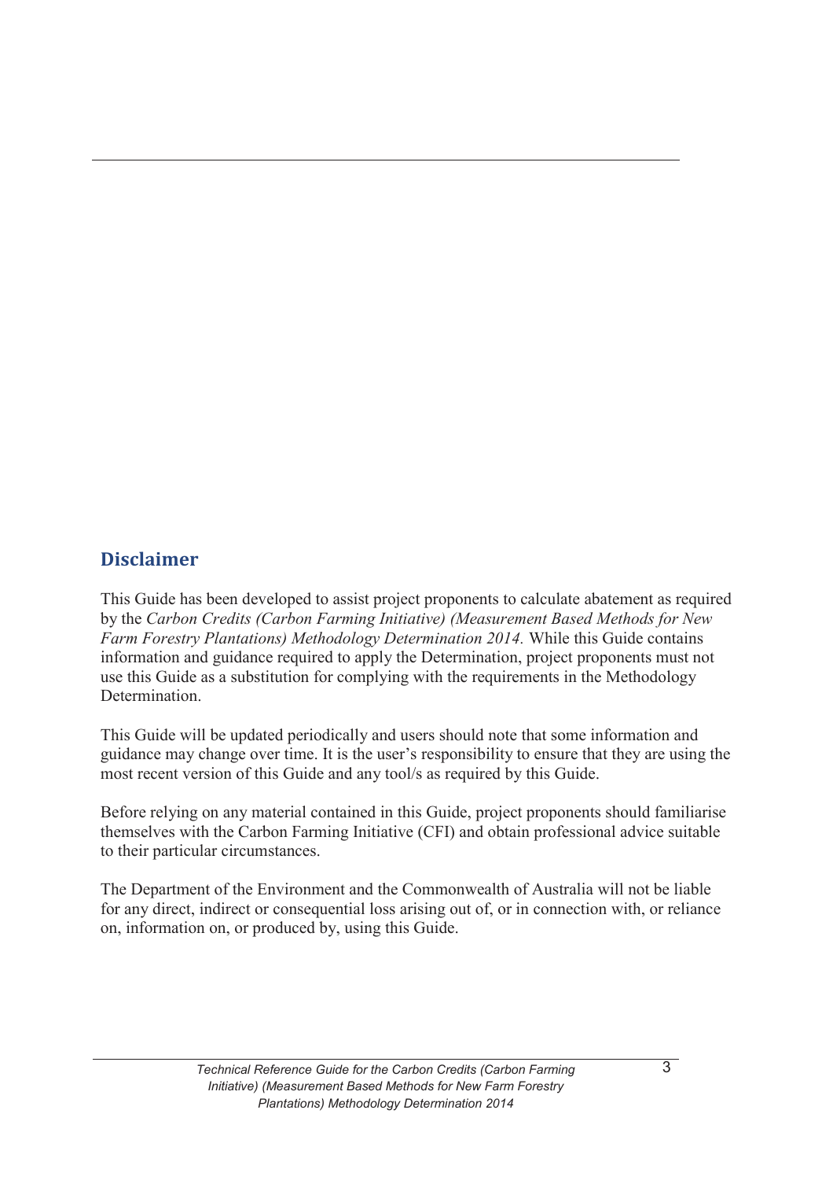## Disclaimer

This Guide has been developed to assist project proponents to calculate abatement as required by the *Carbon Credits (Carbon Farming Initiative) (Measurement Based Methods for New Farm Forestry Plantations) Methodology Determination 2014.* While this Guide contains information and guidance required to apply the Determination, project proponents must not use this Guide as a substitution for complying with the requirements in the Methodology Determination.

This Guide will be updated periodically and users should note that some information and guidance may change over time. It is the user's responsibility to ensure that they are using the most recent version of this Guide and any tool/s as required by this Guide.

Before relying on any material contained in this Guide, project proponents should familiarise themselves with the Carbon Farming Initiative (CFI) and obtain professional advice suitable to their particular circumstances.

The Department of the Environment and the Commonwealth of Australia will not be liable for any direct, indirect or consequential loss arising out of, or in connection with, or reliance on, information on, or produced by, using this Guide.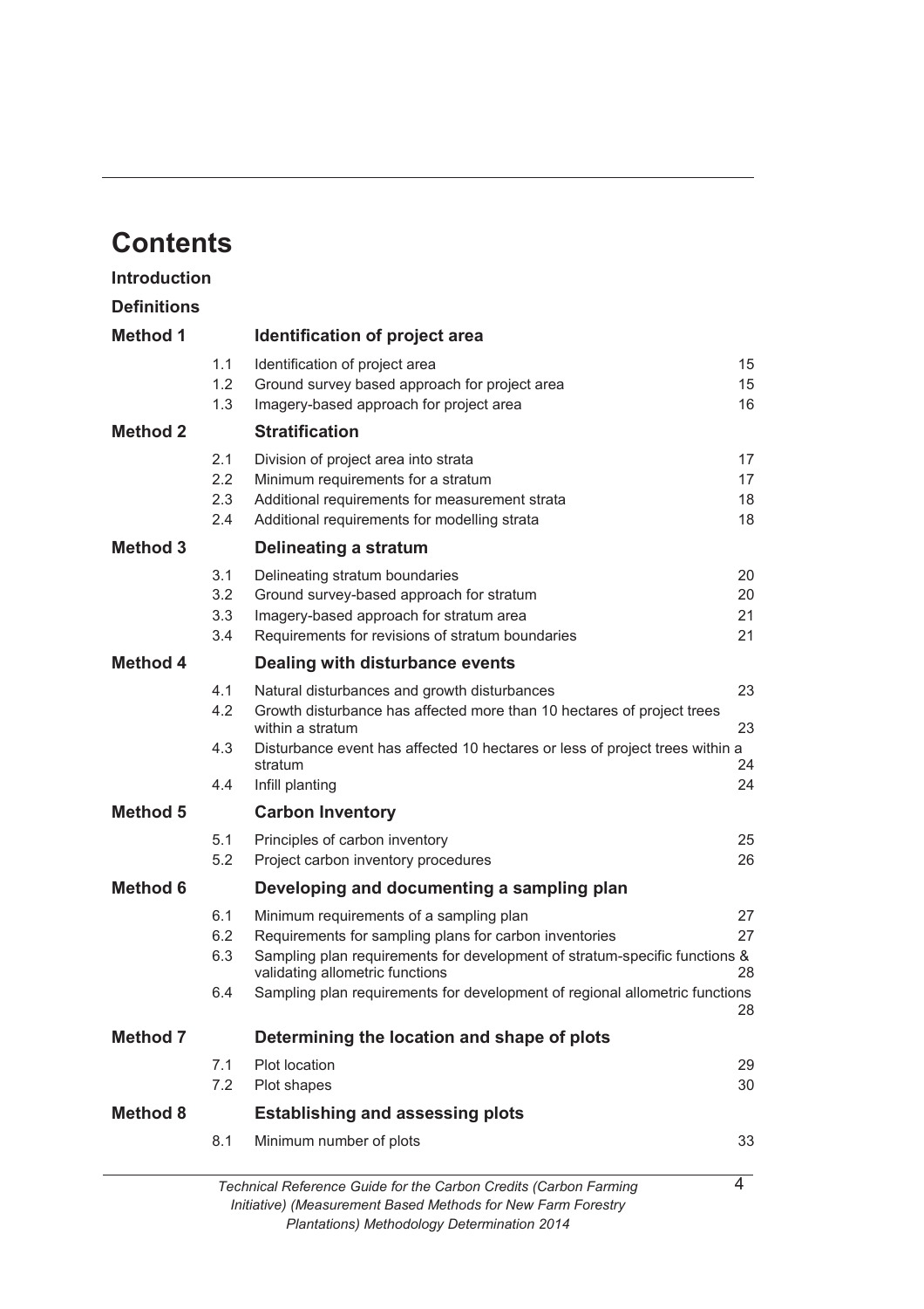# Contents

**Introduction**

**Definitions**

| | | | |
|---|---|---|---|
| **Method 1** | | **Identification of project area** | |
| | 1.1 | Identification of project area | 15 |
| | 1.2 | Ground survey based approach for project area | 15 |
| | 1.3 | Imagery-based approach for project area | 16 |
| **Method 2** | | **Stratification** | |
| | 2.1 | Division of project area into strata | 17 |
| | 2.2 | Minimum requirements for a stratum | 17 |
| | 2.3 | Additional requirements for measurement strata | 18 |
| | 2.4 | Additional requirements for modelling strata | 18 |
| **Method 3** | | **Delineating a stratum** | |
| | 3.1 | Delineating stratum boundaries | 20 |
| | 3.2 | Ground survey-based approach for stratum | 20 |
| | 3.3 | Imagery-based approach for stratum area | 21 |
| | 3.4 | Requirements for revisions of stratum boundaries | 21 |
| **Method 4** | | **Dealing with disturbance events** | |
| | 4.1 | Natural disturbances and growth disturbances | 23 |
| | 4.2 | Growth disturbance has affected more than 10 hectares of project trees within a stratum | 23 |
| | 4.3 | Disturbance event has affected 10 hectares or less of project trees within a stratum | 24 |
| | 4.4 | Infill planting | 24 |
| **Method 5** | | **Carbon Inventory** | |
| | 5.1 | Principles of carbon inventory | 25 |
| | 5.2 | Project carbon inventory procedures | 26 |
| **Method 6** | | **Developing and documenting a sampling plan** | |
| | 6.1 | Minimum requirements of a sampling plan | 27 |
| | 6.2 | Requirements for sampling plans for carbon inventories | 27 |
| | 6.3 | Sampling plan requirements for development of stratum-specific functions & validating allometric functions | 28 |
| | 6.4 | Sampling plan requirements for development of regional allometric functions | 28 |
| **Method 7** | | **Determining the location and shape of plots** | |
| | 7.1 | Plot location | 29 |
| | 7.2 | Plot shapes | 30 |
| **Method 8** | | **Establishing and assessing plots** | |
| | 8.1 | Minimum number of plots | 33 |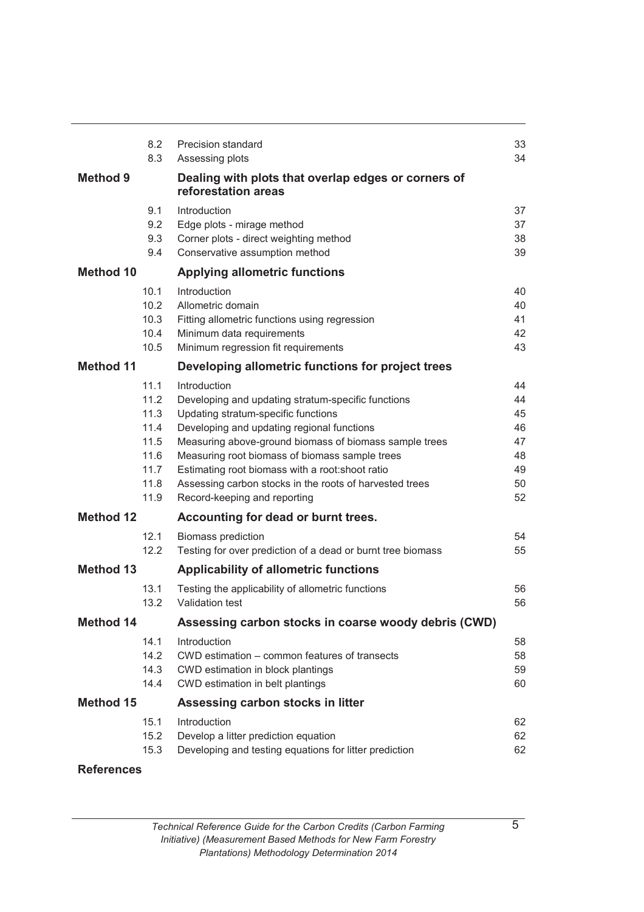| | | |
|---|---|---|
| 8.2 | Precision standard | 33 |
| 8.3 | Assessing plots | 34 |
| **Method 9** | **Dealing with plots that overlap edges or corners of reforestation areas** | |
| 9.1 | Introduction | 37 |
| 9.2 | Edge plots - mirage method | 37 |
| 9.3 | Corner plots - direct weighting method | 38 |
| 9.4 | Conservative assumption method | 39 |
| **Method 10** | **Applying allometric functions** | |
| 10.1 | Introduction | 40 |
| 10.2 | Allometric domain | 40 |
| 10.3 | Fitting allometric functions using regression | 41 |
| 10.4 | Minimum data requirements | 42 |
| 10.5 | Minimum regression fit requirements | 43 |
| **Method 11** | **Developing allometric functions for project trees** | |
| 11.1 | Introduction | 44 |
| 11.2 | Developing and updating stratum-specific functions | 44 |
| 11.3 | Updating stratum-specific functions | 45 |
| 11.4 | Developing and updating regional functions | 46 |
| 11.5 | Measuring above-ground biomass of biomass sample trees | 47 |
| 11.6 | Measuring root biomass of biomass sample trees | 48 |
| 11.7 | Estimating root biomass with a root:shoot ratio | 49 |
| 11.8 | Assessing carbon stocks in the roots of harvested trees | 50 |
| 11.9 | Record-keeping and reporting | 52 |
| **Method 12** | **Accounting for dead or burnt trees.** | |
| 12.1 | Biomass prediction | 54 |
| 12.2 | Testing for over prediction of a dead or burnt tree biomass | 55 |
| **Method 13** | **Applicability of allometric functions** | |
| 13.1 | Testing the applicability of allometric functions | 56 |
| 13.2 | Validation test | 56 |
| **Method 14** | **Assessing carbon stocks in coarse woody debris (CWD)** | |
| 14.1 | Introduction | 58 |
| 14.2 | CWD estimation – common features of transects | 58 |
| 14.3 | CWD estimation in block plantings | 59 |
| 14.4 | CWD estimation in belt plantings | 60 |
| **Method 15** | **Assessing carbon stocks in litter** | |
| 15.1 | Introduction | 62 |
| 15.2 | Develop a litter prediction equation | 62 |
| 15.3 | Developing and testing equations for litter prediction | 62 |
| **References** | | |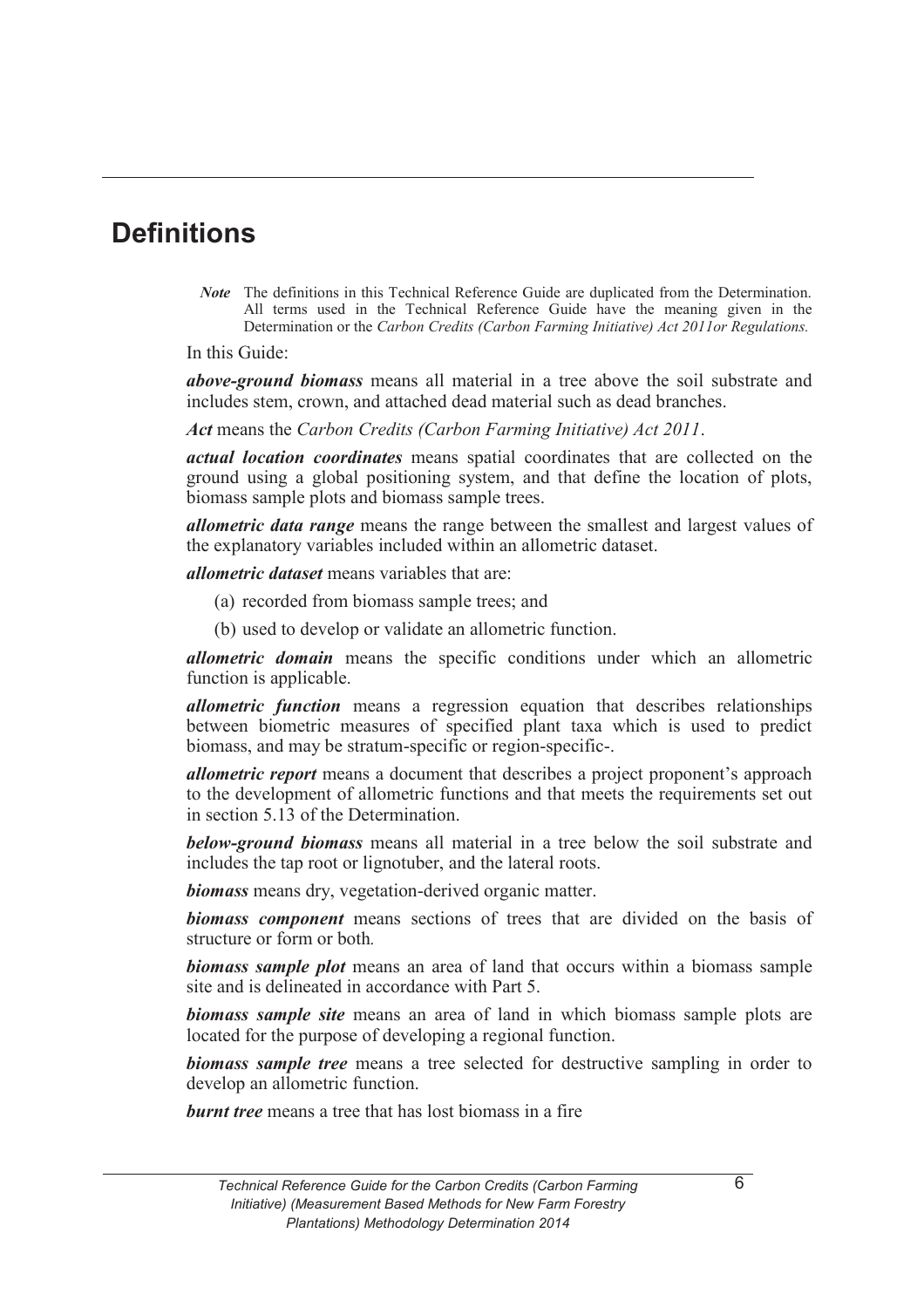# Definitions

*Note* The definitions in this Technical Reference Guide are duplicated from the Determination. All terms used in the Technical Reference Guide have the meaning given in the Determination or the *Carbon Credits (Carbon Farming Initiative) Act 2011or Regulations.*

In this Guide:

***above-ground biomass*** means all material in a tree above the soil substrate and includes stem, crown, and attached dead material such as dead branches.

***Act*** means the *Carbon Credits (Carbon Farming Initiative) Act 2011*.

***actual location coordinates*** means spatial coordinates that are collected on the ground using a global positioning system, and that define the location of plots, biomass sample plots and biomass sample trees.

***allometric data range*** means the range between the smallest and largest values of the explanatory variables included within an allometric dataset.

***allometric dataset*** means variables that are:

(a) recorded from biomass sample trees; and

(b) used to develop or validate an allometric function.

***allometric domain*** means the specific conditions under which an allometric function is applicable.

***allometric function*** means a regression equation that describes relationships between biometric measures of specified plant taxa which is used to predict biomass, and may be stratum-specific or region-specific-.

***allometric report*** means a document that describes a project proponent's approach to the development of allometric functions and that meets the requirements set out in section 5.13 of the Determination.

***below-ground biomass*** means all material in a tree below the soil substrate and includes the tap root or lignotuber, and the lateral roots.

***biomass*** means dry, vegetation-derived organic matter.

***biomass component*** means sections of trees that are divided on the basis of structure or form or both*.*

***biomass sample plot*** means an area of land that occurs within a biomass sample site and is delineated in accordance with Part 5.

***biomass sample site*** means an area of land in which biomass sample plots are located for the purpose of developing a regional function.

***biomass sample tree*** means a tree selected for destructive sampling in order to develop an allometric function.

***burnt tree*** means a tree that has lost biomass in a fire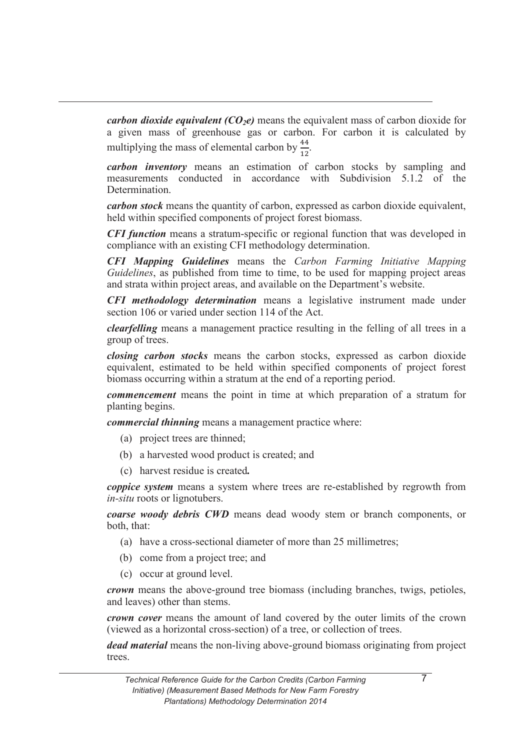***carbon dioxide equivalent ($CO_2e$)*** means the equivalent mass of carbon dioxide for a given mass of greenhouse gas or carbon. For carbon it is calculated by multiplying the mass of elemental carbon by $\frac{44}{12}$.

***carbon inventory*** means an estimation of carbon stocks by sampling and measurements conducted in accordance with Subdivision 5.1.2 of the Determination.

***carbon stock*** means the quantity of carbon, expressed as carbon dioxide equivalent, held within specified components of project forest biomass.

***CFI function*** means a stratum-specific or regional function that was developed in compliance with an existing CFI methodology determination.

***CFI Mapping Guidelines*** means the *Carbon Farming Initiative Mapping Guidelines*, as published from time to time, to be used for mapping project areas and strata within project areas, and available on the Department's website.

***CFI methodology determination*** means a legislative instrument made under section 106 or varied under section 114 of the Act.

***clearfelling*** means a management practice resulting in the felling of all trees in a group of trees.

***closing carbon stocks*** means the carbon stocks, expressed as carbon dioxide equivalent, estimated to be held within specified components of project forest biomass occurring within a stratum at the end of a reporting period.

***commencement*** means the point in time at which preparation of a stratum for planting begins.

***commercial thinning*** means a management practice where:

(a) project trees are thinned;

(b) a harvested wood product is created; and

(c) harvest residue is created**.**

***coppice system*** means a system where trees are re-established by regrowth from *in-situ* roots or lignotubers.

***coarse woody debris CWD*** means dead woody stem or branch components, or both, that:

(a) have a cross-sectional diameter of more than 25 millimetres;

(b) come from a project tree; and

(c) occur at ground level.

***crown*** means the above-ground tree biomass (including branches, twigs, petioles, and leaves) other than stems.

***crown cover*** means the amount of land covered by the outer limits of the crown (viewed as a horizontal cross-section) of a tree, or collection of trees.

***dead material*** means the non-living above-ground biomass originating from project trees.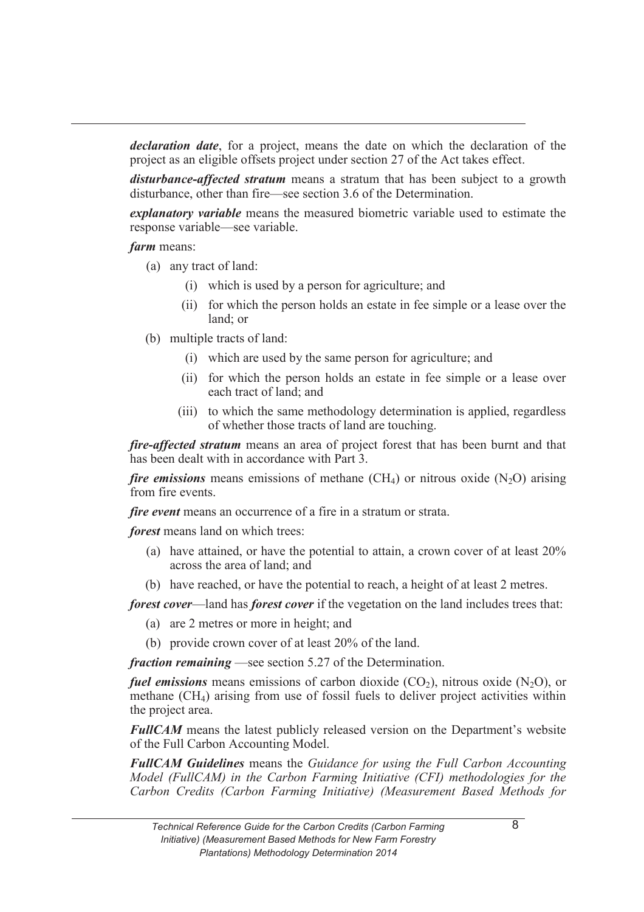***declaration date***, for a project, means the date on which the declaration of the project as an eligible offsets project under section 27 of the Act takes effect.

***disturbance-affected stratum*** means a stratum that has been subject to a growth disturbance, other than fire—see section 3.6 of the Determination.

***explanatory variable*** means the measured biometric variable used to estimate the response variable—see variable.

***farm*** means:

- (a) any tract of land:
  - (i) which is used by a person for agriculture; and
  - (ii) for which the person holds an estate in fee simple or a lease over the land; or
- (b) multiple tracts of land:
  - (i) which are used by the same person for agriculture; and
  - (ii) for which the person holds an estate in fee simple or a lease over each tract of land; and
  - (iii) to which the same methodology determination is applied, regardless of whether those tracts of land are touching.

***fire-affected stratum*** means an area of project forest that has been burnt and that has been dealt with in accordance with Part 3.

***fire emissions*** means emissions of methane ($CH_4$) or nitrous oxide ($N_2O$) arising from fire events.

***fire event*** means an occurrence of a fire in a stratum or strata.

***forest*** means land on which trees:

- (a) have attained, or have the potential to attain, a crown cover of at least 20% across the area of land; and
- (b) have reached, or have the potential to reach, a height of at least 2 metres.

***forest cover***—land has ***forest cover*** if the vegetation on the land includes trees that:

- (a) are 2 metres or more in height; and
- (b) provide crown cover of at least 20% of the land.

***fraction remaining*** —see section 5.27 of the Determination.

***fuel emissions*** means emissions of carbon dioxide ($CO_2$), nitrous oxide ($N_2O$), or methane ($CH_4$) arising from use of fossil fuels to deliver project activities within the project area.

***FullCAM*** means the latest publicly released version on the Department's website of the Full Carbon Accounting Model.

***FullCAM Guidelines*** means the *Guidance for using the Full Carbon Accounting Model (FullCAM) in the Carbon Farming Initiative (CFI) methodologies for the Carbon Credits (Carbon Farming Initiative) (Measurement Based Methods for*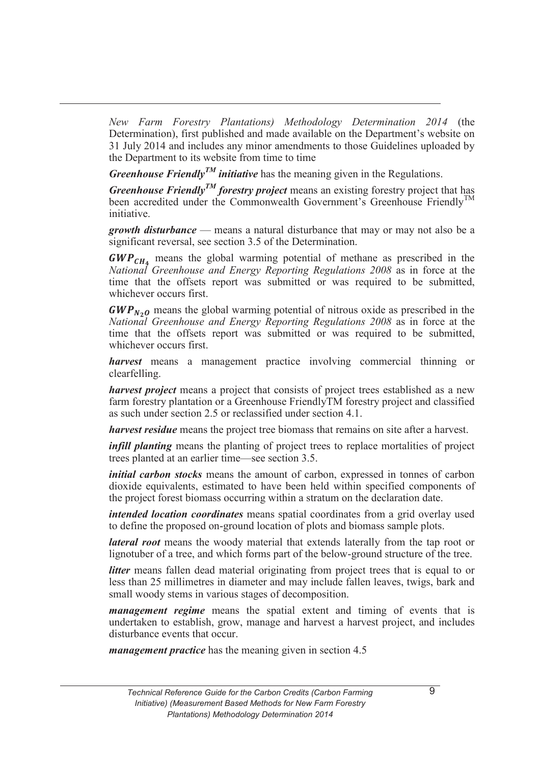*New Farm Forestry Plantations) Methodology Determination 2014* (the Determination), first published and made available on the Department's website on 31 July 2014 and includes any minor amendments to those Guidelines uploaded by the Department to its website from time to time

***Greenhouse Friendly™ initiative*** has the meaning given in the Regulations.

***Greenhouse Friendly™ forestry project*** means an existing forestry project that has been accredited under the Commonwealth Government's Greenhouse Friendly™ initiative.

***growth disturbance*** — means a natural disturbance that may or may not also be a significant reversal, see section 3.5 of the Determination.

$GWP_{CH_4}$ means the global warming potential of methane as prescribed in the *National Greenhouse and Energy Reporting Regulations 2008* as in force at the time that the offsets report was submitted or was required to be submitted, whichever occurs first.

$GWP_{N_2O}$ means the global warming potential of nitrous oxide as prescribed in the *National Greenhouse and Energy Reporting Regulations 2008* as in force at the time that the offsets report was submitted or was required to be submitted, whichever occurs first.

***harvest*** means a management practice involving commercial thinning or clearfelling.

***harvest project*** means a project that consists of project trees established as a new farm forestry plantation or a Greenhouse FriendlyTM forestry project and classified as such under section 2.5 or reclassified under section 4.1.

***harvest residue*** means the project tree biomass that remains on site after a harvest.

***infill planting*** means the planting of project trees to replace mortalities of project trees planted at an earlier time—see section 3.5.

***initial carbon stocks*** means the amount of carbon, expressed in tonnes of carbon dioxide equivalents, estimated to have been held within specified components of the project forest biomass occurring within a stratum on the declaration date.

***intended location coordinates*** means spatial coordinates from a grid overlay used to define the proposed on-ground location of plots and biomass sample plots.

***lateral root*** means the woody material that extends laterally from the tap root or lignotuber of a tree, and which forms part of the below-ground structure of the tree.

***litter*** means fallen dead material originating from project trees that is equal to or less than 25 millimetres in diameter and may include fallen leaves, twigs, bark and small woody stems in various stages of decomposition.

***management regime*** means the spatial extent and timing of events that is undertaken to establish, grow, manage and harvest a harvest project, and includes disturbance events that occur.

***management practice*** has the meaning given in section 4.5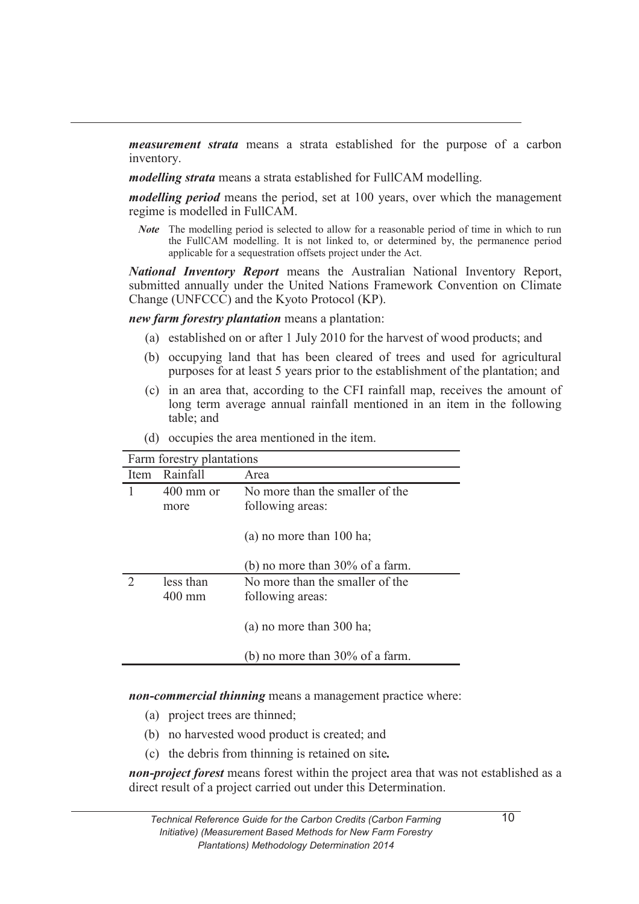***measurement strata*** means a strata established for the purpose of a carbon inventory.

***modelling strata*** means a strata established for FullCAM modelling.

***modelling period*** means the period, set at 100 years, over which the management regime is modelled in FullCAM.

> ***Note*** The modelling period is selected to allow for a reasonable period of time in which to run the FullCAM modelling. It is not linked to, or determined by, the permanence period applicable for a sequestration offsets project under the Act.

***National Inventory Report*** means the Australian National Inventory Report, submitted annually under the United Nations Framework Convention on Climate Change (UNFCCC) and the Kyoto Protocol (KP).

***new farm forestry plantation*** means a plantation:

(a) established on or after 1 July 2010 for the harvest of wood products; and

(b) occupying land that has been cleared of trees and used for agricultural purposes for at least 5 years prior to the establishment of the plantation; and

(c) in an area that, according to the CFI rainfall map, receives the amount of long term average annual rainfall mentioned in an item in the following table; and

(d) occupies the area mentioned in the item.

Farm forestry plantations

| Item | Rainfall | Area |
|---|---|---|
| 1 | 400 mm or more | No more than the smaller of the following areas:<br><br>(a) no more than 100 ha;<br><br>(b) no more than 30% of a farm. |
| 2 | less than 400 mm | No more than the smaller of the following areas:<br><br>(a) no more than 300 ha;<br><br>(b) no more than 30% of a farm. |

***non-commercial thinning*** means a management practice where:

(a) project trees are thinned;

(b) no harvested wood product is created; and

(c) the debris from thinning is retained on site***.***

***non-project forest*** means forest within the project area that was not established as a direct result of a project carried out under this Determination.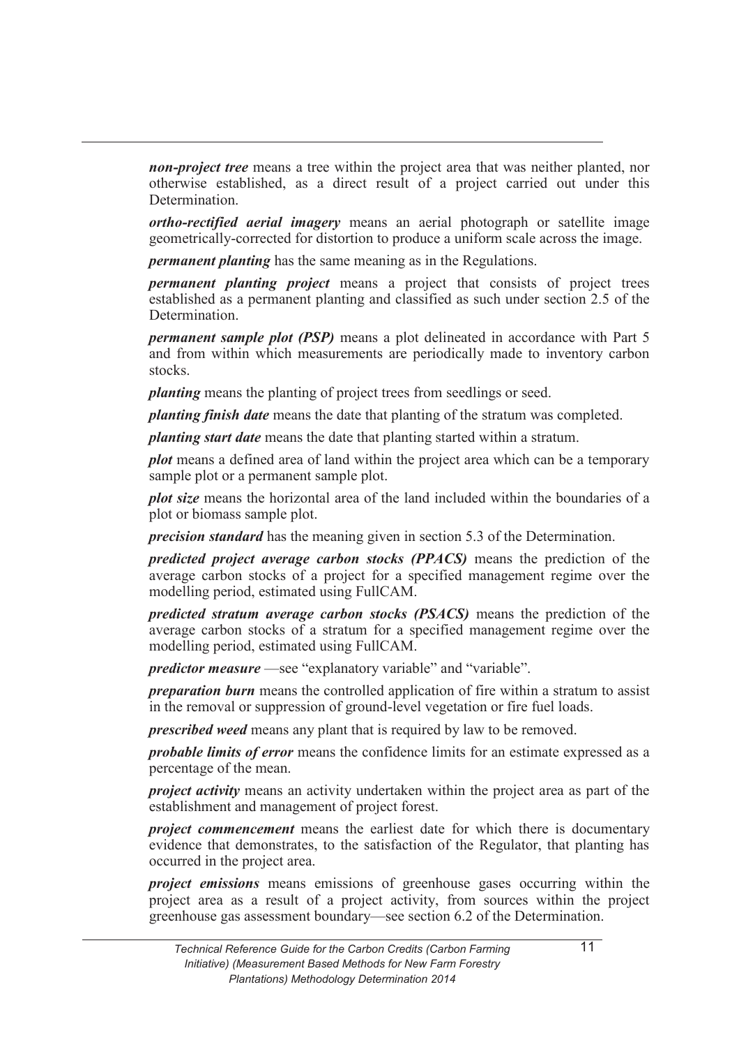***non-project tree*** means a tree within the project area that was neither planted, nor otherwise established, as a direct result of a project carried out under this Determination.

***ortho-rectified aerial imagery*** means an aerial photograph or satellite image geometrically-corrected for distortion to produce a uniform scale across the image.

***permanent planting*** has the same meaning as in the Regulations.

***permanent planting project*** means a project that consists of project trees established as a permanent planting and classified as such under section 2.5 of the Determination.

***permanent sample plot (PSP)*** means a plot delineated in accordance with Part 5 and from within which measurements are periodically made to inventory carbon stocks.

***planting*** means the planting of project trees from seedlings or seed.

***planting finish date*** means the date that planting of the stratum was completed.

***planting start date*** means the date that planting started within a stratum.

***plot*** means a defined area of land within the project area which can be a temporary sample plot or a permanent sample plot.

***plot size*** means the horizontal area of the land included within the boundaries of a plot or biomass sample plot.

***precision standard*** has the meaning given in section 5.3 of the Determination.

***predicted project average carbon stocks (PPACS)*** means the prediction of the average carbon stocks of a project for a specified management regime over the modelling period, estimated using FullCAM.

***predicted stratum average carbon stocks (PSACS)*** means the prediction of the average carbon stocks of a stratum for a specified management regime over the modelling period, estimated using FullCAM.

***predictor measure*** —see "explanatory variable" and "variable".

***preparation burn*** means the controlled application of fire within a stratum to assist in the removal or suppression of ground-level vegetation or fire fuel loads.

***prescribed weed*** means any plant that is required by law to be removed.

***probable limits of error*** means the confidence limits for an estimate expressed as a percentage of the mean.

***project activity*** means an activity undertaken within the project area as part of the establishment and management of project forest.

***project commencement*** means the earliest date for which there is documentary evidence that demonstrates, to the satisfaction of the Regulator, that planting has occurred in the project area.

***project emissions*** means emissions of greenhouse gases occurring within the project area as a result of a project activity, from sources within the project greenhouse gas assessment boundary—see section 6.2 of the Determination.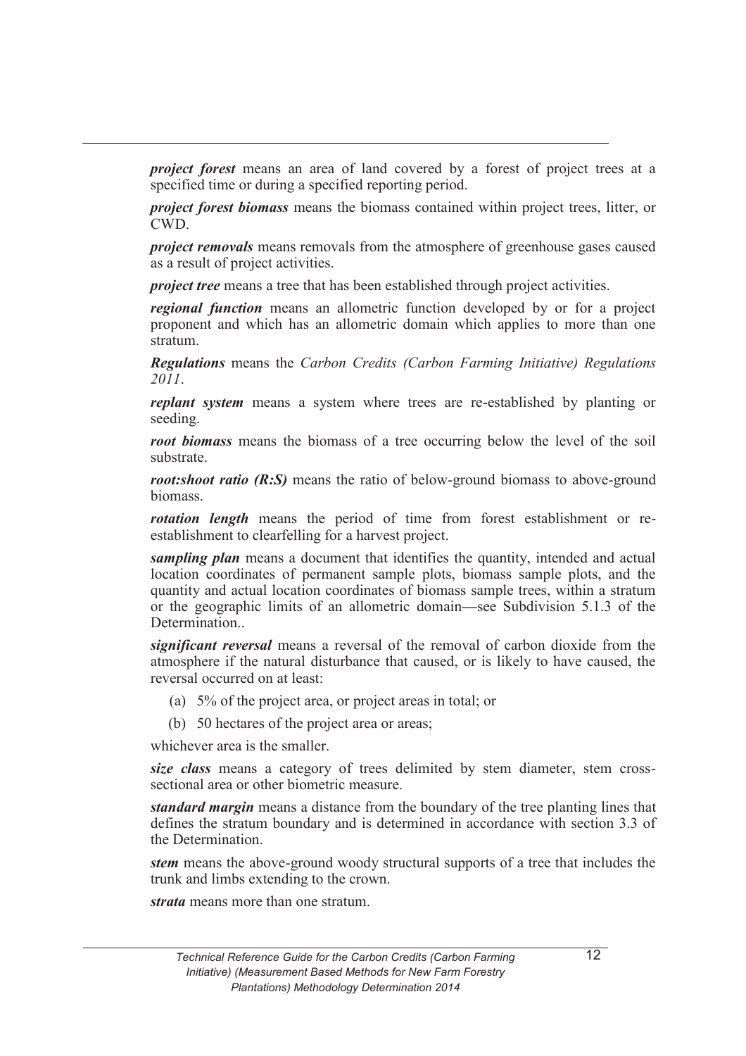***project forest*** means an area of land covered by a forest of project trees at a specified time or during a specified reporting period.

***project forest biomass*** means the biomass contained within project trees, litter, or CWD.

***project removals*** means removals from the atmosphere of greenhouse gases caused as a result of project activities.

***project tree*** means a tree that has been established through project activities.

***regional function*** means an allometric function developed by or for a project proponent and which has an allometric domain which applies to more than one stratum.

***Regulations*** means the *Carbon Credits (Carbon Farming Initiative) Regulations 2011*.

***replant system*** means a system where trees are re-established by planting or seeding.

***root biomass*** means the biomass of a tree occurring below the level of the soil substrate.

***root:shoot ratio (R:S)*** means the ratio of below-ground biomass to above-ground biomass.

***rotation length*** means the period of time from forest establishment or re-establishment to clearfelling for a harvest project.

***sampling plan*** means a document that identifies the quantity, intended and actual location coordinates of permanent sample plots, biomass sample plots, and the quantity and actual location coordinates of biomass sample trees, within a stratum or the geographic limits of an allometric domain—see Subdivision 5.1.3 of the Determination..

***significant reversal*** means a reversal of the removal of carbon dioxide from the atmosphere if the natural disturbance that caused, or is likely to have caused, the reversal occurred on at least:

(a) 5% of the project area, or project areas in total; or

(b) 50 hectares of the project area or areas;

whichever area is the smaller.

***size class*** means a category of trees delimited by stem diameter, stem cross-sectional area or other biometric measure.

***standard margin*** means a distance from the boundary of the tree planting lines that defines the stratum boundary and is determined in accordance with section 3.3 of the Determination.

***stem*** means the above-ground woody structural supports of a tree that includes the trunk and limbs extending to the crown.

***strata*** means more than one stratum.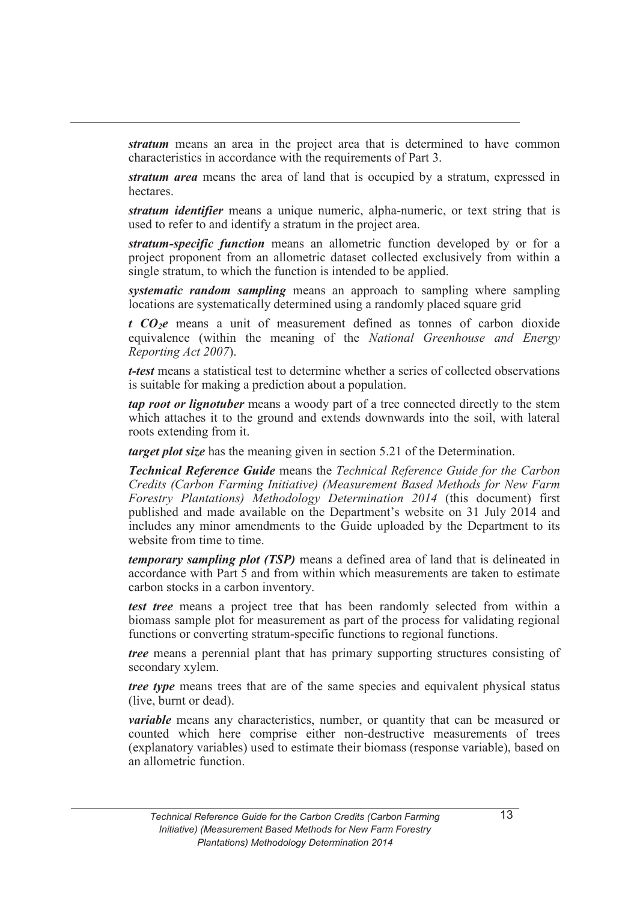***stratum*** means an area in the project area that is determined to have common characteristics in accordance with the requirements of Part 3.

***stratum area*** means the area of land that is occupied by a stratum, expressed in hectares.

***stratum identifier*** means a unique numeric, alpha-numeric, or text string that is used to refer to and identify a stratum in the project area.

***stratum-specific function*** means an allometric function developed by or for a project proponent from an allometric dataset collected exclusively from within a single stratum, to which the function is intended to be applied.

***systematic random sampling*** means an approach to sampling where sampling locations are systematically determined using a randomly placed square grid

***t $CO_2e$*** means a unit of measurement defined as tonnes of carbon dioxide equivalence (within the meaning of the *National Greenhouse and Energy Reporting Act 2007*).

***t-test*** means a statistical test to determine whether a series of collected observations is suitable for making a prediction about a population.

***tap root or lignotuber*** means a woody part of a tree connected directly to the stem which attaches it to the ground and extends downwards into the soil, with lateral roots extending from it.

***target plot size*** has the meaning given in section 5.21 of the Determination.

***Technical Reference Guide*** means the *Technical Reference Guide for the Carbon Credits (Carbon Farming Initiative) (Measurement Based Methods for New Farm Forestry Plantations) Methodology Determination 2014* (this document) first published and made available on the Department's website on 31 July 2014 and includes any minor amendments to the Guide uploaded by the Department to its website from time to time.

***temporary sampling plot (TSP)*** means a defined area of land that is delineated in accordance with Part 5 and from within which measurements are taken to estimate carbon stocks in a carbon inventory.

***test tree*** means a project tree that has been randomly selected from within a biomass sample plot for measurement as part of the process for validating regional functions or converting stratum-specific functions to regional functions.

***tree*** means a perennial plant that has primary supporting structures consisting of secondary xylem.

***tree type*** means trees that are of the same species and equivalent physical status (live, burnt or dead).

***variable*** means any characteristics, number, or quantity that can be measured or counted which here comprise either non-destructive measurements of trees (explanatory variables) used to estimate their biomass (response variable), based on an allometric function.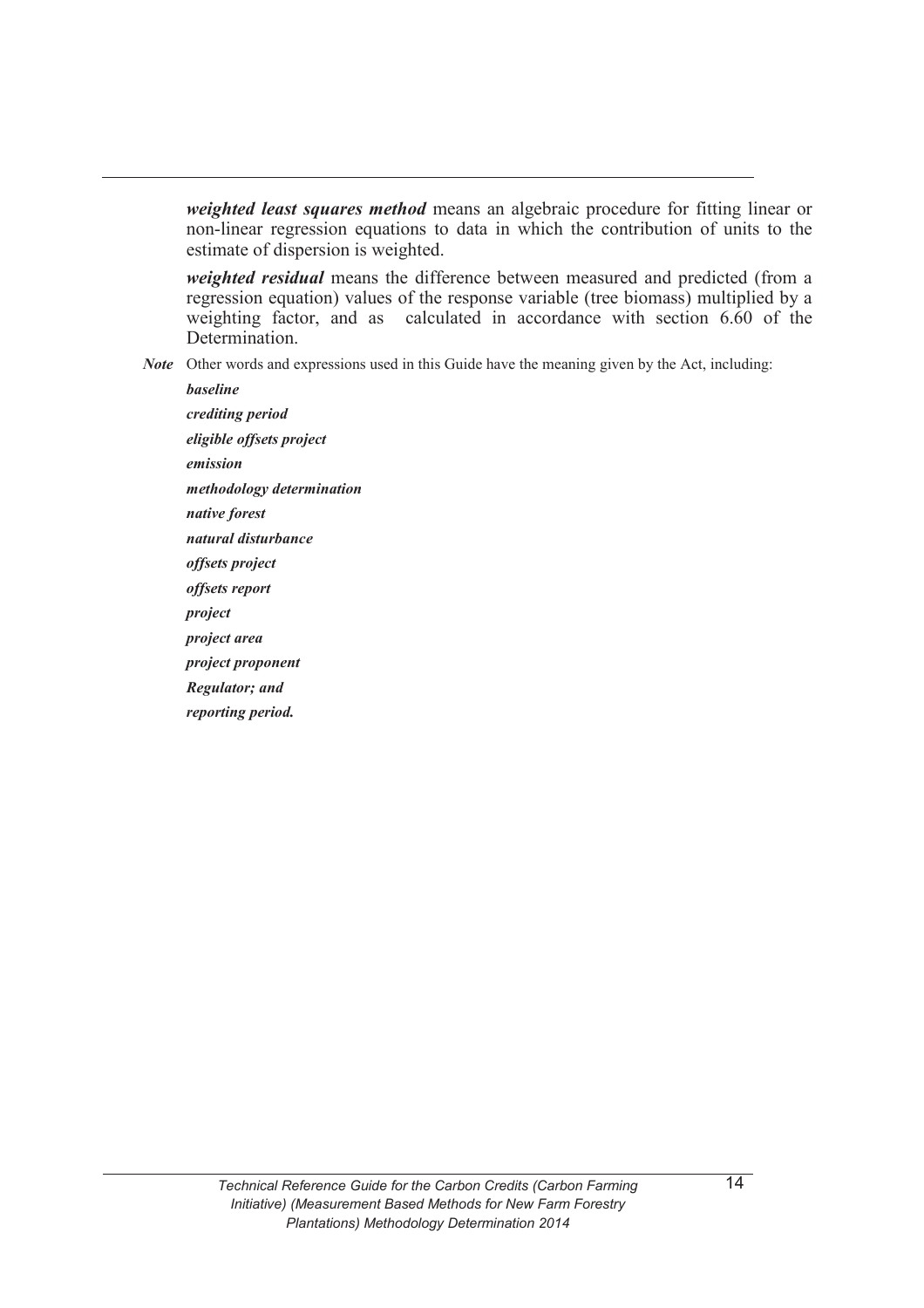***weighted least squares method*** means an algebraic procedure for fitting linear or non-linear regression equations to data in which the contribution of units to the estimate of dispersion is weighted.

***weighted residual*** means the difference between measured and predicted (from a regression equation) values of the response variable (tree biomass) multiplied by a weighting factor, and as calculated in accordance with section 6.60 of the Determination.

***Note*** Other words and expressions used in this Guide have the meaning given by the Act, including:

***baseline***

***crediting period***

***eligible offsets project***

***emission***

***methodology determination***

***native forest***

***natural disturbance***

***offsets project***

***offsets report***

***project***

***project area***

***project proponent***

***Regulator; and***

***reporting period.***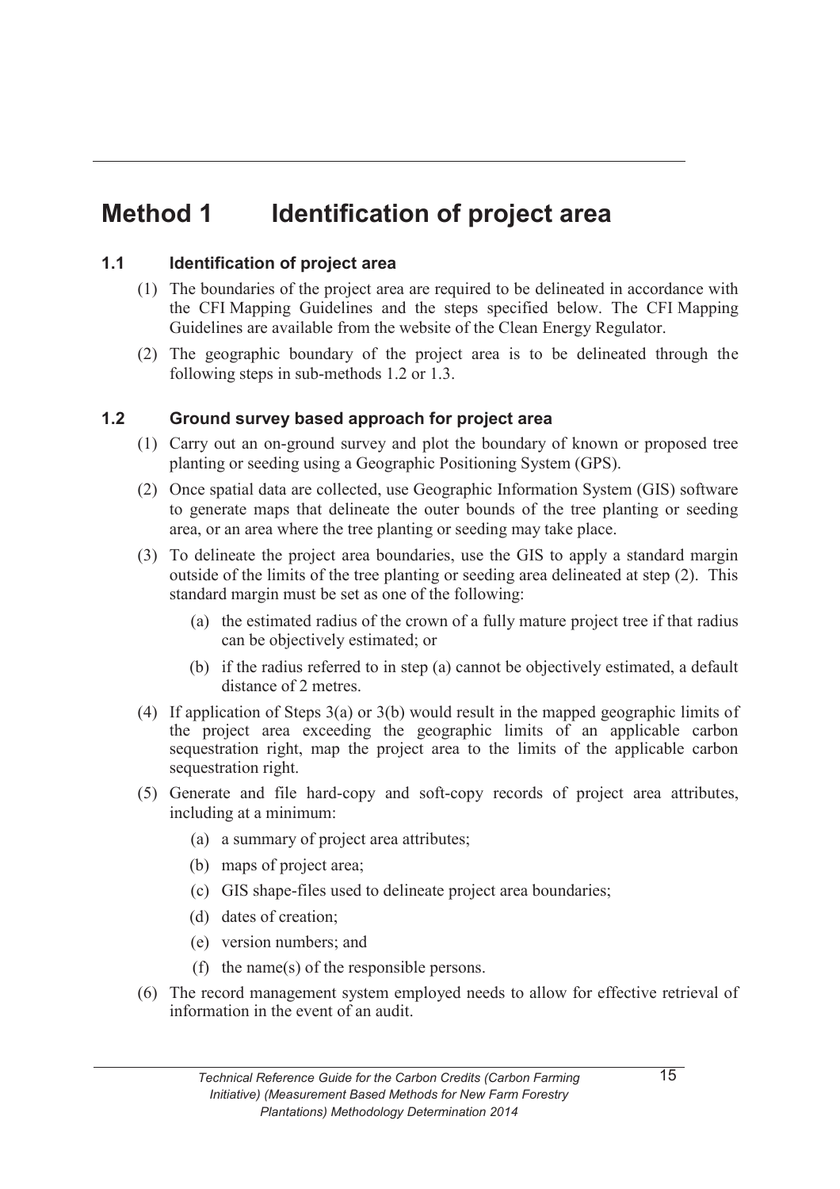# Method 1 Identification of project area

## 1.1 Identification of project area

(1) The boundaries of the project area are required to be delineated in accordance with the CFI Mapping Guidelines and the steps specified below. The CFI Mapping Guidelines are available from the website of the Clean Energy Regulator.

(2) The geographic boundary of the project area is to be delineated through the following steps in sub-methods 1.2 or 1.3.

## 1.2 Ground survey based approach for project area

(1) Carry out an on-ground survey and plot the boundary of known or proposed tree planting or seeding using a Geographic Positioning System (GPS).

(2) Once spatial data are collected, use Geographic Information System (GIS) software to generate maps that delineate the outer bounds of the tree planting or seeding area, or an area where the tree planting or seeding may take place.

(3) To delineate the project area boundaries, use the GIS to apply a standard margin outside of the limits of the tree planting or seeding area delineated at step (2). This standard margin must be set as one of the following:

- (a) the estimated radius of the crown of a fully mature project tree if that radius can be objectively estimated; or
- (b) if the radius referred to in step (a) cannot be objectively estimated, a default distance of 2 metres.

(4) If application of Steps 3(a) or 3(b) would result in the mapped geographic limits of the project area exceeding the geographic limits of an applicable carbon sequestration right, map the project area to the limits of the applicable carbon sequestration right.

(5) Generate and file hard-copy and soft-copy records of project area attributes, including at a minimum:

- (a) a summary of project area attributes;
- (b) maps of project area;
- (c) GIS shape-files used to delineate project area boundaries;
- (d) dates of creation;
- (e) version numbers; and
- (f) the name(s) of the responsible persons.

(6) The record management system employed needs to allow for effective retrieval of information in the event of an audit.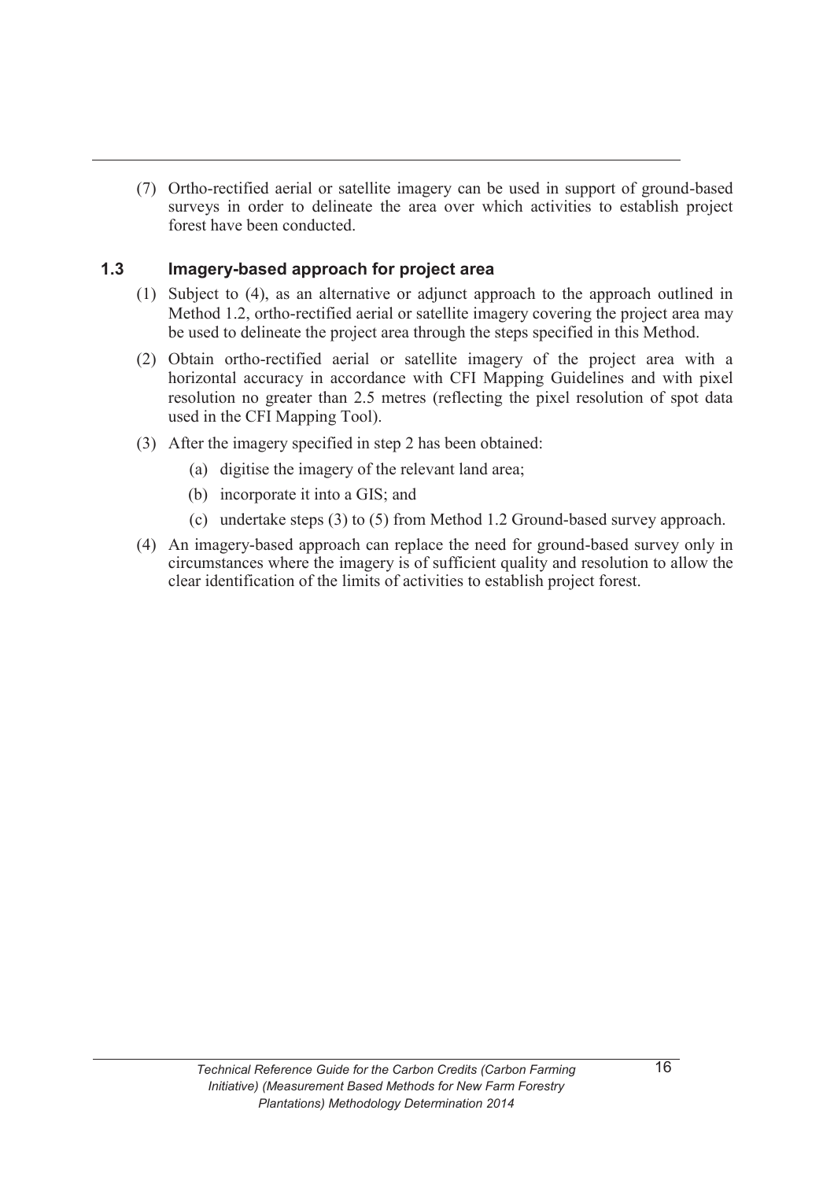(7) Ortho-rectified aerial or satellite imagery can be used in support of ground-based surveys in order to delineate the area over which activities to establish project forest have been conducted.

### 1.3 Imagery-based approach for project area

(1) Subject to (4), as an alternative or adjunct approach to the approach outlined in Method 1.2, ortho-rectified aerial or satellite imagery covering the project area may be used to delineate the project area through the steps specified in this Method.

(2) Obtain ortho-rectified aerial or satellite imagery of the project area with a horizontal accuracy in accordance with CFI Mapping Guidelines and with pixel resolution no greater than 2.5 metres (reflecting the pixel resolution of spot data used in the CFI Mapping Tool).

(3) After the imagery specified in step 2 has been obtained:

   (a) digitise the imagery of the relevant land area;

   (b) incorporate it into a GIS; and

   (c) undertake steps (3) to (5) from Method 1.2 Ground-based survey approach.

(4) An imagery-based approach can replace the need for ground-based survey only in circumstances where the imagery is of sufficient quality and resolution to allow the clear identification of the limits of activities to establish project forest.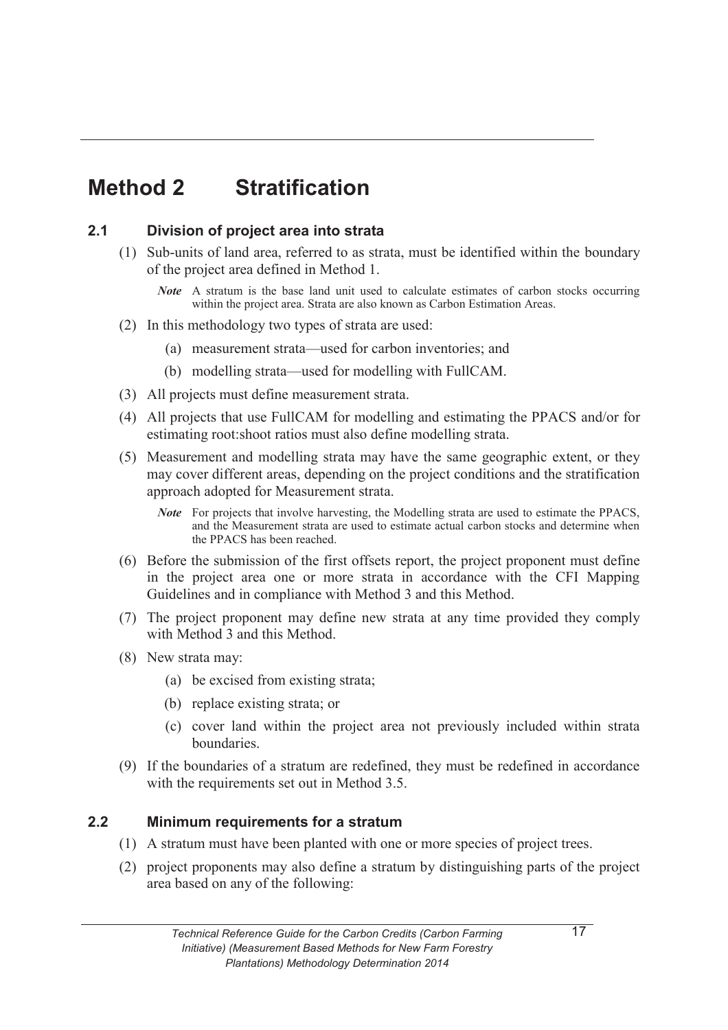# Method 2 Stratification

## 2.1 Division of project area into strata

(1) Sub-units of land area, referred to as strata, must be identified within the boundary of the project area defined in Method 1.

*Note* A stratum is the base land unit used to calculate estimates of carbon stocks occurring within the project area. Strata are also known as Carbon Estimation Areas.

(2) In this methodology two types of strata are used:

(a) measurement strata—used for carbon inventories; and

(b) modelling strata—used for modelling with FullCAM.

(3) All projects must define measurement strata.

(4) All projects that use FullCAM for modelling and estimating the PPACS and/or for estimating root:shoot ratios must also define modelling strata.

(5) Measurement and modelling strata may have the same geographic extent, or they may cover different areas, depending on the project conditions and the stratification approach adopted for Measurement strata.

*Note* For projects that involve harvesting, the Modelling strata are used to estimate the PPACS, and the Measurement strata are used to estimate actual carbon stocks and determine when the PPACS has been reached.

(6) Before the submission of the first offsets report, the project proponent must define in the project area one or more strata in accordance with the CFI Mapping Guidelines and in compliance with Method 3 and this Method.

(7) The project proponent may define new strata at any time provided they comply with Method 3 and this Method.

(8) New strata may:

(a) be excised from existing strata;

(b) replace existing strata; or

(c) cover land within the project area not previously included within strata boundaries.

(9) If the boundaries of a stratum are redefined, they must be redefined in accordance with the requirements set out in Method 3.5.

## 2.2 Minimum requirements for a stratum

(1) A stratum must have been planted with one or more species of project trees.

(2) project proponents may also define a stratum by distinguishing parts of the project area based on any of the following: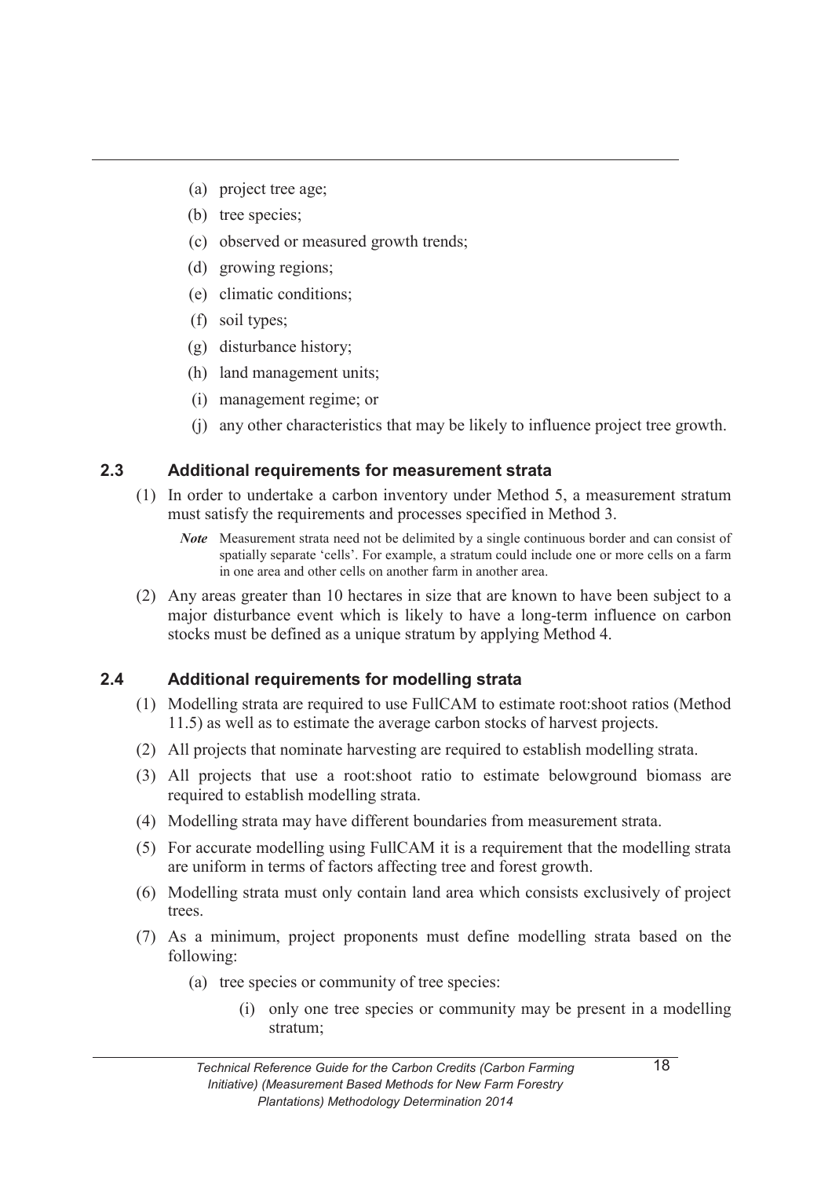(a) project tree age;

(b) tree species;

(c) observed or measured growth trends;

(d) growing regions;

(e) climatic conditions;

(f) soil types;

(g) disturbance history;

(h) land management units;

(i) management regime; or

(j) any other characteristics that may be likely to influence project tree growth.

### 2.3 Additional requirements for measurement strata

(1) In order to undertake a carbon inventory under Method 5, a measurement stratum must satisfy the requirements and processes specified in Method 3.

*Note* Measurement strata need not be delimited by a single continuous border and can consist of spatially separate 'cells'. For example, a stratum could include one or more cells on a farm in one area and other cells on another farm in another area.

(2) Any areas greater than 10 hectares in size that are known to have been subject to a major disturbance event which is likely to have a long-term influence on carbon stocks must be defined as a unique stratum by applying Method 4.

### 2.4 Additional requirements for modelling strata

(1) Modelling strata are required to use FullCAM to estimate root:shoot ratios (Method 11.5) as well as to estimate the average carbon stocks of harvest projects.

(2) All projects that nominate harvesting are required to establish modelling strata.

(3) All projects that use a root:shoot ratio to estimate belowground biomass are required to establish modelling strata.

(4) Modelling strata may have different boundaries from measurement strata.

(5) For accurate modelling using FullCAM it is a requirement that the modelling strata are uniform in terms of factors affecting tree and forest growth.

(6) Modelling strata must only contain land area which consists exclusively of project trees.

(7) As a minimum, project proponents must define modelling strata based on the following:

(a) tree species or community of tree species:

(i) only one tree species or community may be present in a modelling stratum;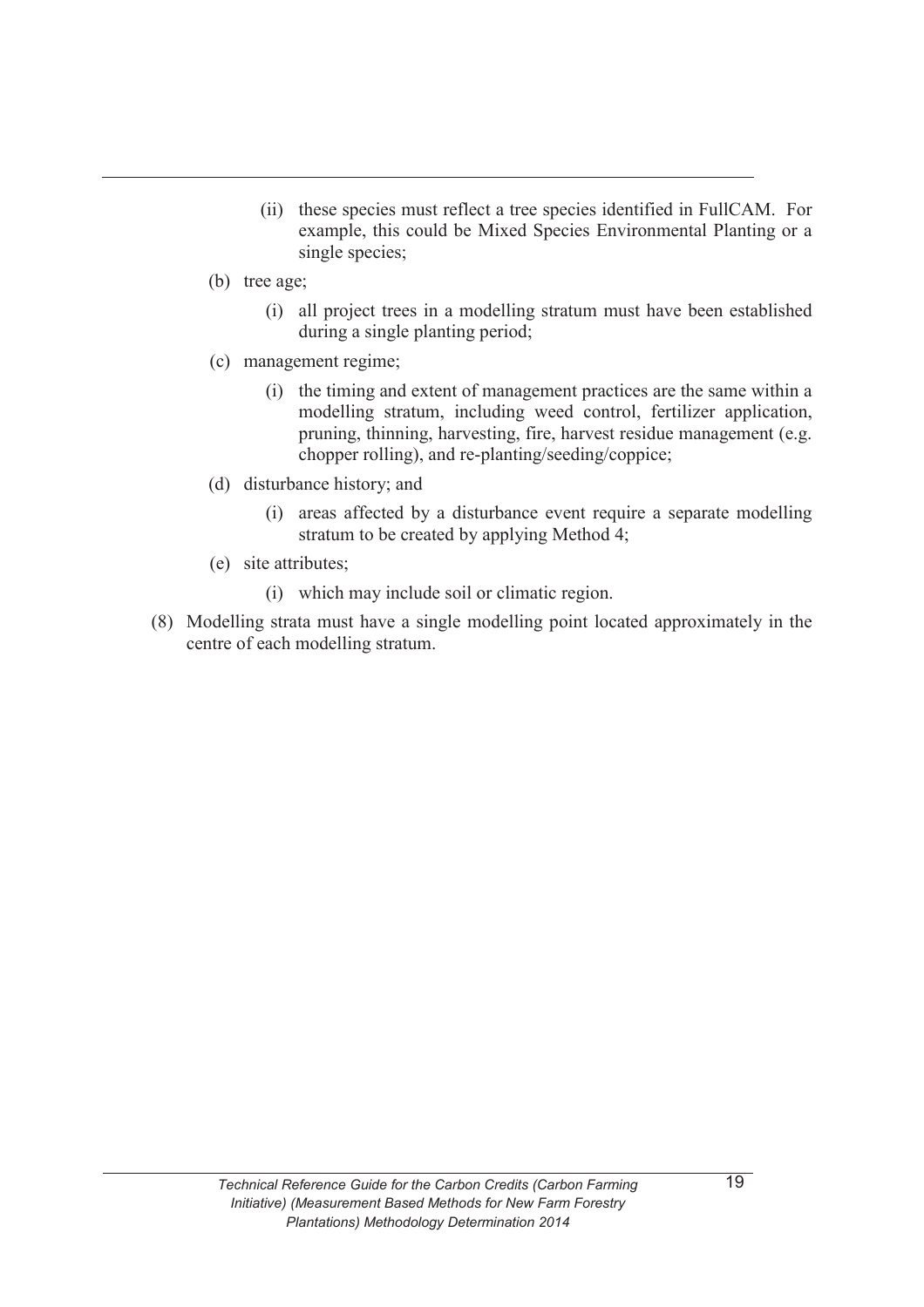(ii) these species must reflect a tree species identified in FullCAM. For example, this could be Mixed Species Environmental Planting or a single species;

(b) tree age;

(i) all project trees in a modelling stratum must have been established during a single planting period;

(c) management regime;

(i) the timing and extent of management practices are the same within a modelling stratum, including weed control, fertilizer application, pruning, thinning, harvesting, fire, harvest residue management (e.g. chopper rolling), and re-planting/seeding/coppice;

(d) disturbance history; and

(i) areas affected by a disturbance event require a separate modelling stratum to be created by applying Method 4;

(e) site attributes;

(i) which may include soil or climatic region.

(8) Modelling strata must have a single modelling point located approximately in the centre of each modelling stratum.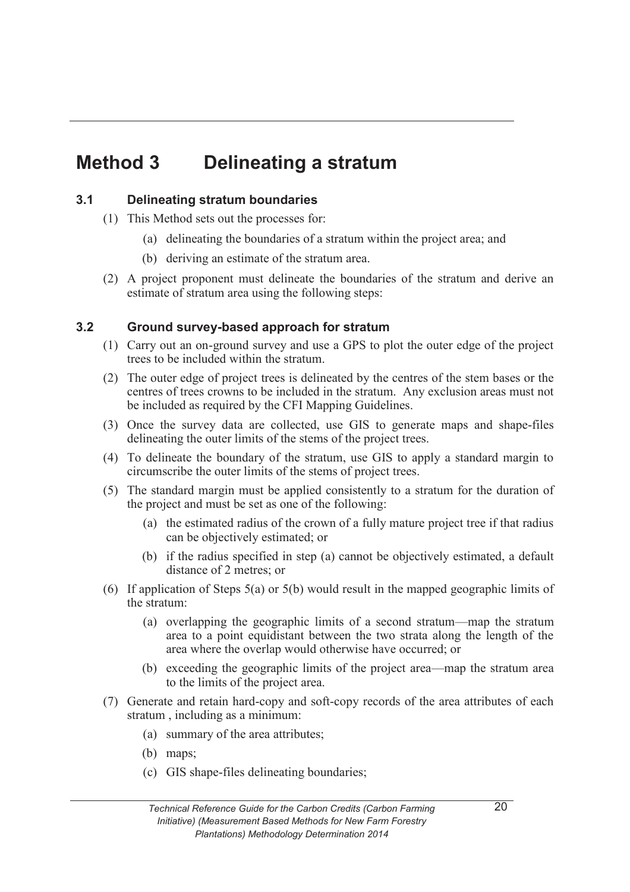# Method 3 Delineating a stratum

## 3.1 Delineating stratum boundaries

(1) This Method sets out the processes for:

(a) delineating the boundaries of a stratum within the project area; and

(b) deriving an estimate of the stratum area.

(2) A project proponent must delineate the boundaries of the stratum and derive an estimate of stratum area using the following steps:

## 3.2 Ground survey-based approach for stratum

(1) Carry out an on-ground survey and use a GPS to plot the outer edge of the project trees to be included within the stratum.

(2) The outer edge of project trees is delineated by the centres of the stem bases or the centres of trees crowns to be included in the stratum. Any exclusion areas must not be included as required by the CFI Mapping Guidelines.

(3) Once the survey data are collected, use GIS to generate maps and shape-files delineating the outer limits of the stems of the project trees.

(4) To delineate the boundary of the stratum, use GIS to apply a standard margin to circumscribe the outer limits of the stems of project trees.

(5) The standard margin must be applied consistently to a stratum for the duration of the project and must be set as one of the following:

(a) the estimated radius of the crown of a fully mature project tree if that radius can be objectively estimated; or

(b) if the radius specified in step (a) cannot be objectively estimated, a default distance of 2 metres; or

(6) If application of Steps 5(a) or 5(b) would result in the mapped geographic limits of the stratum:

(a) overlapping the geographic limits of a second stratum—map the stratum area to a point equidistant between the two strata along the length of the area where the overlap would otherwise have occurred; or

(b) exceeding the geographic limits of the project area—map the stratum area to the limits of the project area.

(7) Generate and retain hard-copy and soft-copy records of the area attributes of each stratum , including as a minimum:

(a) summary of the area attributes;

(b) maps;

(c) GIS shape-files delineating boundaries;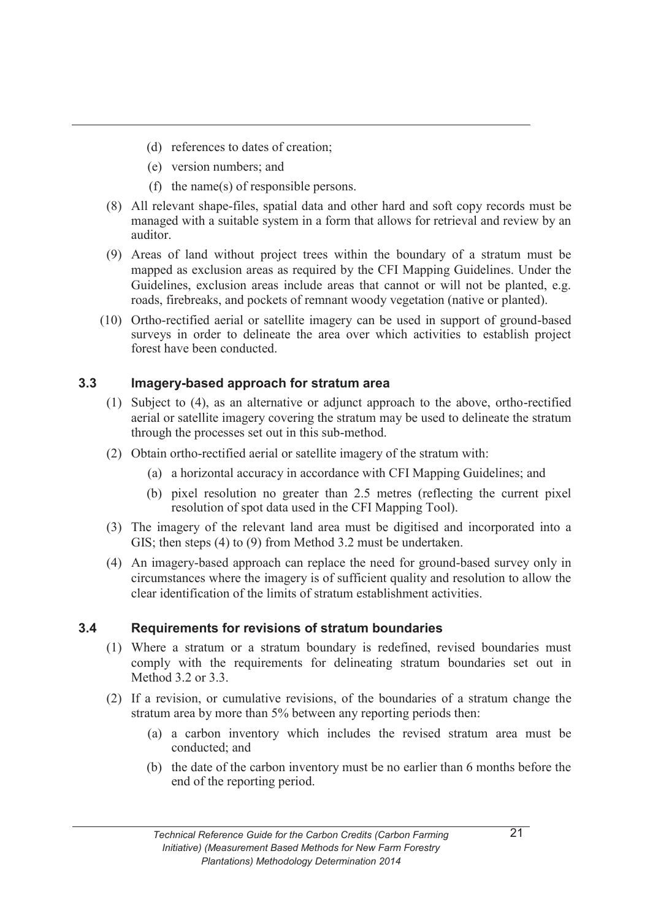(d) references to dates of creation;

(e) version numbers; and

(f) the name(s) of responsible persons.

(8) All relevant shape-files, spatial data and other hard and soft copy records must be managed with a suitable system in a form that allows for retrieval and review by an auditor.

(9) Areas of land without project trees within the boundary of a stratum must be mapped as exclusion areas as required by the CFI Mapping Guidelines. Under the Guidelines, exclusion areas include areas that cannot or will not be planted, e.g. roads, firebreaks, and pockets of remnant woody vegetation (native or planted).

(10) Ortho-rectified aerial or satellite imagery can be used in support of ground-based surveys in order to delineate the area over which activities to establish project forest have been conducted.

### 3.3 Imagery-based approach for stratum area

(1) Subject to (4), as an alternative or adjunct approach to the above, ortho-rectified aerial or satellite imagery covering the stratum may be used to delineate the stratum through the processes set out in this sub-method.

(2) Obtain ortho-rectified aerial or satellite imagery of the stratum with:

(a) a horizontal accuracy in accordance with CFI Mapping Guidelines; and

(b) pixel resolution no greater than 2.5 metres (reflecting the current pixel resolution of spot data used in the CFI Mapping Tool).

(3) The imagery of the relevant land area must be digitised and incorporated into a GIS; then steps (4) to (9) from Method 3.2 must be undertaken.

(4) An imagery-based approach can replace the need for ground-based survey only in circumstances where the imagery is of sufficient quality and resolution to allow the clear identification of the limits of stratum establishment activities.

### 3.4 Requirements for revisions of stratum boundaries

(1) Where a stratum or a stratum boundary is redefined, revised boundaries must comply with the requirements for delineating stratum boundaries set out in Method 3.2 or 3.3.

(2) If a revision, or cumulative revisions, of the boundaries of a stratum change the stratum area by more than 5% between any reporting periods then:

(a) a carbon inventory which includes the revised stratum area must be conducted; and

(b) the date of the carbon inventory must be no earlier than 6 months before the end of the reporting period.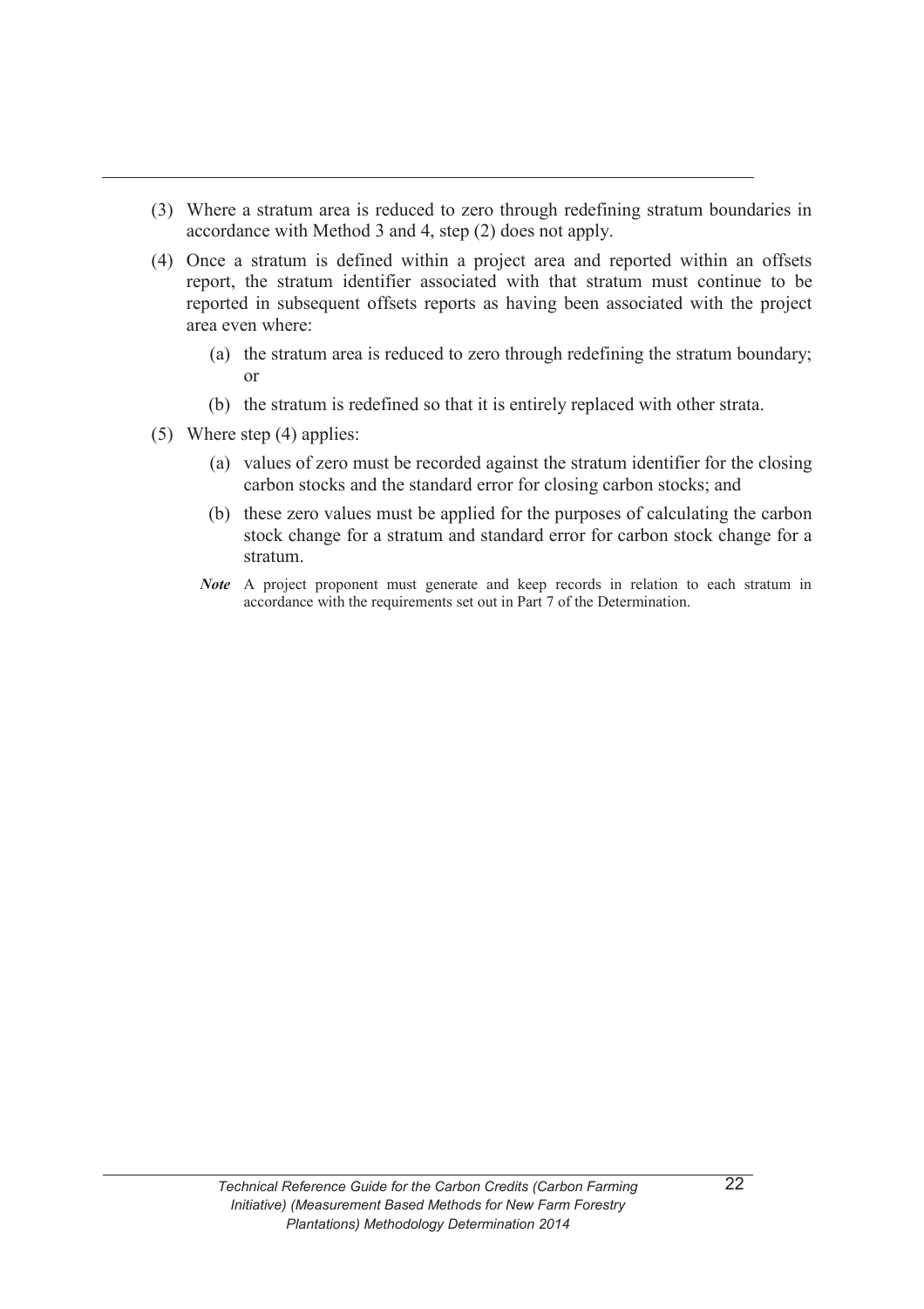(3) Where a stratum area is reduced to zero through redefining stratum boundaries in accordance with Method 3 and 4, step (2) does not apply.

(4) Once a stratum is defined within a project area and reported within an offsets report, the stratum identifier associated with that stratum must continue to be reported in subsequent offsets reports as having been associated with the project area even where:

   (a) the stratum area is reduced to zero through redefining the stratum boundary; or

   (b) the stratum is redefined so that it is entirely replaced with other strata.

(5) Where step (4) applies:

   (a) values of zero must be recorded against the stratum identifier for the closing carbon stocks and the standard error for closing carbon stocks; and

   (b) these zero values must be applied for the purposes of calculating the carbon stock change for a stratum and standard error for carbon stock change for a stratum.

   ***Note*** A project proponent must generate and keep records in relation to each stratum in accordance with the requirements set out in Part 7 of the Determination.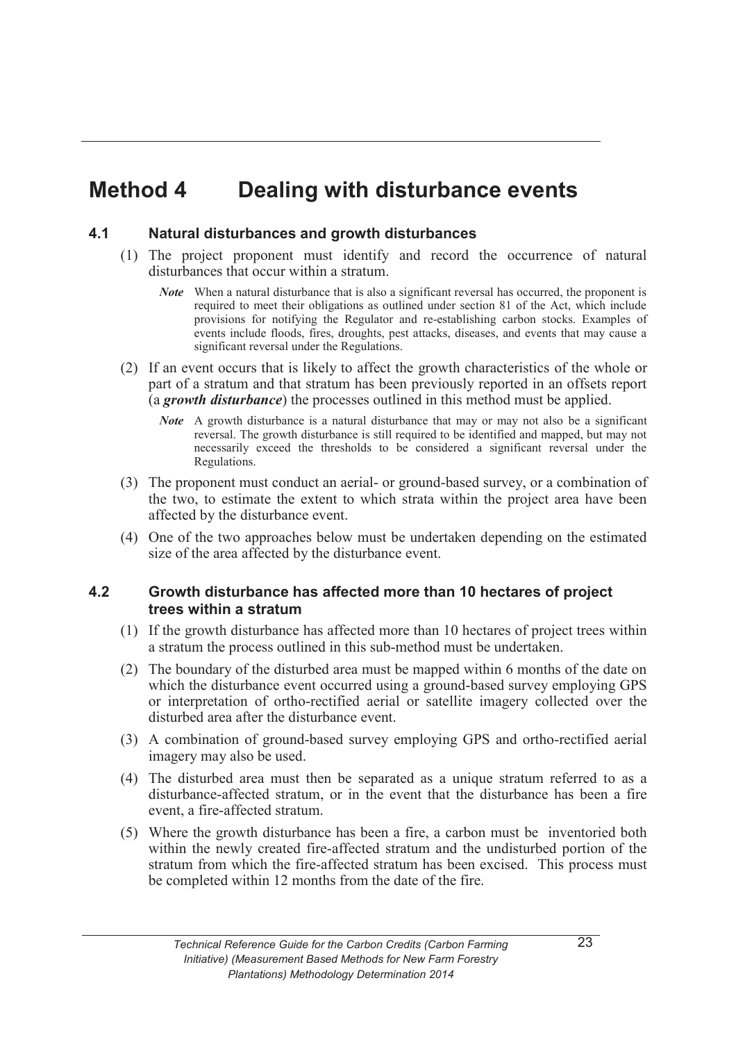# Method 4 Dealing with disturbance events

## 4.1 Natural disturbances and growth disturbances

(1) The project proponent must identify and record the occurrence of natural disturbances that occur within a stratum.

*Note* When a natural disturbance that is also a significant reversal has occurred, the proponent is required to meet their obligations as outlined under section 81 of the Act, which include provisions for notifying the Regulator and re-establishing carbon stocks. Examples of events include floods, fires, droughts, pest attacks, diseases, and events that may cause a significant reversal under the Regulations.

(2) If an event occurs that is likely to affect the growth characteristics of the whole or part of a stratum and that stratum has been previously reported in an offsets report (a ***growth disturbance***) the processes outlined in this method must be applied.

*Note* A growth disturbance is a natural disturbance that may or may not also be a significant reversal. The growth disturbance is still required to be identified and mapped, but may not necessarily exceed the thresholds to be considered a significant reversal under the Regulations.

(3) The proponent must conduct an aerial- or ground-based survey, or a combination of the two, to estimate the extent to which strata within the project area have been affected by the disturbance event.

(4) One of the two approaches below must be undertaken depending on the estimated size of the area affected by the disturbance event.

## 4.2 Growth disturbance has affected more than 10 hectares of project trees within a stratum

(1) If the growth disturbance has affected more than 10 hectares of project trees within a stratum the process outlined in this sub-method must be undertaken.

(2) The boundary of the disturbed area must be mapped within 6 months of the date on which the disturbance event occurred using a ground-based survey employing GPS or interpretation of ortho-rectified aerial or satellite imagery collected over the disturbed area after the disturbance event.

(3) A combination of ground-based survey employing GPS and ortho-rectified aerial imagery may also be used.

(4) The disturbed area must then be separated as a unique stratum referred to as a disturbance-affected stratum, or in the event that the disturbance has been a fire event, a fire-affected stratum.

(5) Where the growth disturbance has been a fire, a carbon must be inventoried both within the newly created fire-affected stratum and the undisturbed portion of the stratum from which the fire-affected stratum has been excised. This process must be completed within 12 months from the date of the fire.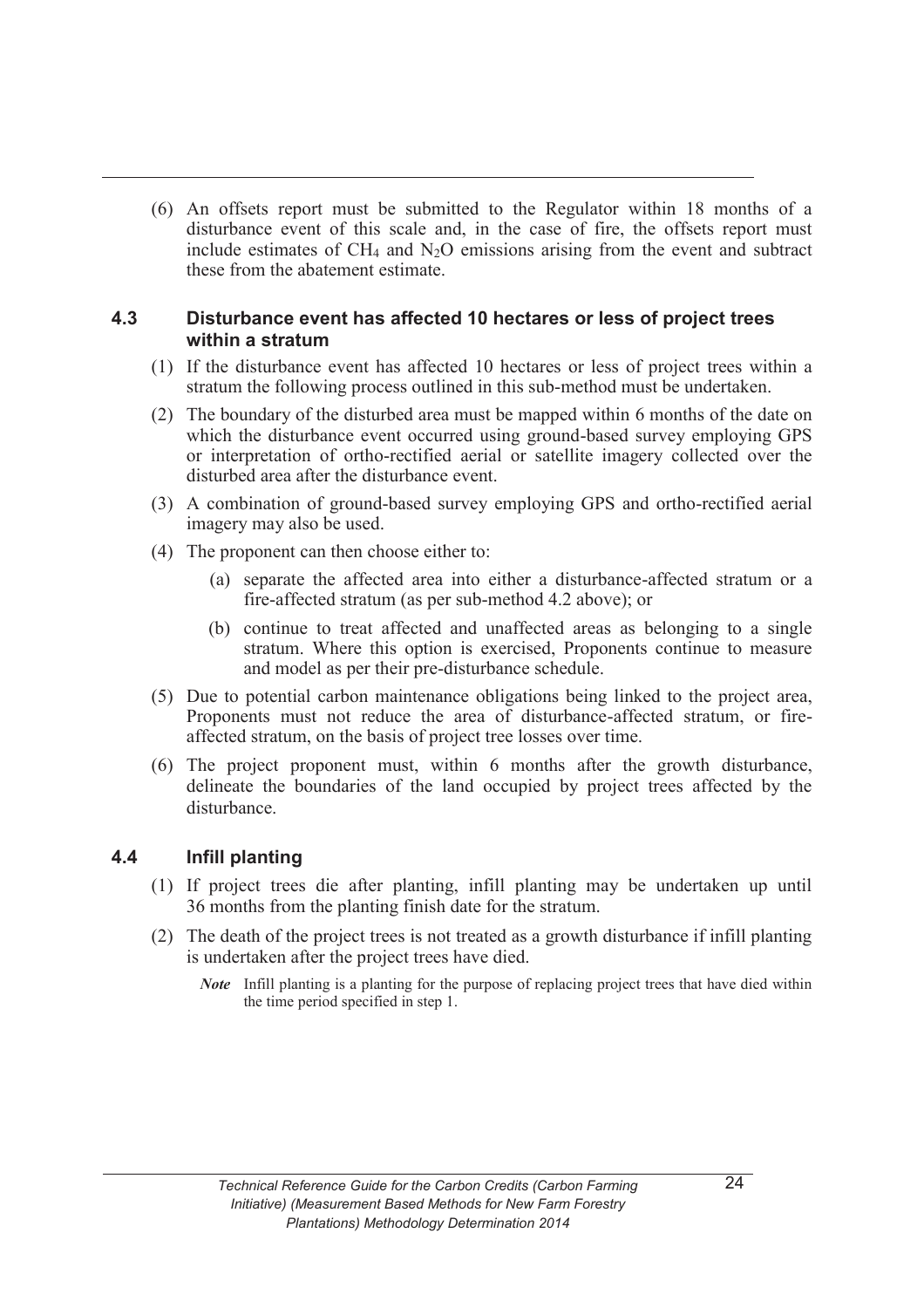(6) An offsets report must be submitted to the Regulator within 18 months of a disturbance event of this scale and, in the case of fire, the offsets report must include estimates of $CH_4$ and $N_2O$ emissions arising from the event and subtract these from the abatement estimate.

### 4.3 Disturbance event has affected 10 hectares or less of project trees within a stratum

(1) If the disturbance event has affected 10 hectares or less of project trees within a stratum the following process outlined in this sub-method must be undertaken.

(2) The boundary of the disturbed area must be mapped within 6 months of the date on which the disturbance event occurred using ground-based survey employing GPS or interpretation of ortho-rectified aerial or satellite imagery collected over the disturbed area after the disturbance event.

(3) A combination of ground-based survey employing GPS and ortho-rectified aerial imagery may also be used.

(4) The proponent can then choose either to:

- (a) separate the affected area into either a disturbance-affected stratum or a fire-affected stratum (as per sub-method 4.2 above); or
- (b) continue to treat affected and unaffected areas as belonging to a single stratum. Where this option is exercised, Proponents continue to measure and model as per their pre-disturbance schedule.

(5) Due to potential carbon maintenance obligations being linked to the project area, Proponents must not reduce the area of disturbance-affected stratum, or fire-affected stratum, on the basis of project tree losses over time.

(6) The project proponent must, within 6 months after the growth disturbance, delineate the boundaries of the land occupied by project trees affected by the disturbance.

### 4.4 Infill planting

(1) If project trees die after planting, infill planting may be undertaken up until 36 months from the planting finish date for the stratum.

(2) The death of the project trees is not treated as a growth disturbance if infill planting is undertaken after the project trees have died.

*Note* Infill planting is a planting for the purpose of replacing project trees that have died within the time period specified in step 1.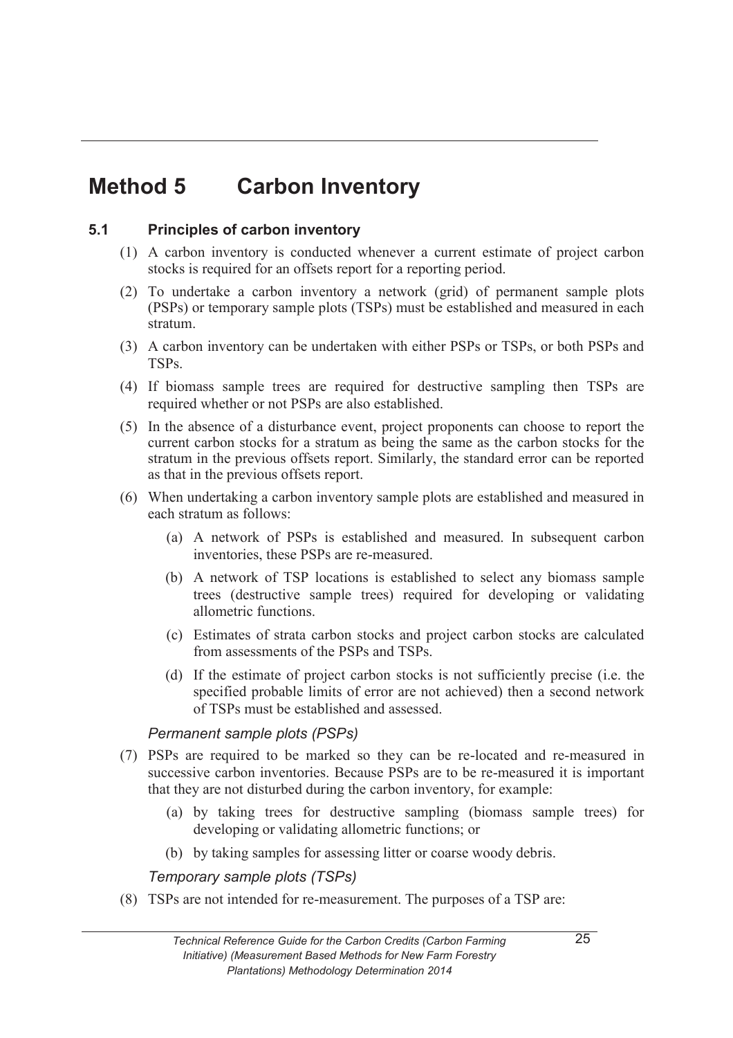# Method 5 Carbon Inventory

## 5.1 Principles of carbon inventory

(1) A carbon inventory is conducted whenever a current estimate of project carbon stocks is required for an offsets report for a reporting period.

(2) To undertake a carbon inventory a network (grid) of permanent sample plots (PSPs) or temporary sample plots (TSPs) must be established and measured in each stratum.

(3) A carbon inventory can be undertaken with either PSPs or TSPs, or both PSPs and TSPs.

(4) If biomass sample trees are required for destructive sampling then TSPs are required whether or not PSPs are also established.

(5) In the absence of a disturbance event, project proponents can choose to report the current carbon stocks for a stratum as being the same as the carbon stocks for the stratum in the previous offsets report. Similarly, the standard error can be reported as that in the previous offsets report.

(6) When undertaking a carbon inventory sample plots are established and measured in each stratum as follows:

(a) A network of PSPs is established and measured. In subsequent carbon inventories, these PSPs are re-measured.

(b) A network of TSP locations is established to select any biomass sample trees (destructive sample trees) required for developing or validating allometric functions.

(c) Estimates of strata carbon stocks and project carbon stocks are calculated from assessments of the PSPs and TSPs.

(d) If the estimate of project carbon stocks is not sufficiently precise (i.e. the specified probable limits of error are not achieved) then a second network of TSPs must be established and assessed.

### *Permanent sample plots (PSPs)*

(7) PSPs are required to be marked so they can be re-located and re-measured in successive carbon inventories. Because PSPs are to be re-measured it is important that they are not disturbed during the carbon inventory, for example:

(a) by taking trees for destructive sampling (biomass sample trees) for developing or validating allometric functions; or

(b) by taking samples for assessing litter or coarse woody debris.

### *Temporary sample plots (TSPs)*

(8) TSPs are not intended for re-measurement. The purposes of a TSP are: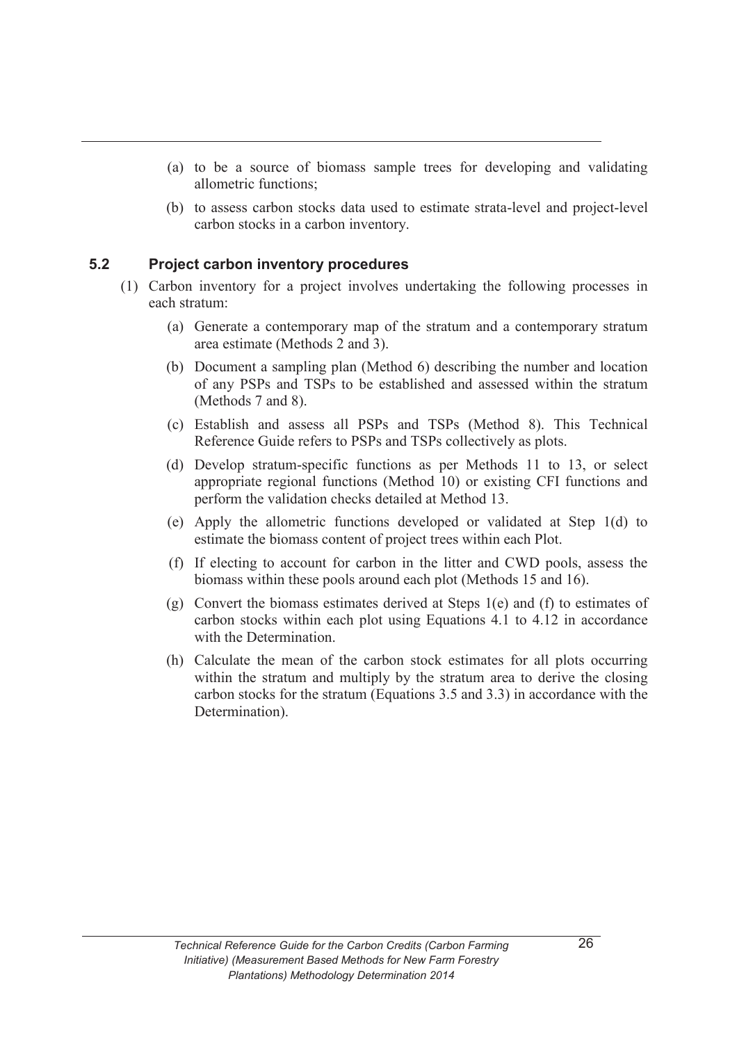(a) to be a source of biomass sample trees for developing and validating allometric functions;

(b) to assess carbon stocks data used to estimate strata-level and project-level carbon stocks in a carbon inventory.

## 5.2 Project carbon inventory procedures

(1) Carbon inventory for a project involves undertaking the following processes in each stratum:

(a) Generate a contemporary map of the stratum and a contemporary stratum area estimate (Methods 2 and 3).

(b) Document a sampling plan (Method 6) describing the number and location of any PSPs and TSPs to be established and assessed within the stratum (Methods 7 and 8).

(c) Establish and assess all PSPs and TSPs (Method 8). This Technical Reference Guide refers to PSPs and TSPs collectively as plots.

(d) Develop stratum-specific functions as per Methods 11 to 13, or select appropriate regional functions (Method 10) or existing CFI functions and perform the validation checks detailed at Method 13.

(e) Apply the allometric functions developed or validated at Step 1(d) to estimate the biomass content of project trees within each Plot.

(f) If electing to account for carbon in the litter and CWD pools, assess the biomass within these pools around each plot (Methods 15 and 16).

(g) Convert the biomass estimates derived at Steps 1(e) and (f) to estimates of carbon stocks within each plot using Equations 4.1 to 4.12 in accordance with the Determination.

(h) Calculate the mean of the carbon stock estimates for all plots occurring within the stratum and multiply by the stratum area to derive the closing carbon stocks for the stratum (Equations 3.5 and 3.3) in accordance with the Determination).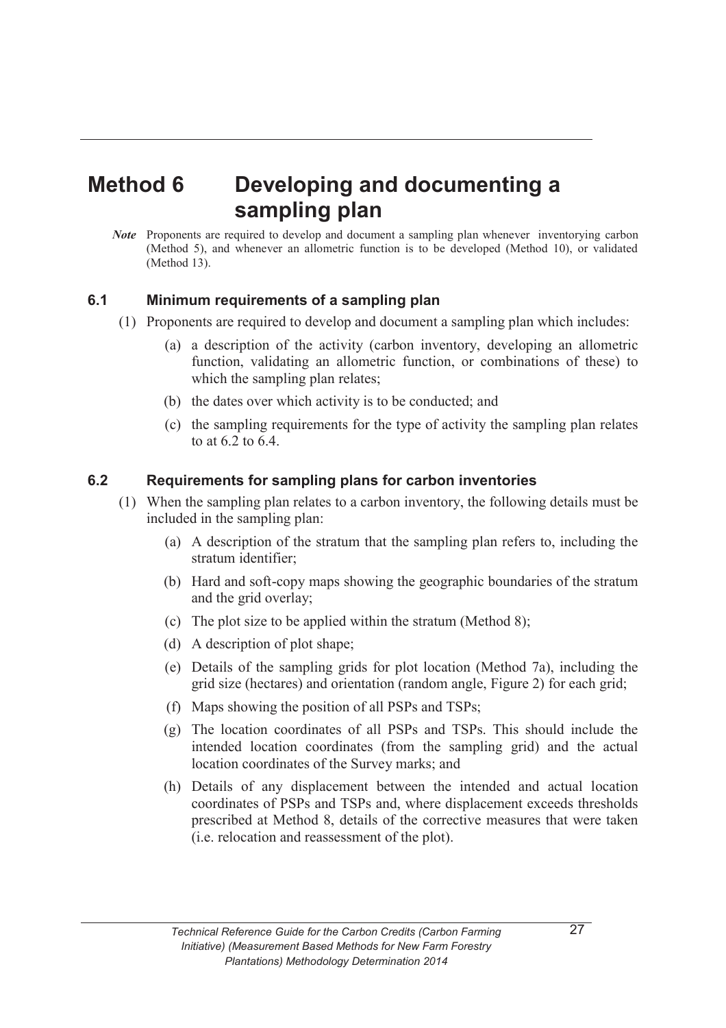# Method 6 Developing and documenting a sampling plan

*Note* Proponents are required to develop and document a sampling plan whenever inventorying carbon (Method 5), and whenever an allometric function is to be developed (Method 10), or validated (Method 13).

## 6.1 Minimum requirements of a sampling plan

(1) Proponents are required to develop and document a sampling plan which includes:

(a) a description of the activity (carbon inventory, developing an allometric function, validating an allometric function, or combinations of these) to which the sampling plan relates;

(b) the dates over which activity is to be conducted; and

(c) the sampling requirements for the type of activity the sampling plan relates to at 6.2 to 6.4.

## 6.2 Requirements for sampling plans for carbon inventories

(1) When the sampling plan relates to a carbon inventory, the following details must be included in the sampling plan:

(a) A description of the stratum that the sampling plan refers to, including the stratum identifier;

(b) Hard and soft-copy maps showing the geographic boundaries of the stratum and the grid overlay;

(c) The plot size to be applied within the stratum (Method 8);

(d) A description of plot shape;

(e) Details of the sampling grids for plot location (Method 7a), including the grid size (hectares) and orientation (random angle, Figure 2) for each grid;

(f) Maps showing the position of all PSPs and TSPs;

(g) The location coordinates of all PSPs and TSPs. This should include the intended location coordinates (from the sampling grid) and the actual location coordinates of the Survey marks; and

(h) Details of any displacement between the intended and actual location coordinates of PSPs and TSPs and, where displacement exceeds thresholds prescribed at Method 8, details of the corrective measures that were taken (i.e. relocation and reassessment of the plot).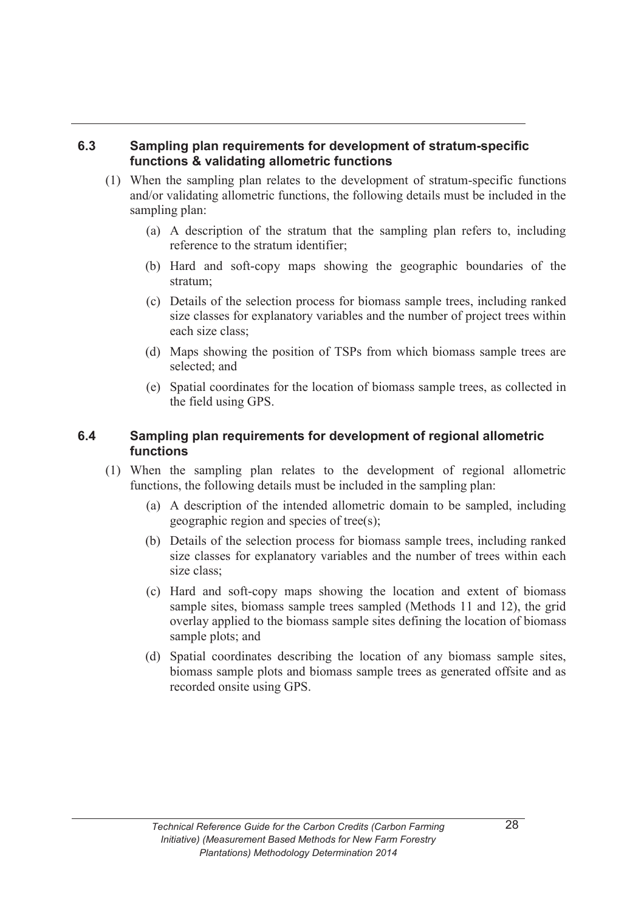### 6.3 Sampling plan requirements for development of stratum-specific functions & validating allometric functions

(1) When the sampling plan relates to the development of stratum-specific functions and/or validating allometric functions, the following details must be included in the sampling plan:

(a) A description of the stratum that the sampling plan refers to, including reference to the stratum identifier;

(b) Hard and soft-copy maps showing the geographic boundaries of the stratum;

(c) Details of the selection process for biomass sample trees, including ranked size classes for explanatory variables and the number of project trees within each size class;

(d) Maps showing the position of TSPs from which biomass sample trees are selected; and

(e) Spatial coordinates for the location of biomass sample trees, as collected in the field using GPS.

### 6.4 Sampling plan requirements for development of regional allometric functions

(1) When the sampling plan relates to the development of regional allometric functions, the following details must be included in the sampling plan:

(a) A description of the intended allometric domain to be sampled, including geographic region and species of tree(s);

(b) Details of the selection process for biomass sample trees, including ranked size classes for explanatory variables and the number of trees within each size class;

(c) Hard and soft-copy maps showing the location and extent of biomass sample sites, biomass sample trees sampled (Methods 11 and 12), the grid overlay applied to the biomass sample sites defining the location of biomass sample plots; and

(d) Spatial coordinates describing the location of any biomass sample sites, biomass sample plots and biomass sample trees as generated offsite and as recorded onsite using GPS.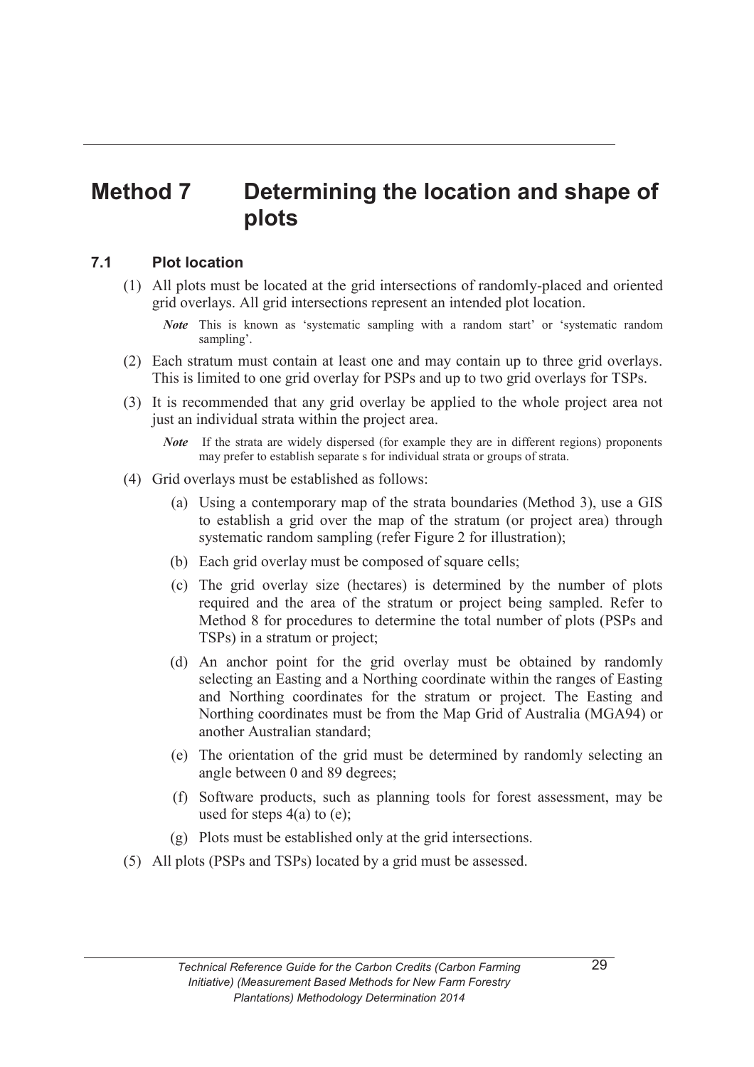# Method 7 Determining the location and shape of plots

## 7.1 Plot location

(1) All plots must be located at the grid intersections of randomly-placed and oriented grid overlays. All grid intersections represent an intended plot location.

> *Note* This is known as 'systematic sampling with a random start' or 'systematic random sampling'.

(2) Each stratum must contain at least one and may contain up to three grid overlays. This is limited to one grid overlay for PSPs and up to two grid overlays for TSPs.

(3) It is recommended that any grid overlay be applied to the whole project area not just an individual strata within the project area.

> *Note* If the strata are widely dispersed (for example they are in different regions) proponents may prefer to establish separate s for individual strata or groups of strata.

(4) Grid overlays must be established as follows:

- (a) Using a contemporary map of the strata boundaries (Method 3), use a GIS to establish a grid over the map of the stratum (or project area) through systematic random sampling (refer Figure 2 for illustration);
- (b) Each grid overlay must be composed of square cells;
- (c) The grid overlay size (hectares) is determined by the number of plots required and the area of the stratum or project being sampled. Refer to Method 8 for procedures to determine the total number of plots (PSPs and TSPs) in a stratum or project;
- (d) An anchor point for the grid overlay must be obtained by randomly selecting an Easting and a Northing coordinate within the ranges of Easting and Northing coordinates for the stratum or project. The Easting and Northing coordinates must be from the Map Grid of Australia (MGA94) or another Australian standard;
- (e) The orientation of the grid must be determined by randomly selecting an angle between 0 and 89 degrees;
- (f) Software products, such as planning tools for forest assessment, may be used for steps 4(a) to (e);
- (g) Plots must be established only at the grid intersections.

(5) All plots (PSPs and TSPs) located by a grid must be assessed.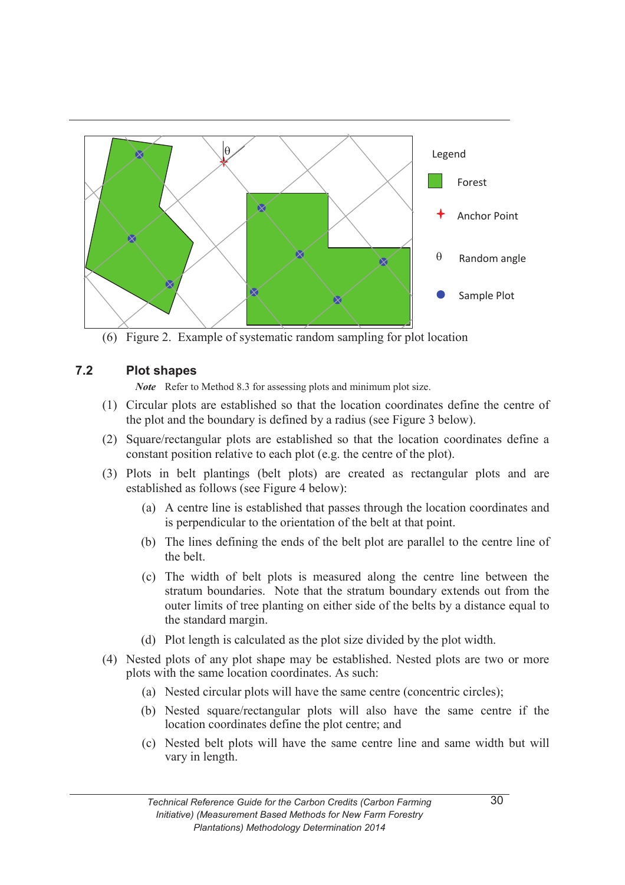Legend

Forest

Anchor Point

θ Random angle

Sample Plot

(6) Figure 2. Example of systematic random sampling for plot location

## 7.2 Plot shapes

*Note* Refer to Method 8.3 for assessing plots and minimum plot size.

(1) Circular plots are established so that the location coordinates define the centre of the plot and the boundary is defined by a radius (see Figure 3 below).

(2) Square/rectangular plots are established so that the location coordinates define a constant position relative to each plot (e.g. the centre of the plot).

(3) Plots in belt plantings (belt plots) are created as rectangular plots and are established as follows (see Figure 4 below):

   (a) A centre line is established that passes through the location coordinates and is perpendicular to the orientation of the belt at that point.

   (b) The lines defining the ends of the belt plot are parallel to the centre line of the belt.

   (c) The width of belt plots is measured along the centre line between the stratum boundaries. Note that the stratum boundary extends out from the outer limits of tree planting on either side of the belts by a distance equal to the standard margin.

   (d) Plot length is calculated as the plot size divided by the plot width.

(4) Nested plots of any plot shape may be established. Nested plots are two or more plots with the same location coordinates. As such:

   (a) Nested circular plots will have the same centre (concentric circles);

   (b) Nested square/rectangular plots will also have the same centre if the location coordinates define the plot centre; and

   (c) Nested belt plots will have the same centre line and same width but will vary in length.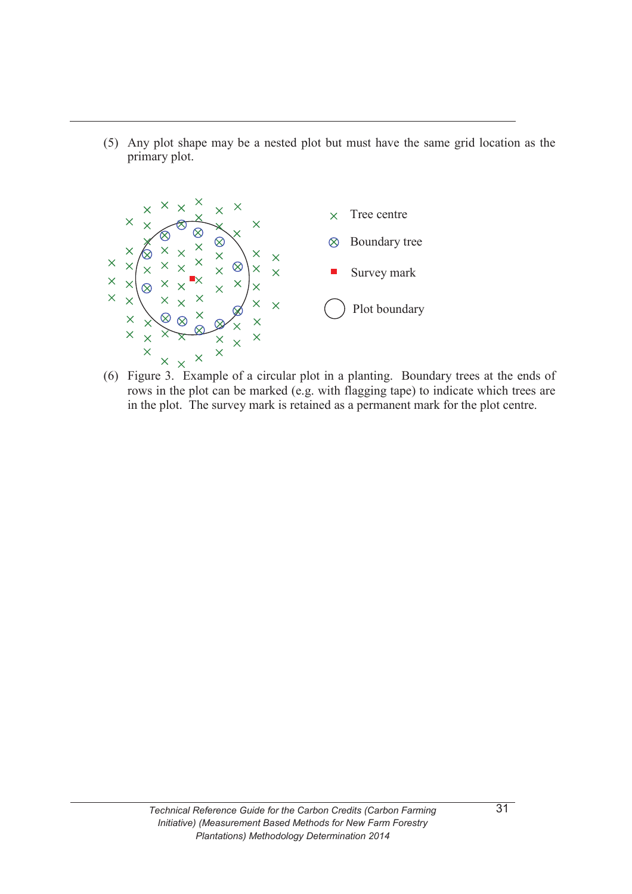(5) Any plot shape may be a nested plot but must have the same grid location as the primary plot.

Tree centre

Boundary tree

Survey mark

Plot boundary

(6) Figure 3. Example of a circular plot in a planting. Boundary trees at the ends of rows in the plot can be marked (e.g. with flagging tape) to indicate which trees are in the plot. The survey mark is retained as a permanent mark for the plot centre.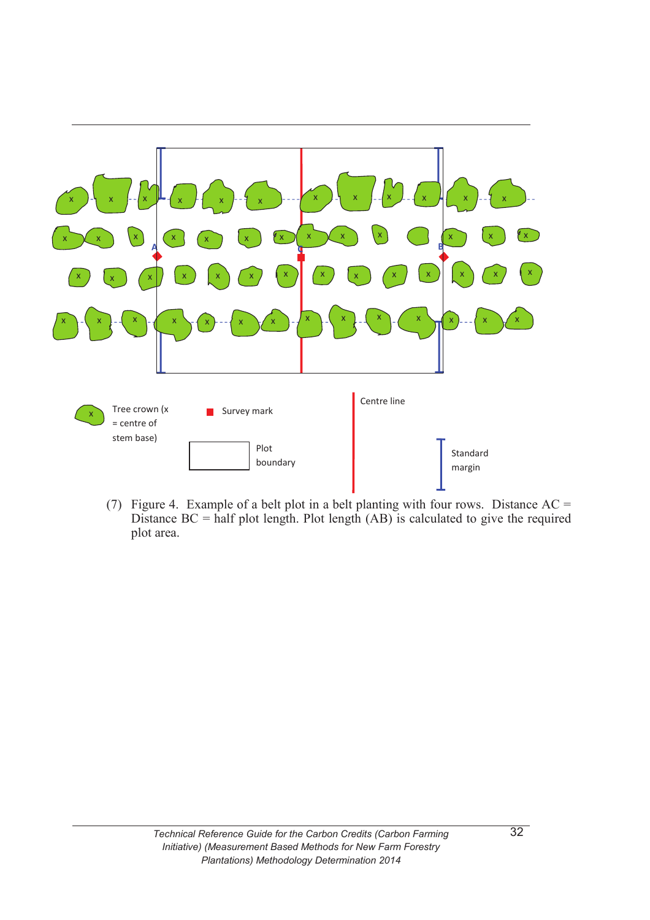A

C

B

x

Tree crown (x = centre of stem base)

Survey mark

Plot boundary

Centre line

Standard margin

(7) Figure 4. Example of a belt plot in a belt planting with four rows. Distance AC = Distance BC = half plot length. Plot length (AB) is calculated to give the required plot area.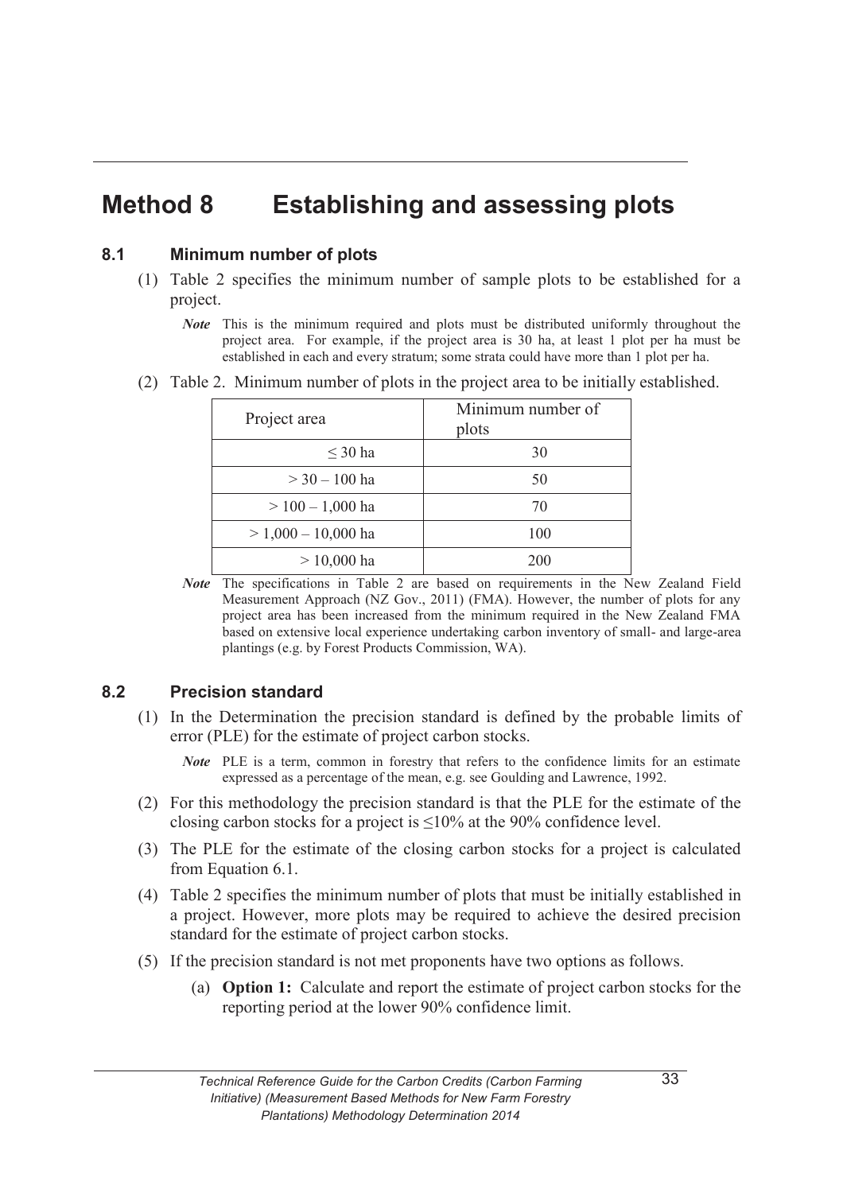# Method 8 Establishing and assessing plots

## 8.1 Minimum number of plots

(1) Table 2 specifies the minimum number of sample plots to be established for a project.

*Note* This is the minimum required and plots must be distributed uniformly throughout the project area. For example, if the project area is 30 ha, at least 1 plot per ha must be established in each and every stratum; some strata could have more than 1 plot per ha.

(2) Table 2. Minimum number of plots in the project area to be initially established.

| Project area | Minimum number of plots |
|---|---|
| ≤ 30 ha | 30 |
| > 30 – 100 ha | 50 |
| > 100 – 1,000 ha | 70 |
| > 1,000 – 10,000 ha | 100 |
| > 10,000 ha | 200 |

*Note* The specifications in Table 2 are based on requirements in the New Zealand Field Measurement Approach (NZ Gov., 2011) (FMA). However, the number of plots for any project area has been increased from the minimum required in the New Zealand FMA based on extensive local experience undertaking carbon inventory of small- and large-area plantings (e.g. by Forest Products Commission, WA).

## 8.2 Precision standard

(1) In the Determination the precision standard is defined by the probable limits of error (PLE) for the estimate of project carbon stocks.

*Note* PLE is a term, common in forestry that refers to the confidence limits for an estimate expressed as a percentage of the mean, e.g. see Goulding and Lawrence, 1992.

(2) For this methodology the precision standard is that the PLE for the estimate of the closing carbon stocks for a project is ≤10% at the 90% confidence level.

(3) The PLE for the estimate of the closing carbon stocks for a project is calculated from Equation 6.1.

(4) Table 2 specifies the minimum number of plots that must be initially established in a project. However, more plots may be required to achieve the desired precision standard for the estimate of project carbon stocks.

(5) If the precision standard is not met proponents have two options as follows.

(a) **Option 1:** Calculate and report the estimate of project carbon stocks for the reporting period at the lower 90% confidence limit.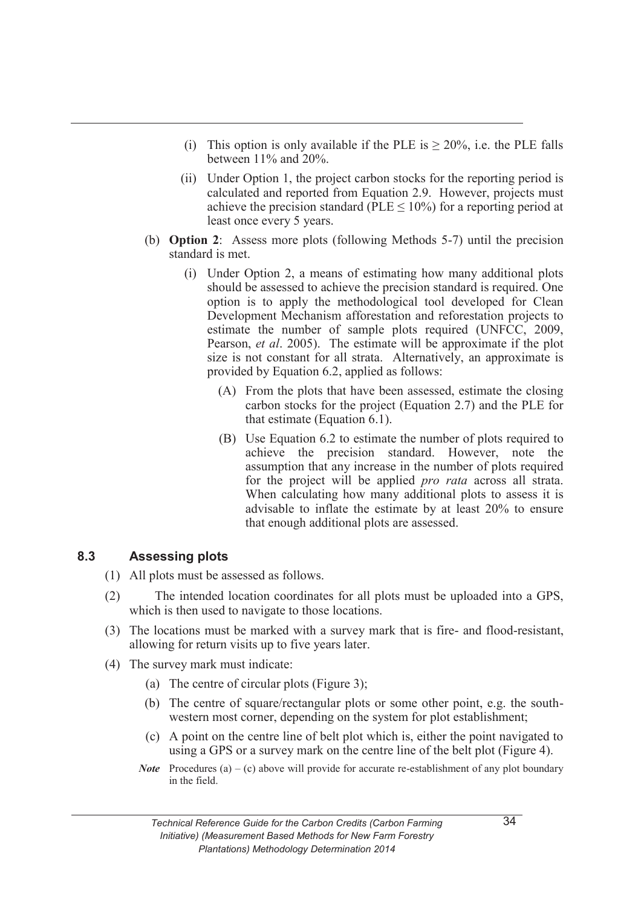(i) This option is only available if the PLE is ≥ 20%, i.e. the PLE falls between 11% and 20%.

(ii) Under Option 1, the project carbon stocks for the reporting period is calculated and reported from Equation 2.9. However, projects must achieve the precision standard (PLE ≤ 10%) for a reporting period at least once every 5 years.

(b) **Option 2**: Assess more plots (following Methods 5-7) until the precision standard is met.

(i) Under Option 2, a means of estimating how many additional plots should be assessed to achieve the precision standard is required. One option is to apply the methodological tool developed for Clean Development Mechanism afforestation and reforestation projects to estimate the number of sample plots required (UNFCC, 2009, Pearson, *et al*. 2005). The estimate will be approximate if the plot size is not constant for all strata. Alternatively, an approximate is provided by Equation 6.2, applied as follows:

(A) From the plots that have been assessed, estimate the closing carbon stocks for the project (Equation 2.7) and the PLE for that estimate (Equation 6.1).

(B) Use Equation 6.2 to estimate the number of plots required to achieve the precision standard. However, note the assumption that any increase in the number of plots required for the project will be applied *pro rata* across all strata. When calculating how many additional plots to assess it is advisable to inflate the estimate by at least 20% to ensure that enough additional plots are assessed.

## 8.3 Assessing plots

(1) All plots must be assessed as follows.

(2) The intended location coordinates for all plots must be uploaded into a GPS, which is then used to navigate to those locations.

(3) The locations must be marked with a survey mark that is fire- and flood-resistant, allowing for return visits up to five years later.

(4) The survey mark must indicate:

(a) The centre of circular plots (Figure 3);

(b) The centre of square/rectangular plots or some other point, e.g. the south-western most corner, depending on the system for plot establishment;

(c) A point on the centre line of belt plot which is, either the point navigated to using a GPS or a survey mark on the centre line of the belt plot (Figure 4).

*Note* Procedures (a) – (c) above will provide for accurate re-establishment of any plot boundary in the field.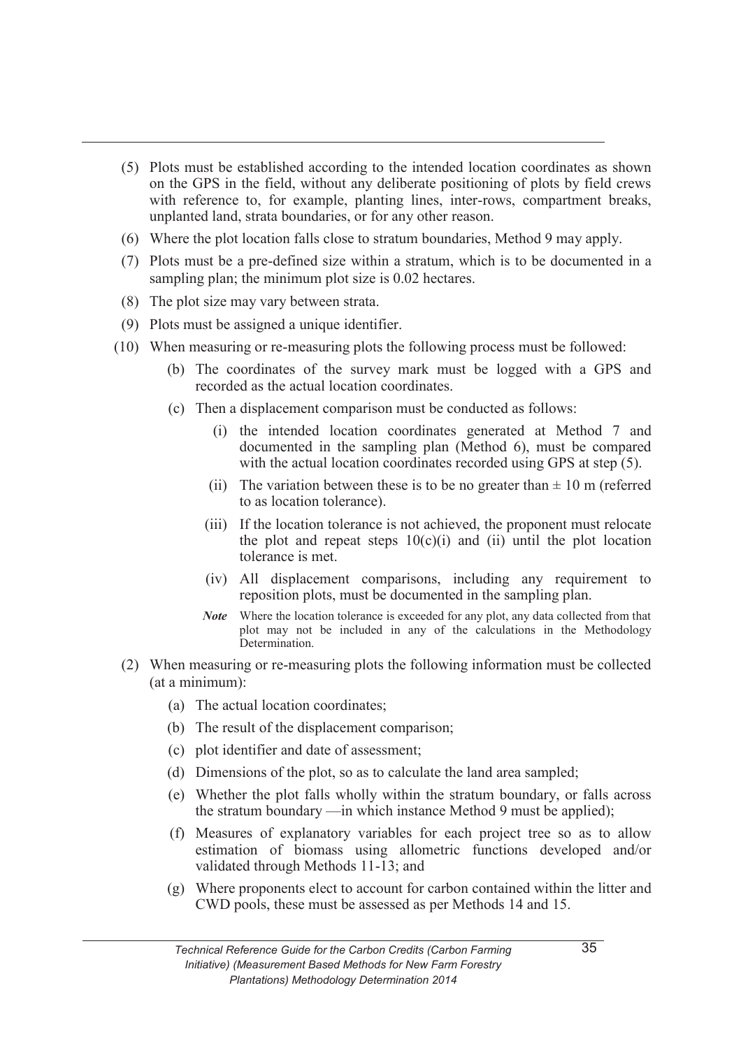(5) Plots must be established according to the intended location coordinates as shown on the GPS in the field, without any deliberate positioning of plots by field crews with reference to, for example, planting lines, inter-rows, compartment breaks, unplanted land, strata boundaries, or for any other reason.

(6) Where the plot location falls close to stratum boundaries, Method 9 may apply.

(7) Plots must be a pre-defined size within a stratum, which is to be documented in a sampling plan; the minimum plot size is 0.02 hectares.

(8) The plot size may vary between strata.

(9) Plots must be assigned a unique identifier.

(10) When measuring or re-measuring plots the following process must be followed:

   (b) The coordinates of the survey mark must be logged with a GPS and recorded as the actual location coordinates.

   (c) Then a displacement comparison must be conducted as follows:

      (i) the intended location coordinates generated at Method 7 and documented in the sampling plan (Method 6), must be compared with the actual location coordinates recorded using GPS at step (5).

      (ii) The variation between these is to be no greater than ± 10 m (referred to as location tolerance).

      (iii) If the location tolerance is not achieved, the proponent must relocate the plot and repeat steps 10(c)(i) and (ii) until the plot location tolerance is met.

      (iv) All displacement comparisons, including any requirement to reposition plots, must be documented in the sampling plan.

   ***Note*** Where the location tolerance is exceeded for any plot, any data collected from that plot may not be included in any of the calculations in the Methodology Determination.

(2) When measuring or re-measuring plots the following information must be collected (at a minimum):

   (a) The actual location coordinates;

   (b) The result of the displacement comparison;

   (c) plot identifier and date of assessment;

   (d) Dimensions of the plot, so as to calculate the land area sampled;

   (e) Whether the plot falls wholly within the stratum boundary, or falls across the stratum boundary —in which instance Method 9 must be applied);

   (f) Measures of explanatory variables for each project tree so as to allow estimation of biomass using allometric functions developed and/or validated through Methods 11-13; and

   (g) Where proponents elect to account for carbon contained within the litter and CWD pools, these must be assessed as per Methods 14 and 15.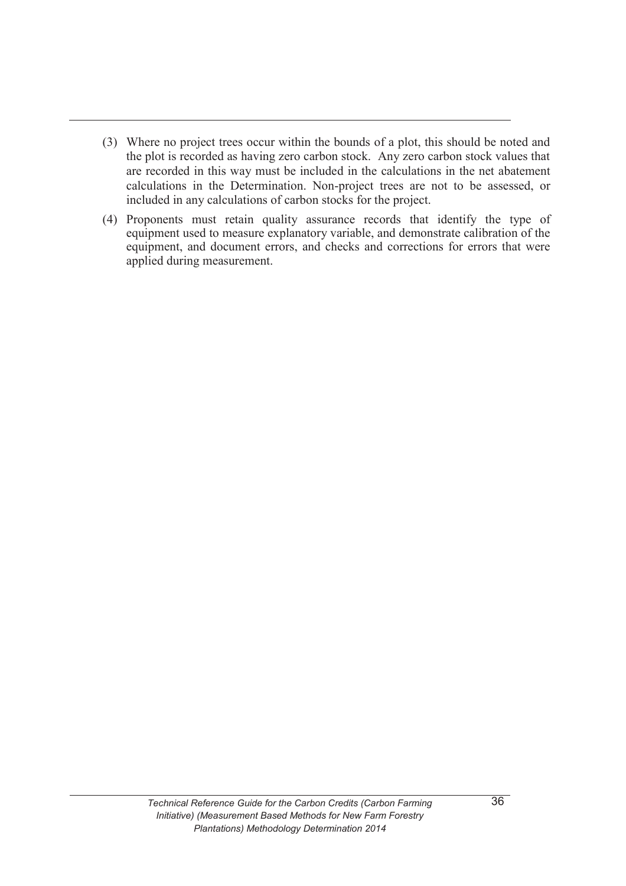(3) Where no project trees occur within the bounds of a plot, this should be noted and the plot is recorded as having zero carbon stock. Any zero carbon stock values that are recorded in this way must be included in the calculations in the net abatement calculations in the Determination. Non-project trees are not to be assessed, or included in any calculations of carbon stocks for the project.

(4) Proponents must retain quality assurance records that identify the type of equipment used to measure explanatory variable, and demonstrate calibration of the equipment, and document errors, and checks and corrections for errors that were applied during measurement.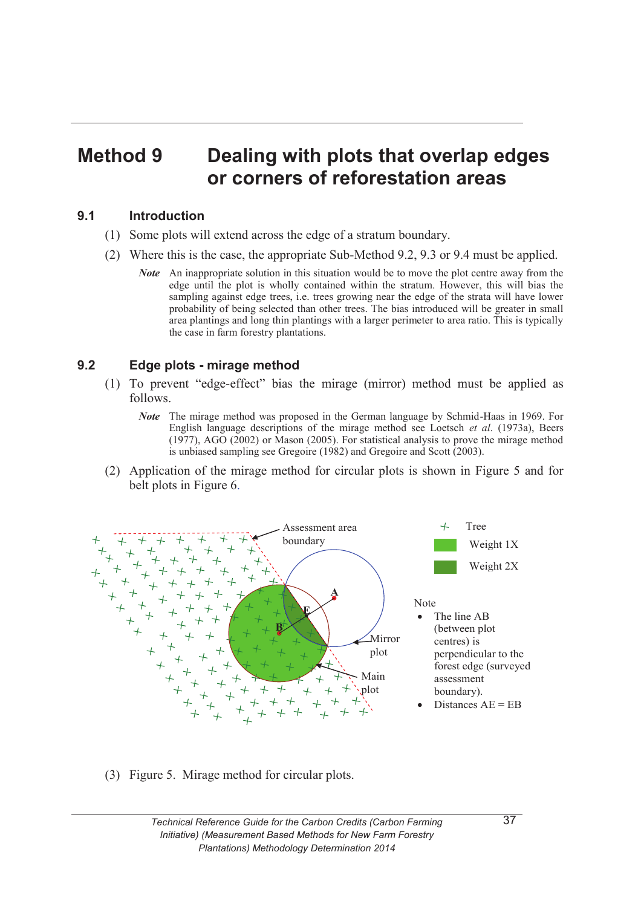# Method 9 Dealing with plots that overlap edges or corners of reforestation areas

## 9.1 Introduction

(1) Some plots will extend across the edge of a stratum boundary.

(2) Where this is the case, the appropriate Sub-Method 9.2, 9.3 or 9.4 must be applied.

*Note* An inappropriate solution in this situation would be to move the plot centre away from the edge until the plot is wholly contained within the stratum. However, this will bias the sampling against edge trees, i.e. trees growing near the edge of the strata will have lower probability of being selected than other trees. The bias introduced will be greater in small area plantings and long thin plantings with a larger perimeter to area ratio. This is typically the case in farm forestry plantations.

## 9.2 Edge plots - mirage method

(1) To prevent "edge-effect" bias the mirage (mirror) method must be applied as follows.

*Note* The mirage method was proposed in the German language by Schmid-Haas in 1969. For English language descriptions of the mirage method see Loetsch *et al*. (1973a), Beers (1977), AGO (2002) or Mason (2005). For statistical analysis to prove the mirage method is unbiased sampling see Gregoire (1982) and Gregoire and Scott (2003).

(2) Application of the mirage method for circular plots is shown in Figure 5 and for belt plots in Figure 6.

Assessment area boundary

A

E

B

Mirror plot

Main plot

Tree

Weight 1X

Weight 2X

Note

- The line AB (between plot centres) is perpendicular to the forest edge (surveyed assessment boundary).
- Distances AE = EB

(3) Figure 5. Mirage method for circular plots.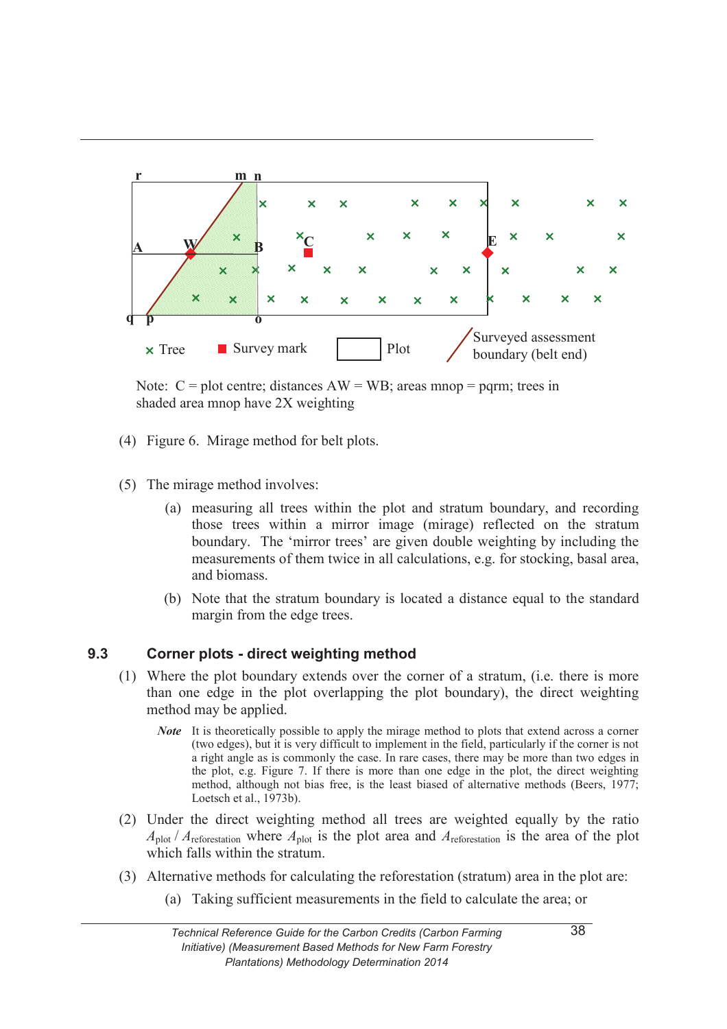r m n

A W B C E

q p o

× Tree ■ Survey mark Plot Surveyed assessment boundary (belt end)

Note: C = plot centre; distances AW = WB; areas mnop = pqrm; trees in shaded area mnop have 2X weighting

(4) Figure 6. Mirage method for belt plots.

(5) The mirage method involves:

(a) measuring all trees within the plot and stratum boundary, and recording those trees within a mirror image (mirage) reflected on the stratum boundary. The 'mirror trees' are given double weighting by including the measurements of them twice in all calculations, e.g. for stocking, basal area, and biomass.

(b) Note that the stratum boundary is located a distance equal to the standard margin from the edge trees.

## 9.3 Corner plots - direct weighting method

(1) Where the plot boundary extends over the corner of a stratum, (i.e. there is more than one edge in the plot overlapping the plot boundary), the direct weighting method may be applied.

*Note* It is theoretically possible to apply the mirage method to plots that extend across a corner (two edges), but it is very difficult to implement in the field, particularly if the corner is not a right angle as is commonly the case. In rare cases, there may be more than two edges in the plot, e.g. Figure 7. If there is more than one edge in the plot, the direct weighting method, although not bias free, is the least biased of alternative methods (Beers, 1977; Loetsch et al., 1973b).

(2) Under the direct weighting method all trees are weighted equally by the ratio $A_{plot} / A_{reforestation}$ where $A_{plot}$ is the plot area and $A_{reforestation}$ is the area of the plot which falls within the stratum.

(3) Alternative methods for calculating the reforestation (stratum) area in the plot are:

(a) Taking sufficient measurements in the field to calculate the area; or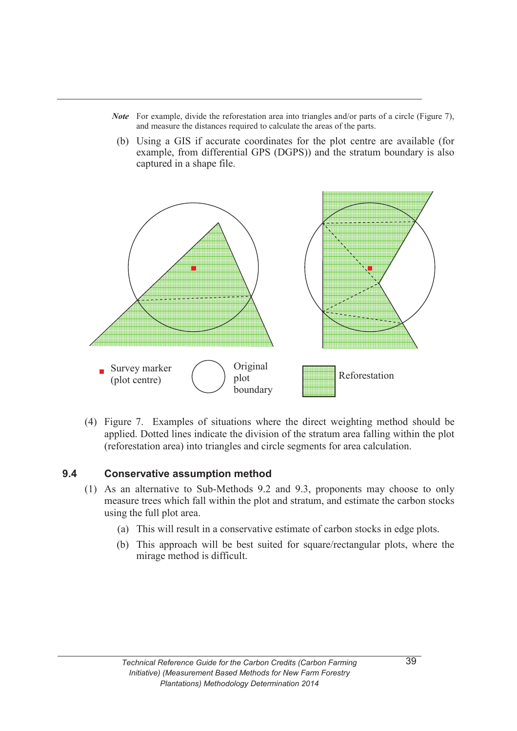*Note* For example, divide the reforestation area into triangles and/or parts of a circle (Figure 7), and measure the distances required to calculate the areas of the parts.

(b) Using a GIS if accurate coordinates for the plot centre are available (for example, from differential GPS (DGPS)) and the stratum boundary is also captured in a shape file.

Survey marker (plot centre)

Original plot boundary

Reforestation

(4) Figure 7. Examples of situations where the direct weighting method should be applied. Dotted lines indicate the division of the stratum area falling within the plot (reforestation area) into triangles and circle segments for area calculation.

## 9.4 Conservative assumption method

(1) As an alternative to Sub-Methods 9.2 and 9.3, proponents may choose to only measure trees which fall within the plot and stratum, and estimate the carbon stocks using the full plot area.

(a) This will result in a conservative estimate of carbon stocks in edge plots.

(b) This approach will be best suited for square/rectangular plots, where the mirage method is difficult.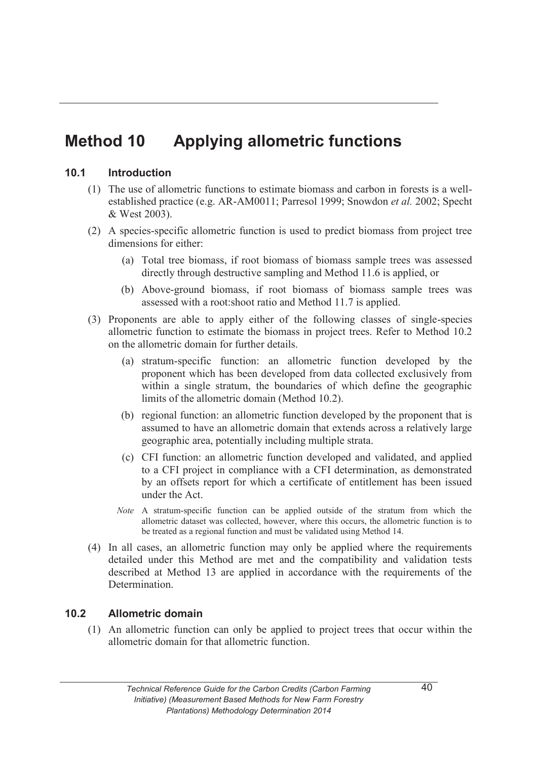# Method 10 Applying allometric functions

## 10.1 Introduction

(1) The use of allometric functions to estimate biomass and carbon in forests is a well-established practice (e.g. AR-AM0011; Parresol 1999; Snowdon *et al.* 2002; Specht & West 2003).

(2) A species-specific allometric function is used to predict biomass from project tree dimensions for either:

   (a) Total tree biomass, if root biomass of biomass sample trees was assessed directly through destructive sampling and Method 11.6 is applied, or

   (b) Above-ground biomass, if root biomass of biomass sample trees was assessed with a root:shoot ratio and Method 11.7 is applied.

(3) Proponents are able to apply either of the following classes of single-species allometric function to estimate the biomass in project trees. Refer to Method 10.2 on the allometric domain for further details.

   (a) stratum-specific function: an allometric function developed by the proponent which has been developed from data collected exclusively from within a single stratum, the boundaries of which define the geographic limits of the allometric domain (Method 10.2).

   (b) regional function: an allometric function developed by the proponent that is assumed to have an allometric domain that extends across a relatively large geographic area, potentially including multiple strata.

   (c) CFI function: an allometric function developed and validated, and applied to a CFI project in compliance with a CFI determination, as demonstrated by an offsets report for which a certificate of entitlement has been issued under the Act.

   *Note* A stratum-specific function can be applied outside of the stratum from which the allometric dataset was collected, however, where this occurs, the allometric function is to be treated as a regional function and must be validated using Method 14.

(4) In all cases, an allometric function may only be applied where the requirements detailed under this Method are met and the compatibility and validation tests described at Method 13 are applied in accordance with the requirements of the Determination.

## 10.2 Allometric domain

(1) An allometric function can only be applied to project trees that occur within the allometric domain for that allometric function.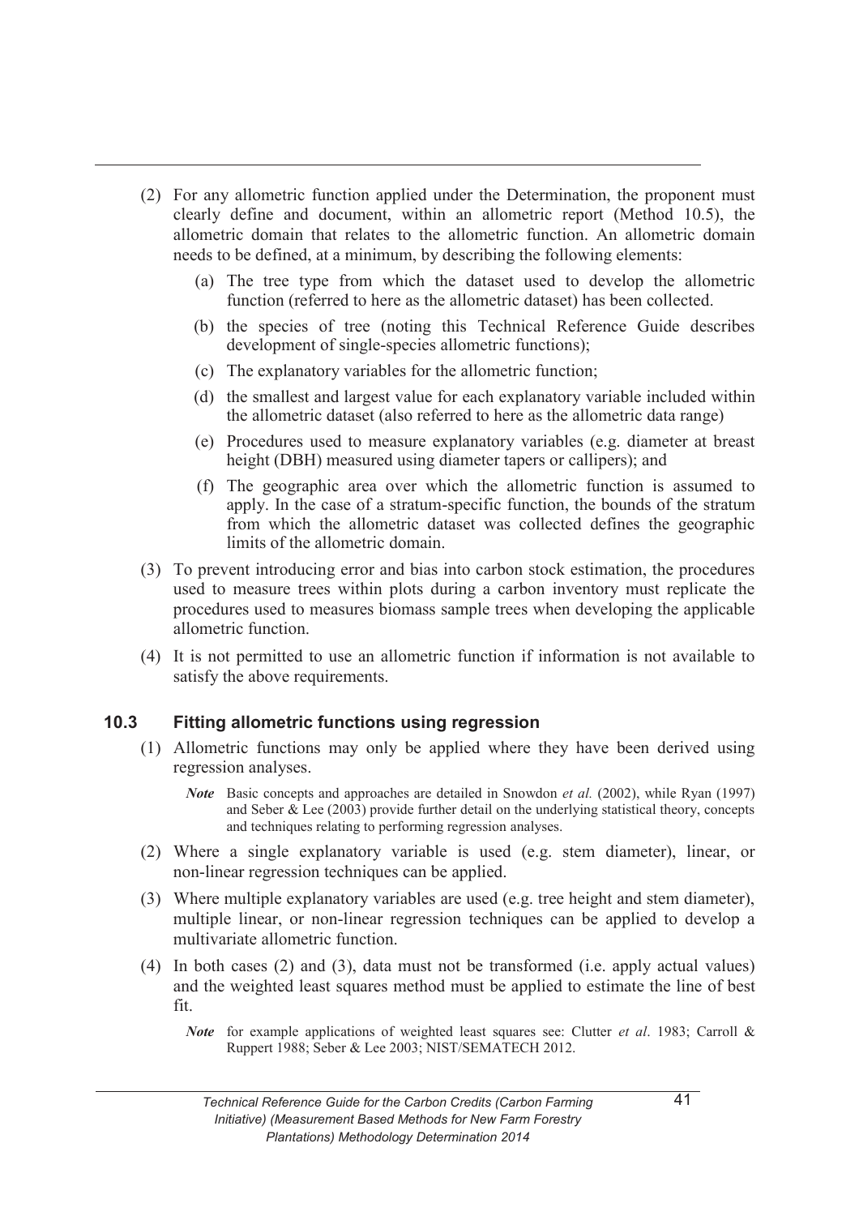(2) For any allometric function applied under the Determination, the proponent must clearly define and document, within an allometric report (Method 10.5), the allometric domain that relates to the allometric function. An allometric domain needs to be defined, at a minimum, by describing the following elements:

  (a) The tree type from which the dataset used to develop the allometric function (referred to here as the allometric dataset) has been collected.

  (b) the species of tree (noting this Technical Reference Guide describes development of single-species allometric functions);

  (c) The explanatory variables for the allometric function;

  (d) the smallest and largest value for each explanatory variable included within the allometric dataset (also referred to here as the allometric data range)

  (e) Procedures used to measure explanatory variables (e.g. diameter at breast height (DBH) measured using diameter tapers or callipers); and

  (f) The geographic area over which the allometric function is assumed to apply. In the case of a stratum-specific function, the bounds of the stratum from which the allometric dataset was collected defines the geographic limits of the allometric domain.

(3) To prevent introducing error and bias into carbon stock estimation, the procedures used to measure trees within plots during a carbon inventory must replicate the procedures used to measures biomass sample trees when developing the applicable allometric function.

(4) It is not permitted to use an allometric function if information is not available to satisfy the above requirements.

### 10.3 Fitting allometric functions using regression

(1) Allometric functions may only be applied where they have been derived using regression analyses.

> ***Note*** Basic concepts and approaches are detailed in Snowdon *et al.* (2002), while Ryan (1997) and Seber & Lee (2003) provide further detail on the underlying statistical theory, concepts and techniques relating to performing regression analyses.

(2) Where a single explanatory variable is used (e.g. stem diameter), linear, or non-linear regression techniques can be applied.

(3) Where multiple explanatory variables are used (e.g. tree height and stem diameter), multiple linear, or non-linear regression techniques can be applied to develop a multivariate allometric function.

(4) In both cases (2) and (3), data must not be transformed (i.e. apply actual values) and the weighted least squares method must be applied to estimate the line of best fit.

> ***Note*** for example applications of weighted least squares see: Clutter *et al*. 1983; Carroll & Ruppert 1988; Seber & Lee 2003; NIST/SEMATECH 2012.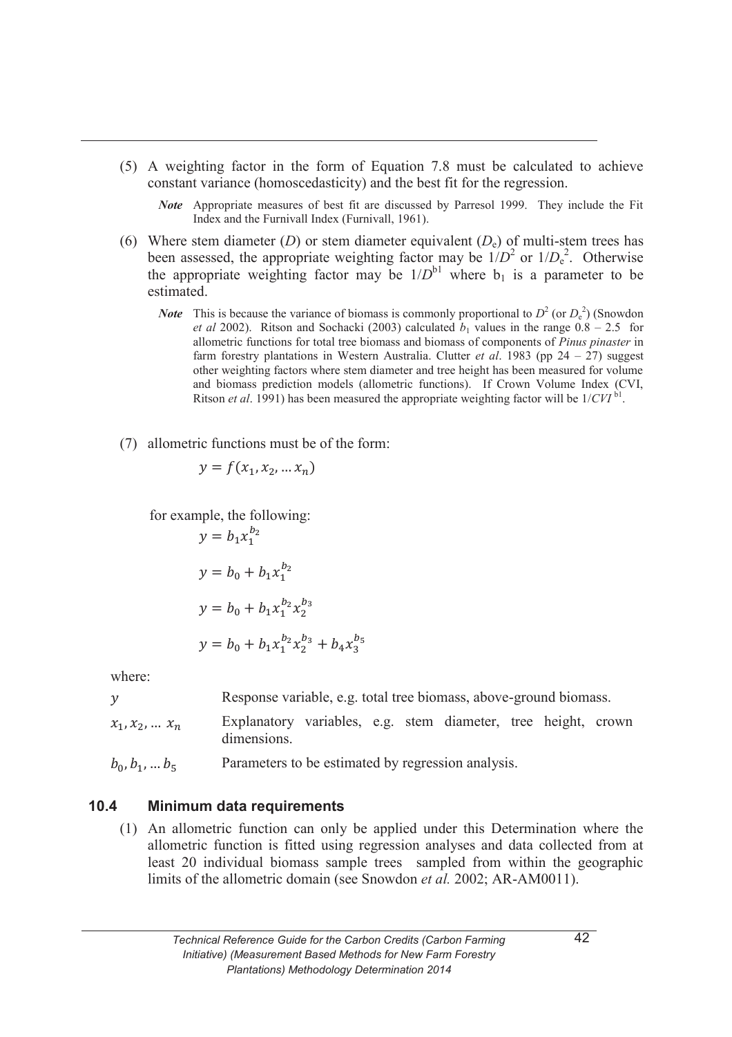(5) A weighting factor in the form of Equation 7.8 must be calculated to achieve constant variance (homoscedasticity) and the best fit for the regression.

> ***Note*** Appropriate measures of best fit are discussed by Parresol 1999. They include the Fit Index and the Furnivall Index (Furnivall, 1961).

(6) Where stem diameter ($D$) or stem diameter equivalent ($D_e$) of multi-stem trees has been assessed, the appropriate weighting factor may be $1/D^2$ or $1/D_e^2$. Otherwise the appropriate weighting factor may be $1/D^{b1}$ where $b_1$ is a parameter to be estimated.

> ***Note*** This is because the variance of biomass is commonly proportional to $D^2$ (or $D_e^2$) (Snowdon *et al* 2002). Ritson and Sochacki (2003) calculated $b_1$ values in the range 0.8 – 2.5 for allometric functions for total tree biomass and biomass of components of *Pinus pinaster* in farm forestry plantations in Western Australia. Clutter *et al*. 1983 (pp 24 – 27) suggest other weighting factors where stem diameter and tree height has been measured for volume and biomass prediction models (allometric functions). If Crown Volume Index (CVI, Ritson *et al*. 1991) has been measured the appropriate weighting factor will be $1/CVI^{b1}$.

(7) allometric functions must be of the form:

$$y = f(x_1, x_2, \ldots x_n)$$

for example, the following:

$$y = b_1 x_1^{b_2}$$

$$y = b_0 + b_1 x_1^{b_2}$$

$$y = b_0 + b_1 x_1^{b_2} x_2^{b_3}$$

$$y = b_0 + b_1 x_1^{b_2} x_2^{b_3} + b_4 x_3^{b_5}$$

where:

| | |
|---|---|
| $y$ | Response variable, e.g. total tree biomass, above-ground biomass. |
| $x_1, x_2, \ldots x_n$ | Explanatory variables, e.g. stem diameter, tree height, crown dimensions. |
| $b_0, b_1, \ldots b_5$ | Parameters to be estimated by regression analysis. |

### 10.4 Minimum data requirements

(1) An allometric function can only be applied under this Determination where the allometric function is fitted using regression analyses and data collected from at least 20 individual biomass sample trees sampled from within the geographic limits of the allometric domain (see Snowdon *et al.* 2002; AR-AM0011).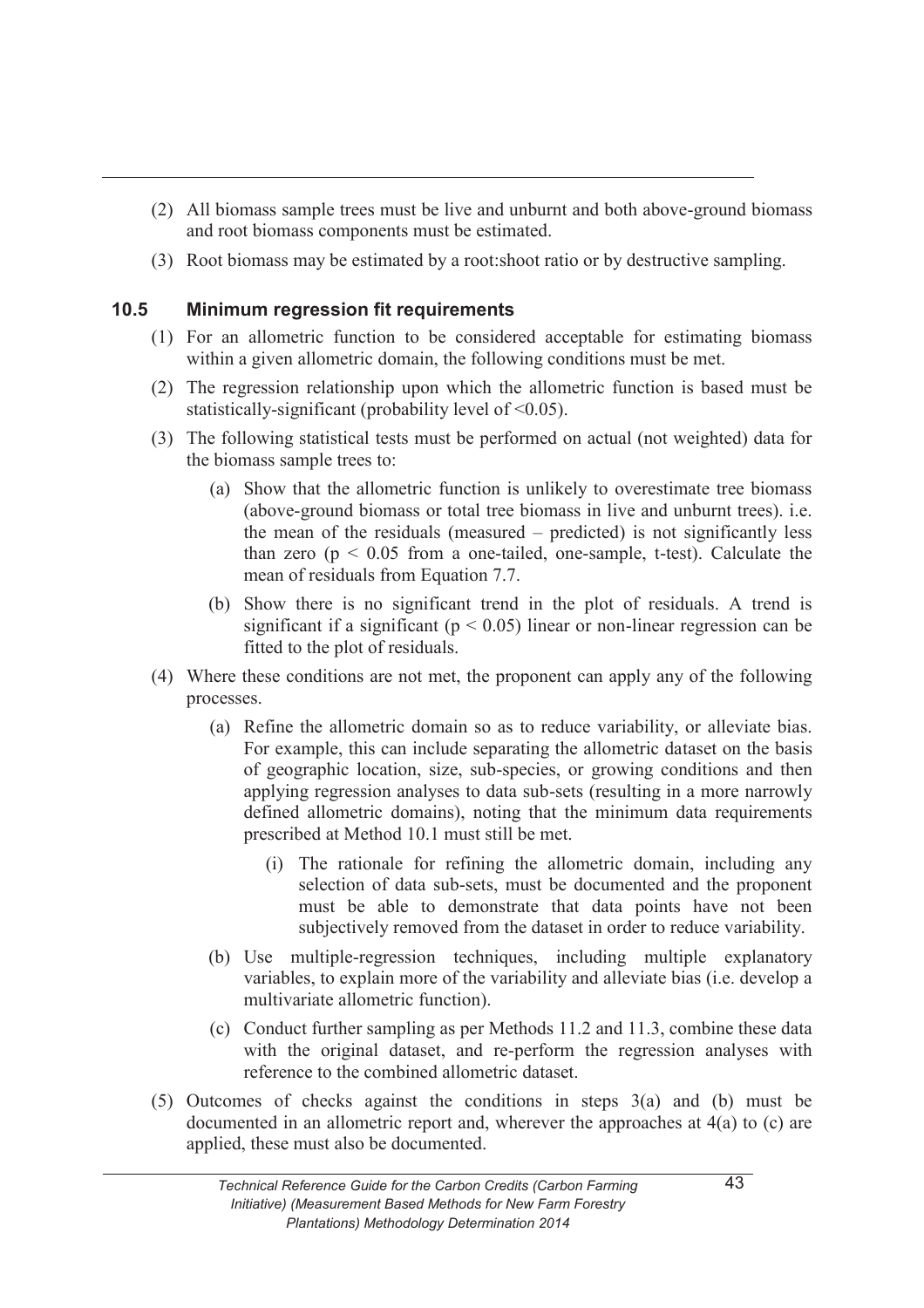(2) All biomass sample trees must be live and unburnt and both above-ground biomass and root biomass components must be estimated.

(3) Root biomass may be estimated by a root:shoot ratio or by destructive sampling.

### 10.5 Minimum regression fit requirements

(1) For an allometric function to be considered acceptable for estimating biomass within a given allometric domain, the following conditions must be met.

(2) The regression relationship upon which the allometric function is based must be statistically-significant (probability level of <0.05).

(3) The following statistical tests must be performed on actual (not weighted) data for the biomass sample trees to:

- (a) Show that the allometric function is unlikely to overestimate tree biomass (above-ground biomass or total tree biomass in live and unburnt trees). i.e. the mean of the residuals (measured – predicted) is not significantly less than zero ($p < 0.05$ from a one-tailed, one-sample, t-test). Calculate the mean of residuals from Equation 7.7.
- (b) Show there is no significant trend in the plot of residuals. A trend is significant if a significant ($p < 0.05$) linear or non-linear regression can be fitted to the plot of residuals.

(4) Where these conditions are not met, the proponent can apply any of the following processes.

- (a) Refine the allometric domain so as to reduce variability, or alleviate bias. For example, this can include separating the allometric dataset on the basis of geographic location, size, sub-species, or growing conditions and then applying regression analyses to data sub-sets (resulting in a more narrowly defined allometric domains), noting that the minimum data requirements prescribed at Method 10.1 must still be met.
  - (i) The rationale for refining the allometric domain, including any selection of data sub-sets, must be documented and the proponent must be able to demonstrate that data points have not been subjectively removed from the dataset in order to reduce variability.
- (b) Use multiple-regression techniques, including multiple explanatory variables, to explain more of the variability and alleviate bias (i.e. develop a multivariate allometric function).
- (c) Conduct further sampling as per Methods 11.2 and 11.3, combine these data with the original dataset, and re-perform the regression analyses with reference to the combined allometric dataset.

(5) Outcomes of checks against the conditions in steps 3(a) and (b) must be documented in an allometric report and, wherever the approaches at 4(a) to (c) are applied, these must also be documented.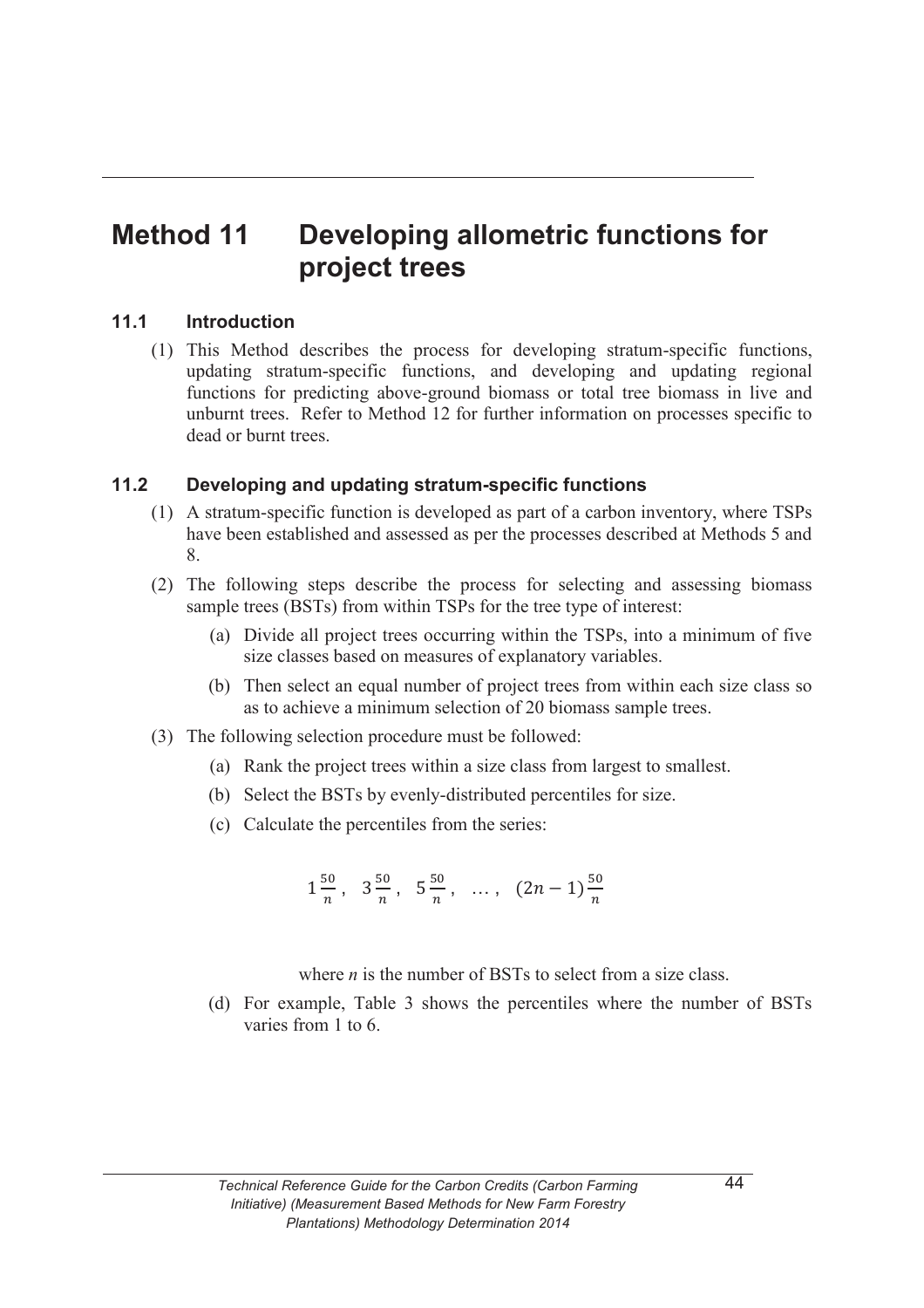# Method 11 Developing allometric functions for project trees

## 11.1 Introduction

(1) This Method describes the process for developing stratum-specific functions, updating stratum-specific functions, and developing and updating regional functions for predicting above-ground biomass or total tree biomass in live and unburnt trees. Refer to Method 12 for further information on processes specific to dead or burnt trees.

## 11.2 Developing and updating stratum-specific functions

(1) A stratum-specific function is developed as part of a carbon inventory, where TSPs have been established and assessed as per the processes described at Methods 5 and 8.

(2) The following steps describe the process for selecting and assessing biomass sample trees (BSTs) from within TSPs for the tree type of interest:

- (a) Divide all project trees occurring within the TSPs, into a minimum of five size classes based on measures of explanatory variables.
- (b) Then select an equal number of project trees from within each size class so as to achieve a minimum selection of 20 biomass sample trees.

(3) The following selection procedure must be followed:

- (a) Rank the project trees within a size class from largest to smallest.
- (b) Select the BSTs by evenly-distributed percentiles for size.
- (c) Calculate the percentiles from the series:

$$1\frac{50}{n}, \quad 3\frac{50}{n}, \quad 5\frac{50}{n}, \quad \ldots, \quad (2n-1)\frac{50}{n}$$

where *n* is the number of BSTs to select from a size class.

- (d) For example, Table 3 shows the percentiles where the number of BSTs varies from 1 to 6.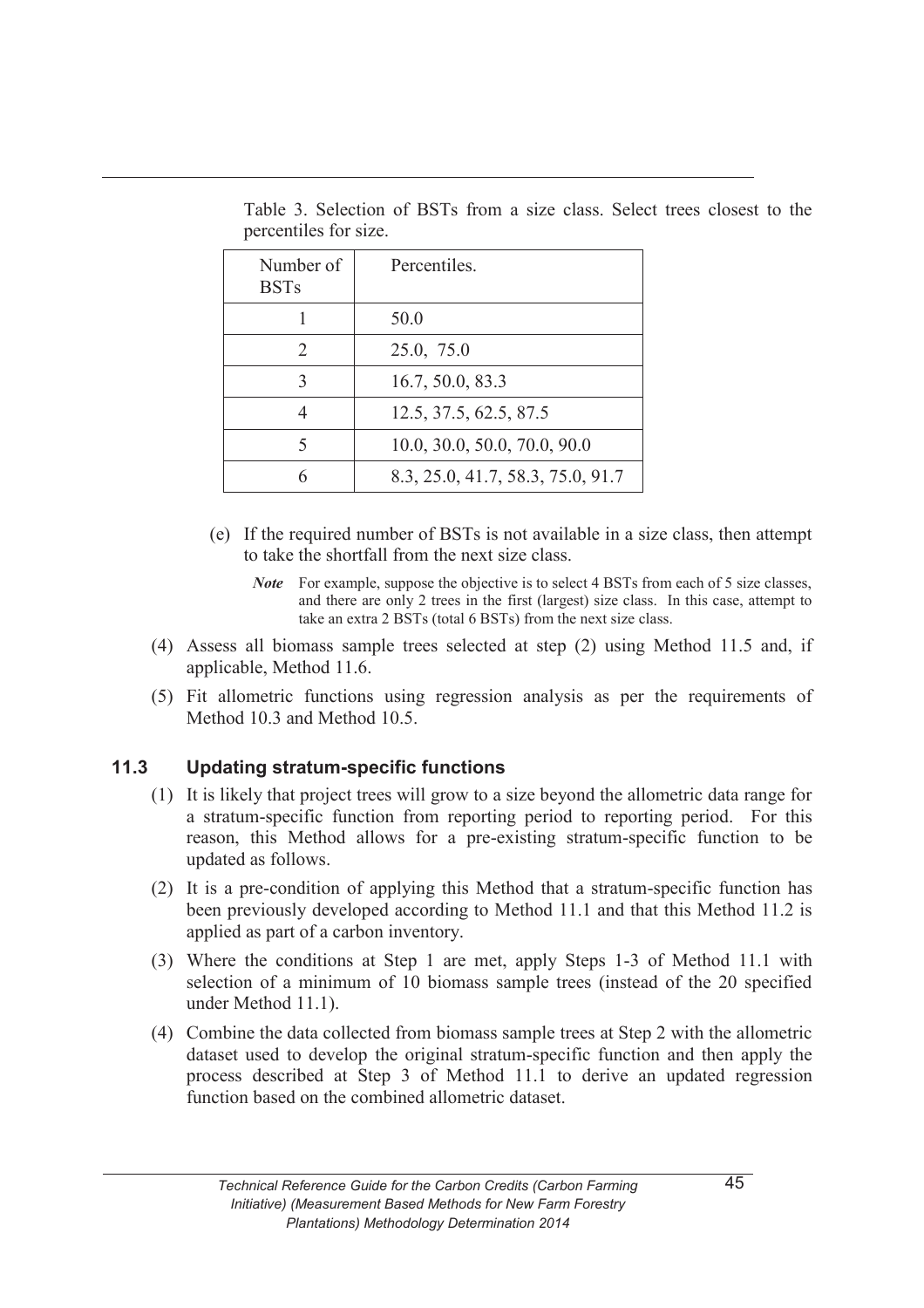Table 3. Selection of BSTs from a size class. Select trees closest to the percentiles for size.

| Number of BSTs | Percentiles. |
|---|---|
| 1 | 50.0 |
| 2 | 25.0, 75.0 |
| 3 | 16.7, 50.0, 83.3 |
| 4 | 12.5, 37.5, 62.5, 87.5 |
| 5 | 10.0, 30.0, 50.0, 70.0, 90.0 |
| 6 | 8.3, 25.0, 41.7, 58.3, 75.0, 91.7 |

(e) If the required number of BSTs is not available in a size class, then attempt to take the shortfall from the next size class.

*Note* For example, suppose the objective is to select 4 BSTs from each of 5 size classes, and there are only 2 trees in the first (largest) size class. In this case, attempt to take an extra 2 BSTs (total 6 BSTs) from the next size class.

(4) Assess all biomass sample trees selected at step (2) using Method 11.5 and, if applicable, Method 11.6.

(5) Fit allometric functions using regression analysis as per the requirements of Method 10.3 and Method 10.5.

### 11.3 Updating stratum-specific functions

(1) It is likely that project trees will grow to a size beyond the allometric data range for a stratum-specific function from reporting period to reporting period. For this reason, this Method allows for a pre-existing stratum-specific function to be updated as follows.

(2) It is a pre-condition of applying this Method that a stratum-specific function has been previously developed according to Method 11.1 and that this Method 11.2 is applied as part of a carbon inventory.

(3) Where the conditions at Step 1 are met, apply Steps 1-3 of Method 11.1 with selection of a minimum of 10 biomass sample trees (instead of the 20 specified under Method 11.1).

(4) Combine the data collected from biomass sample trees at Step 2 with the allometric dataset used to develop the original stratum-specific function and then apply the process described at Step 3 of Method 11.1 to derive an updated regression function based on the combined allometric dataset.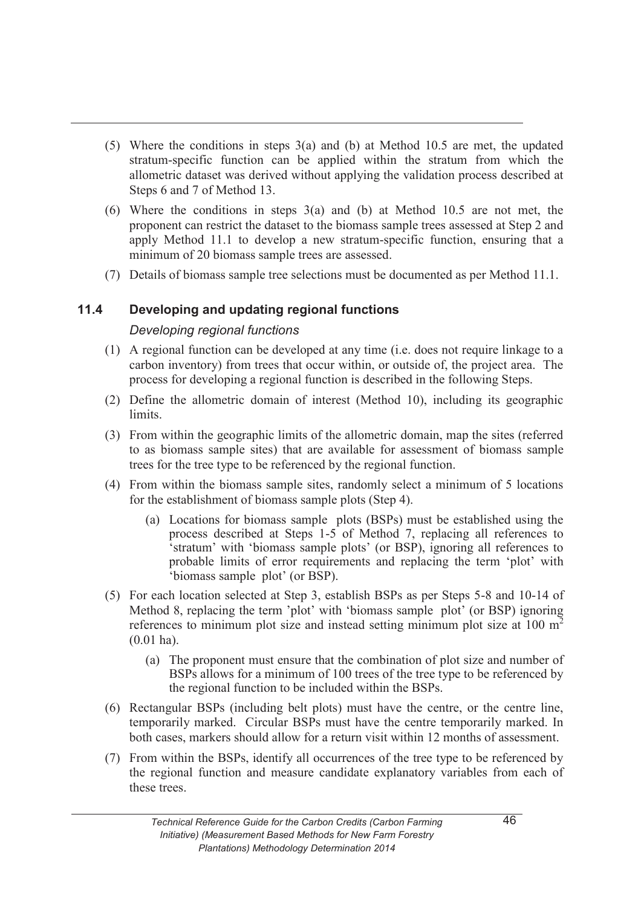(5) Where the conditions in steps 3(a) and (b) at Method 10.5 are met, the updated stratum-specific function can be applied within the stratum from which the allometric dataset was derived without applying the validation process described at Steps 6 and 7 of Method 13.

(6) Where the conditions in steps 3(a) and (b) at Method 10.5 are not met, the proponent can restrict the dataset to the biomass sample trees assessed at Step 2 and apply Method 11.1 to develop a new stratum-specific function, ensuring that a minimum of 20 biomass sample trees are assessed.

(7) Details of biomass sample tree selections must be documented as per Method 11.1.

## 11.4 Developing and updating regional functions

*Developing regional functions*

(1) A regional function can be developed at any time (i.e. does not require linkage to a carbon inventory) from trees that occur within, or outside of, the project area. The process for developing a regional function is described in the following Steps.

(2) Define the allometric domain of interest (Method 10), including its geographic limits.

(3) From within the geographic limits of the allometric domain, map the sites (referred to as biomass sample sites) that are available for assessment of biomass sample trees for the tree type to be referenced by the regional function.

(4) From within the biomass sample sites, randomly select a minimum of 5 locations for the establishment of biomass sample plots (Step 4).

   (a) Locations for biomass sample plots (BSPs) must be established using the process described at Steps 1-5 of Method 7, replacing all references to 'stratum' with 'biomass sample plots' (or BSP), ignoring all references to probable limits of error requirements and replacing the term 'plot' with 'biomass sample plot' (or BSP).

(5) For each location selected at Step 3, establish BSPs as per Steps 5-8 and 10-14 of Method 8, replacing the term 'plot' with 'biomass sample plot' (or BSP) ignoring references to minimum plot size and instead setting minimum plot size at 100 $m^2$ (0.01 ha).

   (a) The proponent must ensure that the combination of plot size and number of BSPs allows for a minimum of 100 trees of the tree type to be referenced by the regional function to be included within the BSPs.

(6) Rectangular BSPs (including belt plots) must have the centre, or the centre line, temporarily marked. Circular BSPs must have the centre temporarily marked. In both cases, markers should allow for a return visit within 12 months of assessment.

(7) From within the BSPs, identify all occurrences of the tree type to be referenced by the regional function and measure candidate explanatory variables from each of these trees.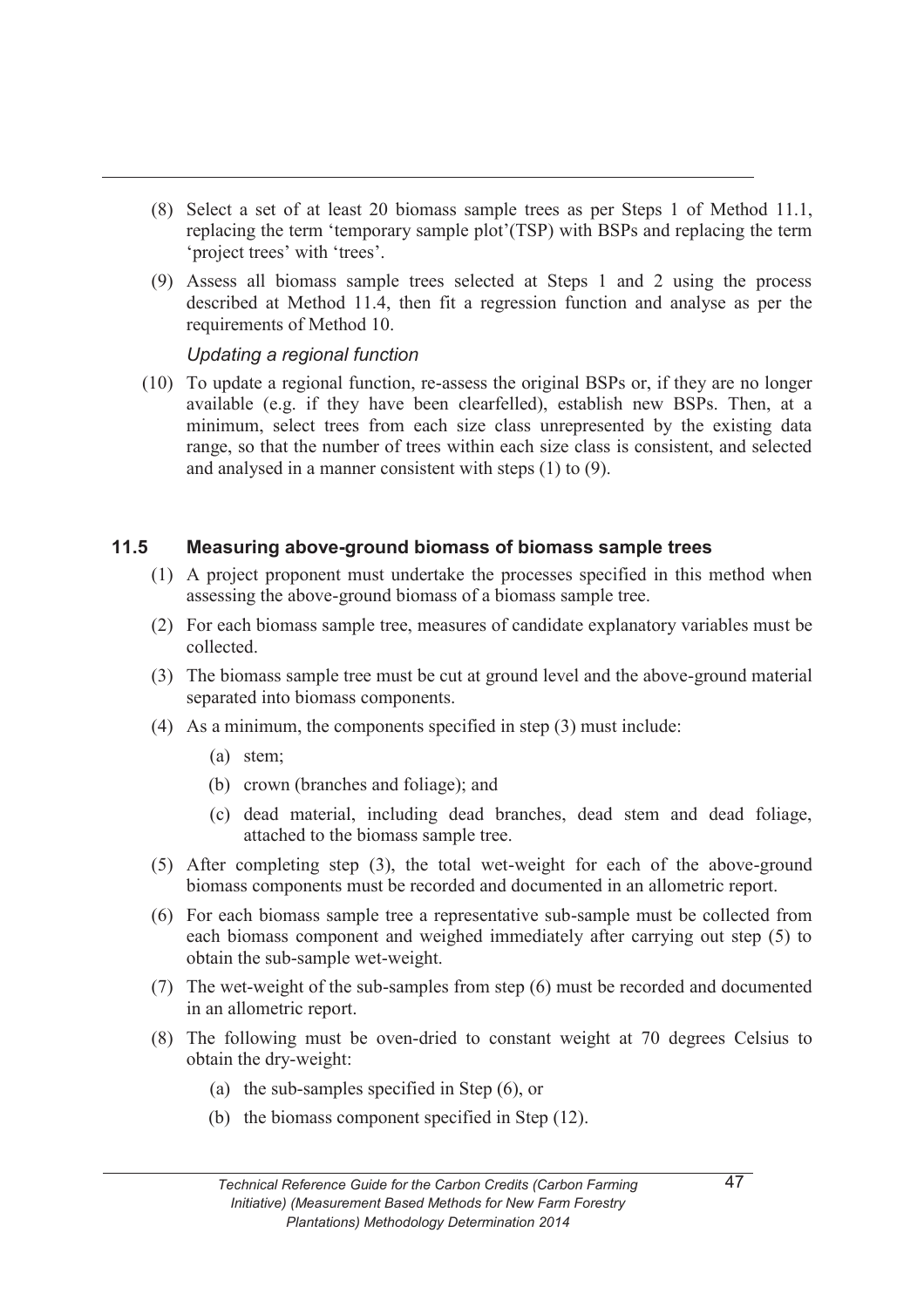(8) Select a set of at least 20 biomass sample trees as per Steps 1 of Method 11.1, replacing the term 'temporary sample plot'(TSP) with BSPs and replacing the term 'project trees' with 'trees'.

(9) Assess all biomass sample trees selected at Steps 1 and 2 using the process described at Method 11.4, then fit a regression function and analyse as per the requirements of Method 10.

*Updating a regional function*

(10) To update a regional function, re-assess the original BSPs or, if they are no longer available (e.g. if they have been clearfelled), establish new BSPs. Then, at a minimum, select trees from each size class unrepresented by the existing data range, so that the number of trees within each size class is consistent, and selected and analysed in a manner consistent with steps (1) to (9).

## 11.5 Measuring above-ground biomass of biomass sample trees

(1) A project proponent must undertake the processes specified in this method when assessing the above-ground biomass of a biomass sample tree.

(2) For each biomass sample tree, measures of candidate explanatory variables must be collected.

(3) The biomass sample tree must be cut at ground level and the above-ground material separated into biomass components.

(4) As a minimum, the components specified in step (3) must include:

   (a) stem;

   (b) crown (branches and foliage); and

   (c) dead material, including dead branches, dead stem and dead foliage, attached to the biomass sample tree.

(5) After completing step (3), the total wet-weight for each of the above-ground biomass components must be recorded and documented in an allometric report.

(6) For each biomass sample tree a representative sub-sample must be collected from each biomass component and weighed immediately after carrying out step (5) to obtain the sub-sample wet-weight.

(7) The wet-weight of the sub-samples from step (6) must be recorded and documented in an allometric report.

(8) The following must be oven-dried to constant weight at 70 degrees Celsius to obtain the dry-weight:

   (a) the sub-samples specified in Step (6), or

   (b) the biomass component specified in Step (12).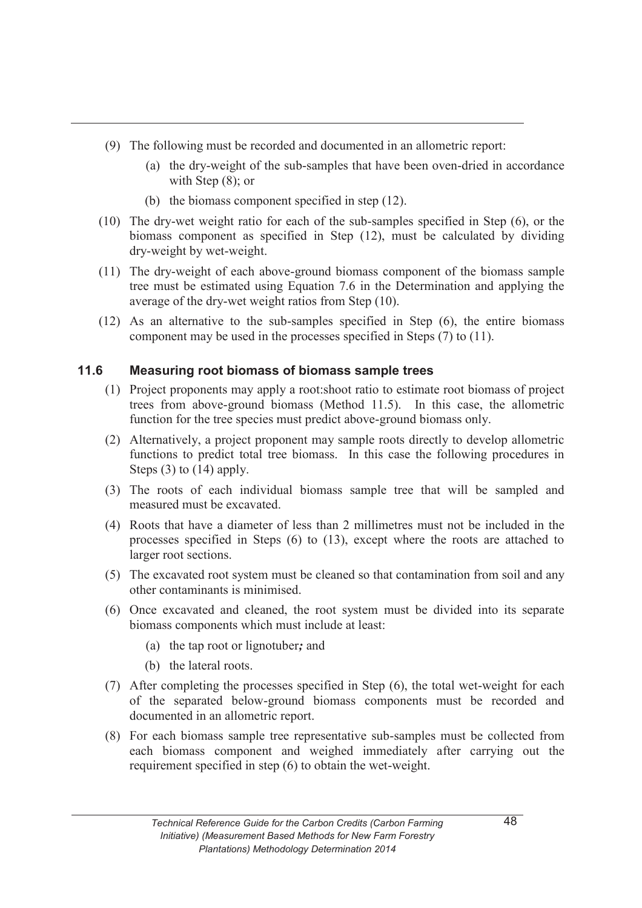(9) The following must be recorded and documented in an allometric report:

  (a) the dry-weight of the sub-samples that have been oven-dried in accordance with Step (8); or

  (b) the biomass component specified in step (12).

(10) The dry-wet weight ratio for each of the sub-samples specified in Step (6), or the biomass component as specified in Step (12), must be calculated by dividing dry-weight by wet-weight.

(11) The dry-weight of each above-ground biomass component of the biomass sample tree must be estimated using Equation 7.6 in the Determination and applying the average of the dry-wet weight ratios from Step (10).

(12) As an alternative to the sub-samples specified in Step (6), the entire biomass component may be used in the processes specified in Steps (7) to (11).

## 11.6 Measuring root biomass of biomass sample trees

(1) Project proponents may apply a root:shoot ratio to estimate root biomass of project trees from above-ground biomass (Method 11.5). In this case, the allometric function for the tree species must predict above-ground biomass only.

(2) Alternatively, a project proponent may sample roots directly to develop allometric functions to predict total tree biomass. In this case the following procedures in Steps (3) to (14) apply.

(3) The roots of each individual biomass sample tree that will be sampled and measured must be excavated.

(4) Roots that have a diameter of less than 2 millimetres must not be included in the processes specified in Steps (6) to (13), except where the roots are attached to larger root sections.

(5) The excavated root system must be cleaned so that contamination from soil and any other contaminants is minimised.

(6) Once excavated and cleaned, the root system must be divided into its separate biomass components which must include at least:

  (a) the tap root or lignotuber***;*** and

  (b) the lateral roots.

(7) After completing the processes specified in Step (6), the total wet-weight for each of the separated below-ground biomass components must be recorded and documented in an allometric report.

(8) For each biomass sample tree representative sub-samples must be collected from each biomass component and weighed immediately after carrying out the requirement specified in step (6) to obtain the wet-weight.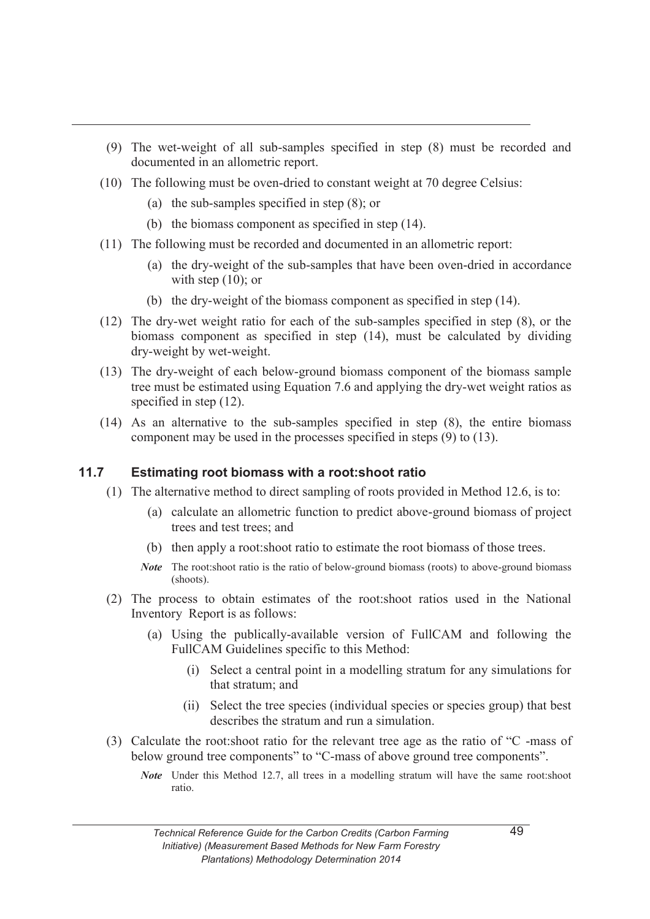(9) The wet-weight of all sub-samples specified in step (8) must be recorded and documented in an allometric report.

(10) The following must be oven-dried to constant weight at 70 degree Celsius:

(a) the sub-samples specified in step (8); or

(b) the biomass component as specified in step (14).

(11) The following must be recorded and documented in an allometric report:

(a) the dry-weight of the sub-samples that have been oven-dried in accordance with step (10); or

(b) the dry-weight of the biomass component as specified in step (14).

(12) The dry-wet weight ratio for each of the sub-samples specified in step (8), or the biomass component as specified in step (14), must be calculated by dividing dry-weight by wet-weight.

(13) The dry-weight of each below-ground biomass component of the biomass sample tree must be estimated using Equation 7.6 and applying the dry-wet weight ratios as specified in step (12).

(14) As an alternative to the sub-samples specified in step (8), the entire biomass component may be used in the processes specified in steps (9) to (13).

## 11.7 Estimating root biomass with a root:shoot ratio

(1) The alternative method to direct sampling of roots provided in Method 12.6, is to:

(a) calculate an allometric function to predict above-ground biomass of project trees and test trees; and

(b) then apply a root:shoot ratio to estimate the root biomass of those trees.

*Note* The root:shoot ratio is the ratio of below-ground biomass (roots) to above-ground biomass (shoots).

(2) The process to obtain estimates of the root:shoot ratios used in the National Inventory Report is as follows:

(a) Using the publically-available version of FullCAM and following the FullCAM Guidelines specific to this Method:

(i) Select a central point in a modelling stratum for any simulations for that stratum; and

(ii) Select the tree species (individual species or species group) that best describes the stratum and run a simulation.

(3) Calculate the root:shoot ratio for the relevant tree age as the ratio of "C -mass of below ground tree components" to "C-mass of above ground tree components".

*Note* Under this Method 12.7, all trees in a modelling stratum will have the same root:shoot ratio.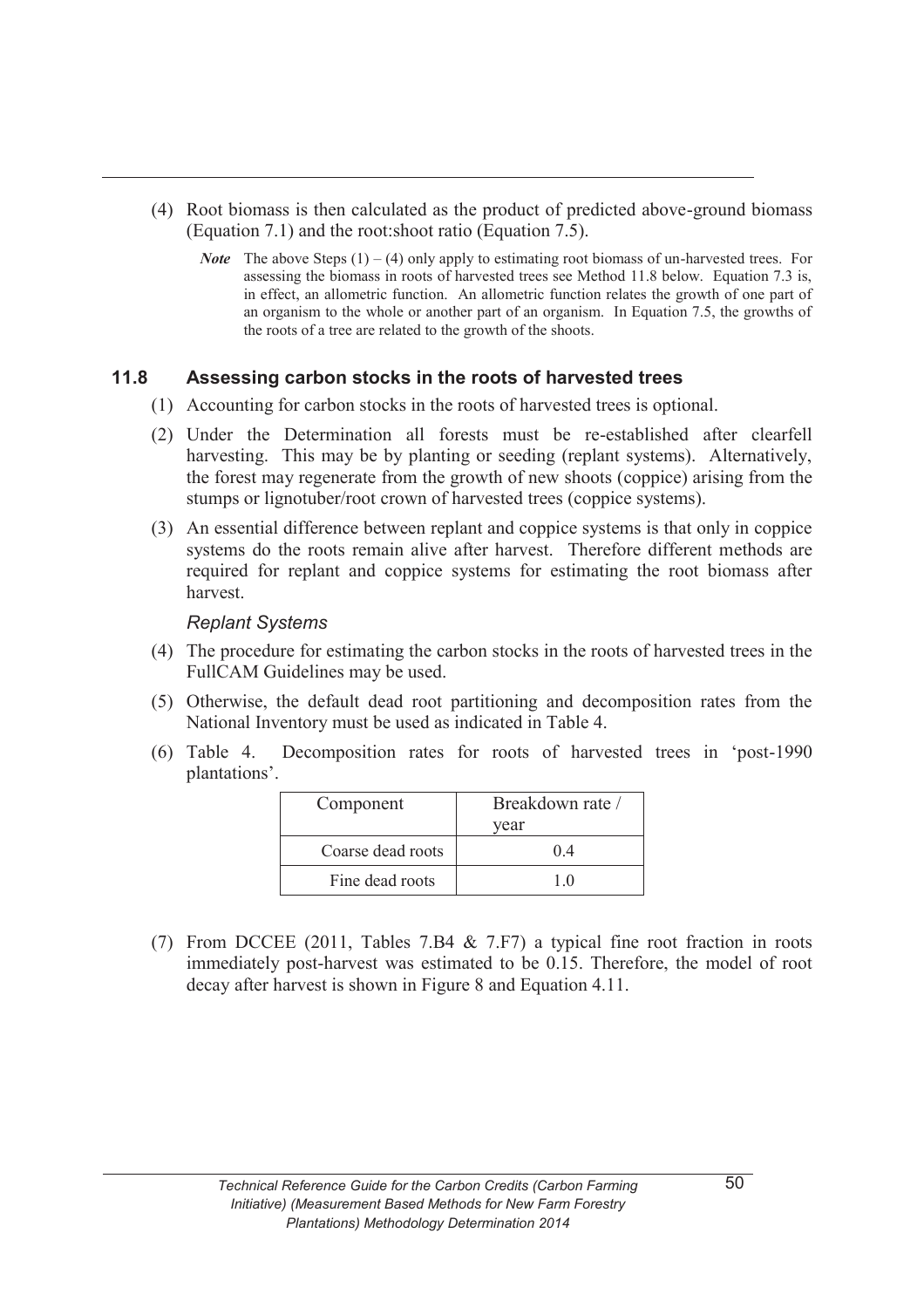(4) Root biomass is then calculated as the product of predicted above-ground biomass (Equation 7.1) and the root:shoot ratio (Equation 7.5).

> ***Note*** The above Steps (1) – (4) only apply to estimating root biomass of un-harvested trees. For assessing the biomass in roots of harvested trees see Method 11.8 below. Equation 7.3 is, in effect, an allometric function. An allometric function relates the growth of one part of an organism to the whole or another part of an organism. In Equation 7.5, the growths of the roots of a tree are related to the growth of the shoots.

## 11.8 Assessing carbon stocks in the roots of harvested trees

(1) Accounting for carbon stocks in the roots of harvested trees is optional.

(2) Under the Determination all forests must be re-established after clearfell harvesting. This may be by planting or seeding (replant systems). Alternatively, the forest may regenerate from the growth of new shoots (coppice) arising from the stumps or lignotuber/root crown of harvested trees (coppice systems).

(3) An essential difference between replant and coppice systems is that only in coppice systems do the roots remain alive after harvest. Therefore different methods are required for replant and coppice systems for estimating the root biomass after harvest.

*Replant Systems*

(4) The procedure for estimating the carbon stocks in the roots of harvested trees in the FullCAM Guidelines may be used.

(5) Otherwise, the default dead root partitioning and decomposition rates from the National Inventory must be used as indicated in Table 4.

(6) Table 4. Decomposition rates for roots of harvested trees in 'post-1990 plantations'.

| Component | Breakdown rate / year |
|---|---|
| Coarse dead roots | 0.4 |
| Fine dead roots | 1.0 |

(7) From DCCEE (2011, Tables 7.B4 & 7.F7) a typical fine root fraction in roots immediately post-harvest was estimated to be 0.15. Therefore, the model of root decay after harvest is shown in Figure 8 and Equation 4.11.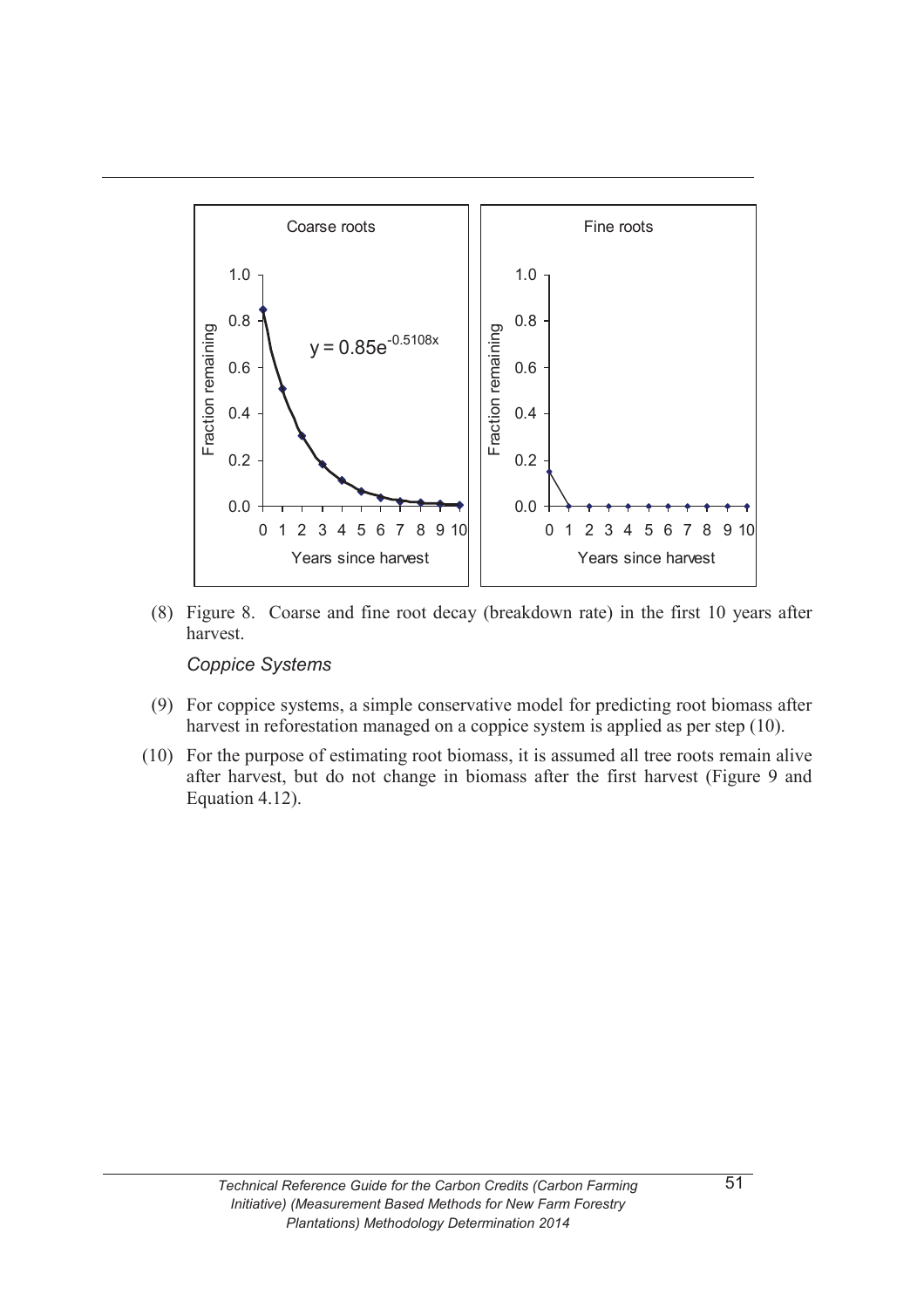Coarse roots

1.0

0.8

0.6

0.4

0.2

0.0

Fraction remaining

$y = 0.85e^{-0.5108x}$

0 1 2 3 4 5 6 7 8 9 10

Years since harvest

Fine roots

1.0

0.8

0.6

0.4

0.2

0.0

Fraction remaining

0 1 2 3 4 5 6 7 8 9 10

Years since harvest

(8) Figure 8. Coarse and fine root decay (breakdown rate) in the first 10 years after harvest.

*Coppice Systems*

(9) For coppice systems, a simple conservative model for predicting root biomass after harvest in reforestation managed on a coppice system is applied as per step (10).

(10) For the purpose of estimating root biomass, it is assumed all tree roots remain alive after harvest, but do not change in biomass after the first harvest (Figure 9 and Equation 4.12).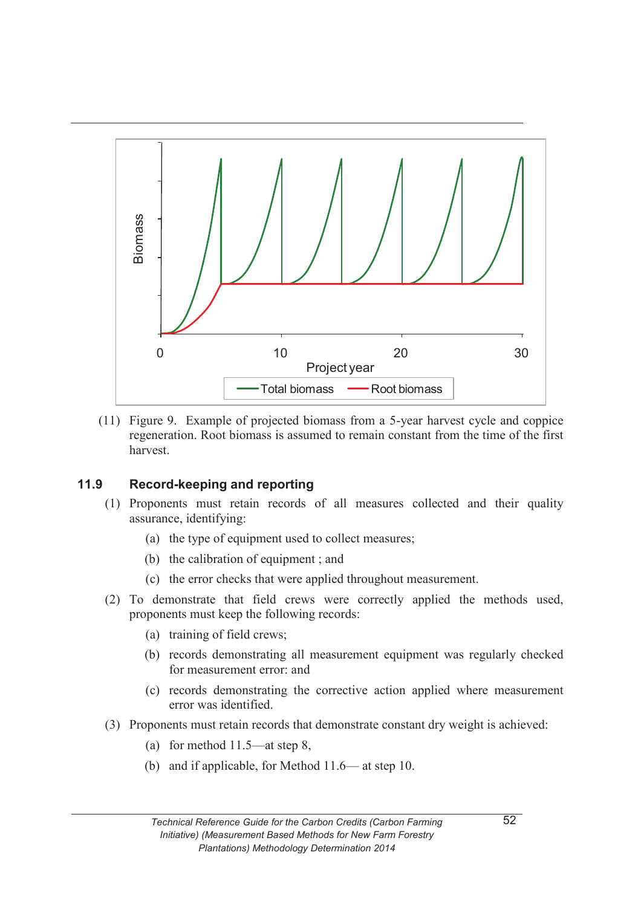Biomass

0
10
20
30

Project year

Total biomass
Root biomass

(11) Figure 9. Example of projected biomass from a 5-year harvest cycle and coppice regeneration. Root biomass is assumed to remain constant from the time of the first harvest.

## 11.9 Record-keeping and reporting

(1) Proponents must retain records of all measures collected and their quality assurance, identifying:

(a) the type of equipment used to collect measures;

(b) the calibration of equipment ; and

(c) the error checks that were applied throughout measurement.

(2) To demonstrate that field crews were correctly applied the methods used, proponents must keep the following records:

(a) training of field crews;

(b) records demonstrating all measurement equipment was regularly checked for measurement error: and

(c) records demonstrating the corrective action applied where measurement error was identified.

(3) Proponents must retain records that demonstrate constant dry weight is achieved:

(a) for method 11.5—at step 8,

(b) and if applicable, for Method 11.6— at step 10.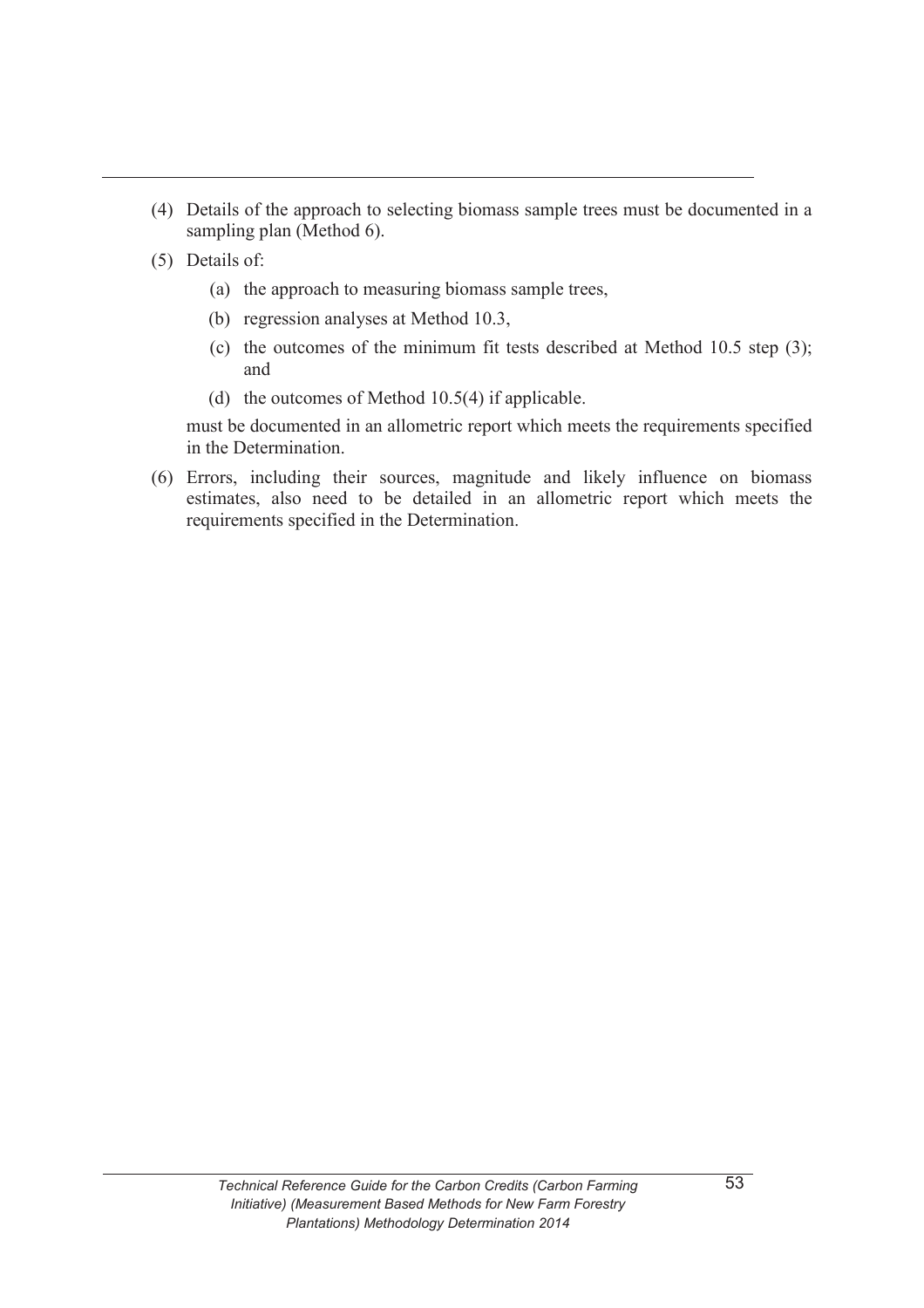(4) Details of the approach to selecting biomass sample trees must be documented in a sampling plan (Method 6).

(5) Details of:

  (a) the approach to measuring biomass sample trees,

  (b) regression analyses at Method 10.3,

  (c) the outcomes of the minimum fit tests described at Method 10.5 step (3); and

  (d) the outcomes of Method 10.5(4) if applicable.

  must be documented in an allometric report which meets the requirements specified in the Determination.

(6) Errors, including their sources, magnitude and likely influence on biomass estimates, also need to be detailed in an allometric report which meets the requirements specified in the Determination.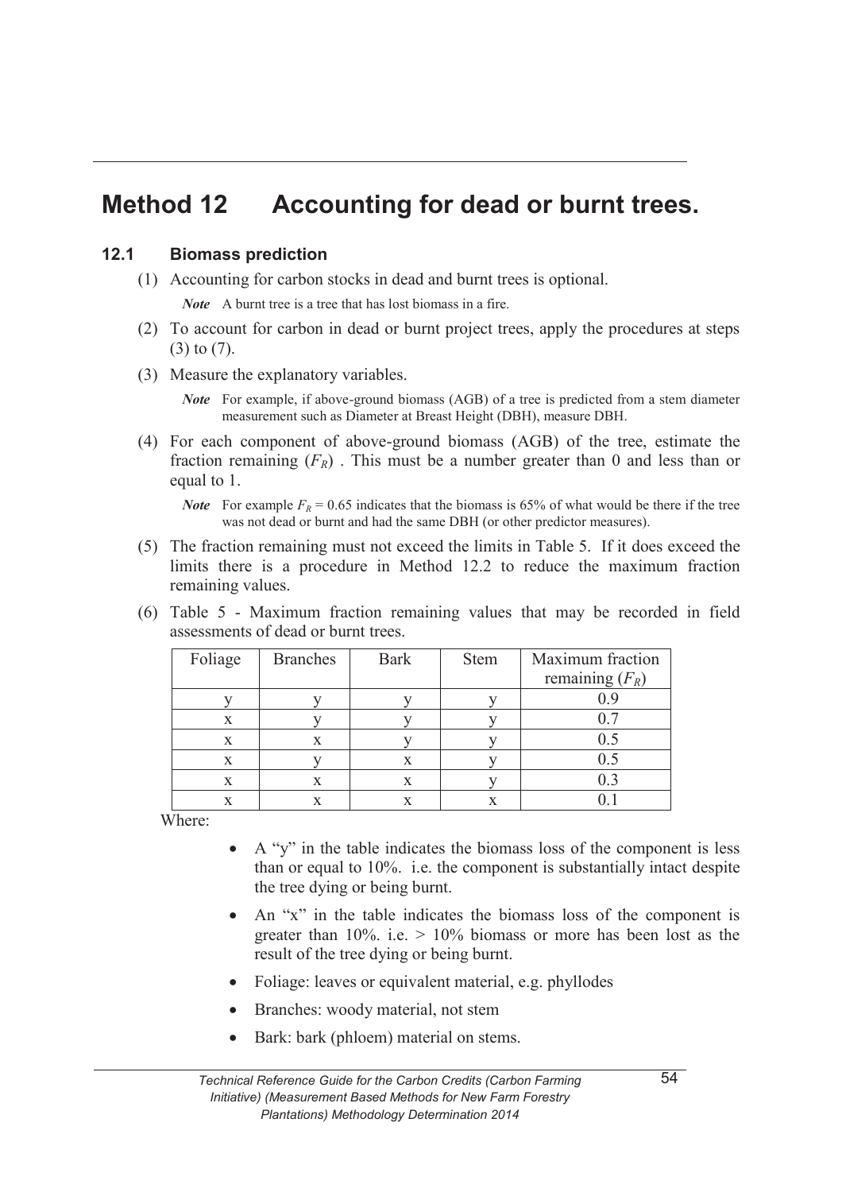# Method 12 Accounting for dead or burnt trees.

## 12.1 Biomass prediction

(1) Accounting for carbon stocks in dead and burnt trees is optional.

*Note* A burnt tree is a tree that has lost biomass in a fire.

(2) To account for carbon in dead or burnt project trees, apply the procedures at steps (3) to (7).

(3) Measure the explanatory variables.

*Note* For example, if above-ground biomass (AGB) of a tree is predicted from a stem diameter measurement such as Diameter at Breast Height (DBH), measure DBH.

(4) For each component of above-ground biomass (AGB) of the tree, estimate the fraction remaining ($F_R$) . This must be a number greater than 0 and less than or equal to 1.

*Note* For example $F_R = 0.65$ indicates that the biomass is 65% of what would be there if the tree was not dead or burnt and had the same DBH (or other predictor measures).

(5) The fraction remaining must not exceed the limits in Table 5. If it does exceed the limits there is a procedure in Method 12.2 to reduce the maximum fraction remaining values.

(6) Table 5 - Maximum fraction remaining values that may be recorded in field assessments of dead or burnt trees.

| Foliage | Branches | Bark | Stem | Maximum fraction remaining ($F_R$) |
|---|---|---|---|---|
| y | y | y | y | 0.9 |
| x | y | y | y | 0.7 |
| x | x | y | y | 0.5 |
| x | y | x | y | 0.5 |
| x | x | x | y | 0.3 |
| x | x | x | x | 0.1 |

Where:

- A "y" in the table indicates the biomass loss of the component is less than or equal to 10%. i.e. the component is substantially intact despite the tree dying or being burnt.
- An "x" in the table indicates the biomass loss of the component is greater than 10%. i.e. > 10% biomass or more has been lost as the result of the tree dying or being burnt.
- Foliage: leaves or equivalent material, e.g. phyllodes
- Branches: woody material, not stem
- Bark: bark (phloem) material on stems.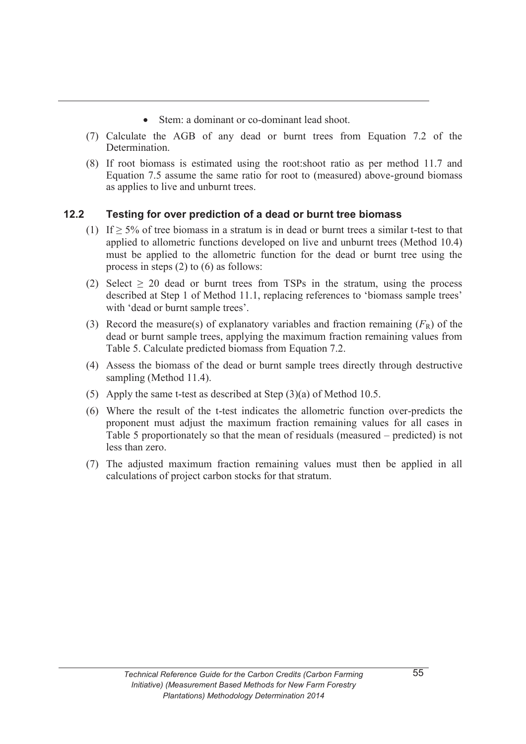- Stem: a dominant or co-dominant lead shoot.

(7) Calculate the AGB of any dead or burnt trees from Equation 7.2 of the Determination.

(8) If root biomass is estimated using the root:shoot ratio as per method 11.7 and Equation 7.5 assume the same ratio for root to (measured) above-ground biomass as applies to live and unburnt trees.

## 12.2 Testing for over prediction of a dead or burnt tree biomass

(1) If $\geq$ 5% of tree biomass in a stratum is in dead or burnt trees a similar t-test to that applied to allometric functions developed on live and unburnt trees (Method 10.4) must be applied to the allometric function for the dead or burnt tree using the process in steps (2) to (6) as follows:

(2) Select $\geq$ 20 dead or burnt trees from TSPs in the stratum, using the process described at Step 1 of Method 11.1, replacing references to 'biomass sample trees' with 'dead or burnt sample trees'.

(3) Record the measure(s) of explanatory variables and fraction remaining ($F_R$) of the dead or burnt sample trees, applying the maximum fraction remaining values from Table 5. Calculate predicted biomass from Equation 7.2.

(4) Assess the biomass of the dead or burnt sample trees directly through destructive sampling (Method 11.4).

(5) Apply the same t-test as described at Step (3)(a) of Method 10.5.

(6) Where the result of the t-test indicates the allometric function over-predicts the proponent must adjust the maximum fraction remaining values for all cases in Table 5 proportionately so that the mean of residuals (measured – predicted) is not less than zero.

(7) The adjusted maximum fraction remaining values must then be applied in all calculations of project carbon stocks for that stratum.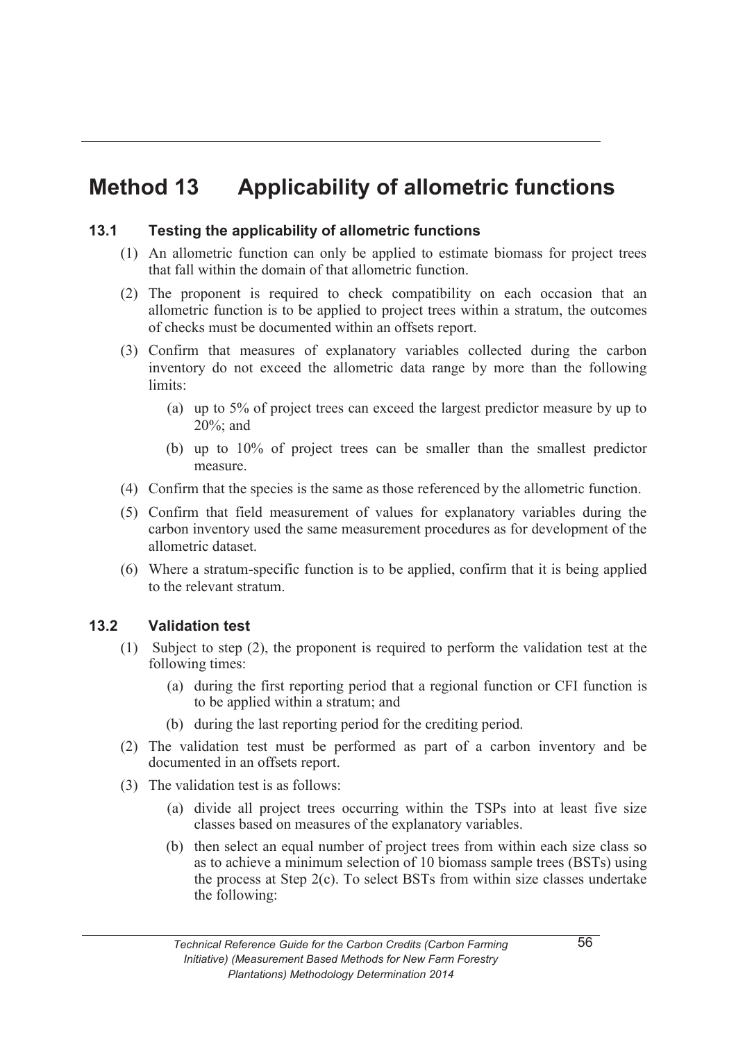# Method 13 Applicability of allometric functions

## 13.1 Testing the applicability of allometric functions

(1) An allometric function can only be applied to estimate biomass for project trees that fall within the domain of that allometric function.

(2) The proponent is required to check compatibility on each occasion that an allometric function is to be applied to project trees within a stratum, the outcomes of checks must be documented within an offsets report.

(3) Confirm that measures of explanatory variables collected during the carbon inventory do not exceed the allometric data range by more than the following limits:

   (a) up to 5% of project trees can exceed the largest predictor measure by up to 20%; and

   (b) up to 10% of project trees can be smaller than the smallest predictor measure.

(4) Confirm that the species is the same as those referenced by the allometric function.

(5) Confirm that field measurement of values for explanatory variables during the carbon inventory used the same measurement procedures as for development of the allometric dataset.

(6) Where a stratum-specific function is to be applied, confirm that it is being applied to the relevant stratum.

## 13.2 Validation test

(1) Subject to step (2), the proponent is required to perform the validation test at the following times:

   (a) during the first reporting period that a regional function or CFI function is to be applied within a stratum; and

   (b) during the last reporting period for the crediting period.

(2) The validation test must be performed as part of a carbon inventory and be documented in an offsets report.

(3) The validation test is as follows:

   (a) divide all project trees occurring within the TSPs into at least five size classes based on measures of the explanatory variables.

   (b) then select an equal number of project trees from within each size class so as to achieve a minimum selection of 10 biomass sample trees (BSTs) using the process at Step 2(c). To select BSTs from within size classes undertake the following: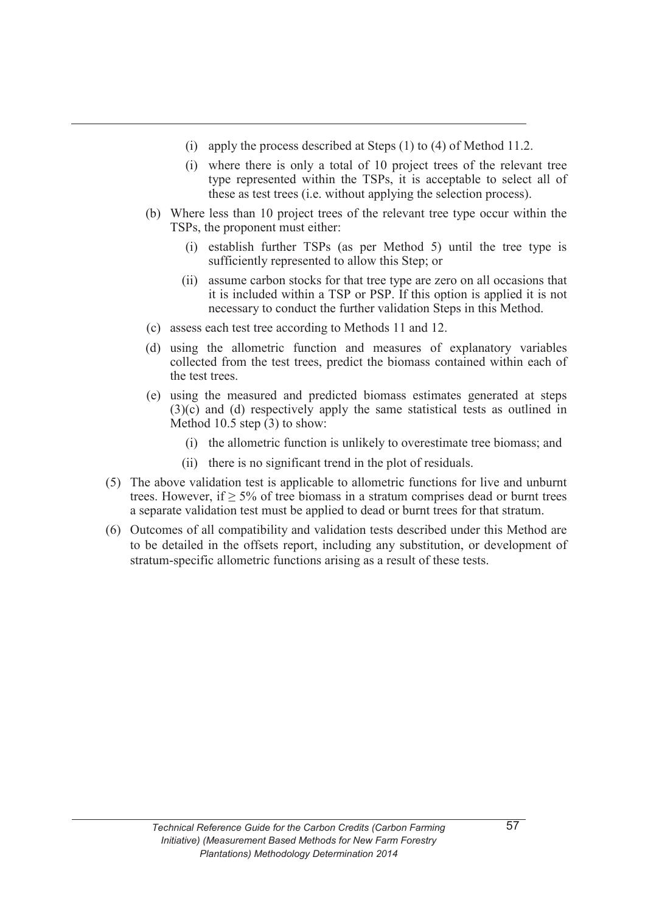(i) apply the process described at Steps (1) to (4) of Method 11.2.

(i) where there is only a total of 10 project trees of the relevant tree type represented within the TSPs, it is acceptable to select all of these as test trees (i.e. without applying the selection process).

(b) Where less than 10 project trees of the relevant tree type occur within the TSPs, the proponent must either:

(i) establish further TSPs (as per Method 5) until the tree type is sufficiently represented to allow this Step; or

(ii) assume carbon stocks for that tree type are zero on all occasions that it is included within a TSP or PSP. If this option is applied it is not necessary to conduct the further validation Steps in this Method.

(c) assess each test tree according to Methods 11 and 12.

(d) using the allometric function and measures of explanatory variables collected from the test trees, predict the biomass contained within each of the test trees.

(e) using the measured and predicted biomass estimates generated at steps (3)(c) and (d) respectively apply the same statistical tests as outlined in Method 10.5 step (3) to show:

(i) the allometric function is unlikely to overestimate tree biomass; and

(ii) there is no significant trend in the plot of residuals.

(5) The above validation test is applicable to allometric functions for live and unburnt trees. However, if ≥ 5% of tree biomass in a stratum comprises dead or burnt trees a separate validation test must be applied to dead or burnt trees for that stratum.

(6) Outcomes of all compatibility and validation tests described under this Method are to be detailed in the offsets report, including any substitution, or development of stratum-specific allometric functions arising as a result of these tests.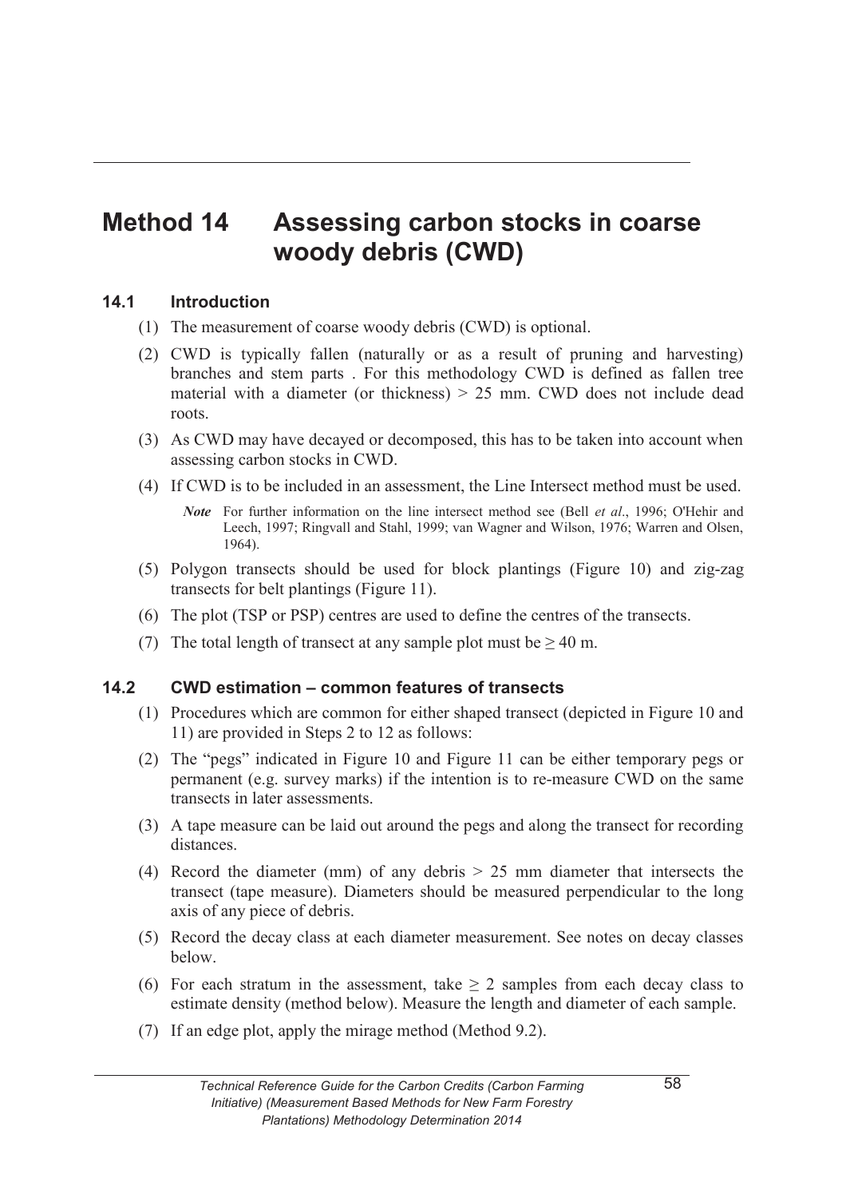# Method 14 Assessing carbon stocks in coarse woody debris (CWD)

## 14.1 Introduction

(1) The measurement of coarse woody debris (CWD) is optional.

(2) CWD is typically fallen (naturally or as a result of pruning and harvesting) branches and stem parts . For this methodology CWD is defined as fallen tree material with a diameter (or thickness) > 25 mm. CWD does not include dead roots.

(3) As CWD may have decayed or decomposed, this has to be taken into account when assessing carbon stocks in CWD.

(4) If CWD is to be included in an assessment, the Line Intersect method must be used.

> ***Note*** For further information on the line intersect method see (Bell *et al*., 1996; O'Hehir and Leech, 1997; Ringvall and Stahl, 1999; van Wagner and Wilson, 1976; Warren and Olsen, 1964).

(5) Polygon transects should be used for block plantings (Figure 10) and zig-zag transects for belt plantings (Figure 11).

(6) The plot (TSP or PSP) centres are used to define the centres of the transects.

(7) The total length of transect at any sample plot must be ≥ 40 m.

## 14.2 CWD estimation – common features of transects

(1) Procedures which are common for either shaped transect (depicted in Figure 10 and 11) are provided in Steps 2 to 12 as follows:

(2) The "pegs" indicated in Figure 10 and Figure 11 can be either temporary pegs or permanent (e.g. survey marks) if the intention is to re-measure CWD on the same transects in later assessments.

(3) A tape measure can be laid out around the pegs and along the transect for recording distances.

(4) Record the diameter (mm) of any debris > 25 mm diameter that intersects the transect (tape measure). Diameters should be measured perpendicular to the long axis of any piece of debris.

(5) Record the decay class at each diameter measurement. See notes on decay classes below.

(6) For each stratum in the assessment, take ≥ 2 samples from each decay class to estimate density (method below). Measure the length and diameter of each sample.

(7) If an edge plot, apply the mirage method (Method 9.2).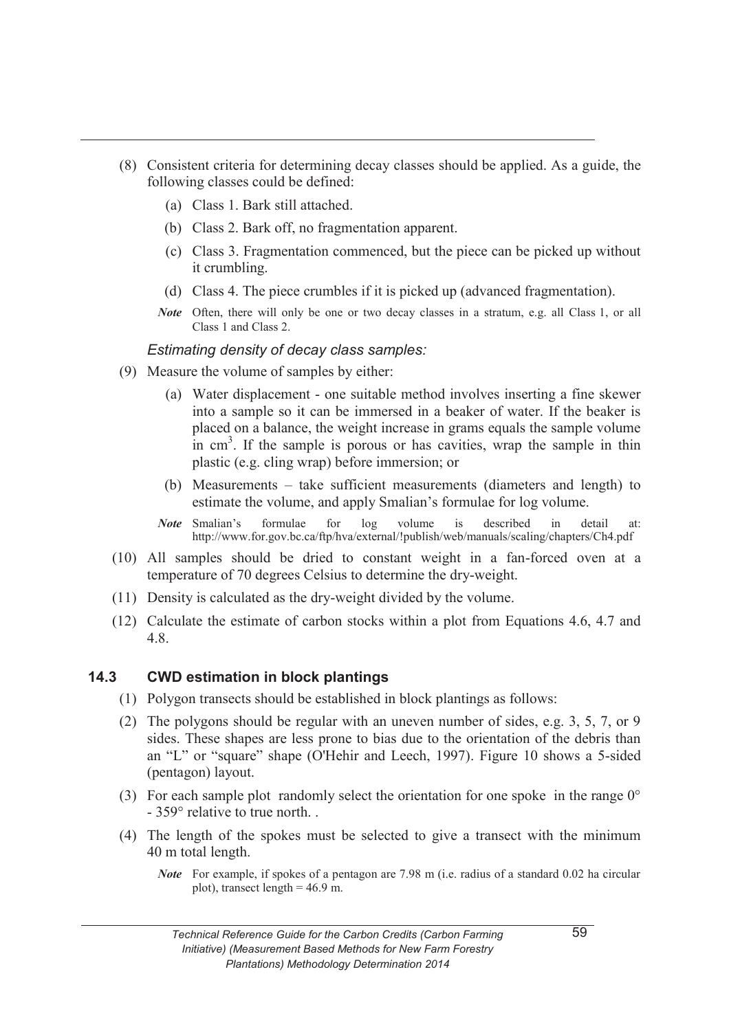(8) Consistent criteria for determining decay classes should be applied. As a guide, the following classes could be defined:

  (a) Class 1. Bark still attached.

  (b) Class 2. Bark off, no fragmentation apparent.

  (c) Class 3. Fragmentation commenced, but the piece can be picked up without it crumbling.

  (d) Class 4. The piece crumbles if it is picked up (advanced fragmentation).

  *Note* Often, there will only be one or two decay classes in a stratum, e.g. all Class 1, or all Class 1 and Class 2.

*Estimating density of decay class samples:*

(9) Measure the volume of samples by either:

  (a) Water displacement - one suitable method involves inserting a fine skewer into a sample so it can be immersed in a beaker of water. If the beaker is placed on a balance, the weight increase in grams equals the sample volume in $cm^3$. If the sample is porous or has cavities, wrap the sample in thin plastic (e.g. cling wrap) before immersion; or

  (b) Measurements – take sufficient measurements (diameters and length) to estimate the volume, and apply Smalian's formulae for log volume.

  *Note* Smalian's formulae for log volume is described in detail at: http://www.for.gov.bc.ca/ftp/hva/external/!publish/web/manuals/scaling/chapters/Ch4.pdf

(10) All samples should be dried to constant weight in a fan-forced oven at a temperature of 70 degrees Celsius to determine the dry-weight.

(11) Density is calculated as the dry-weight divided by the volume.

(12) Calculate the estimate of carbon stocks within a plot from Equations 4.6, 4.7 and 4.8.

### 14.3 CWD estimation in block plantings

(1) Polygon transects should be established in block plantings as follows:

(2) The polygons should be regular with an uneven number of sides, e.g. 3, 5, 7, or 9 sides. These shapes are less prone to bias due to the orientation of the debris than an "L" or "square" shape (O'Hehir and Leech, 1997). Figure 10 shows a 5-sided (pentagon) layout.

(3) For each sample plot randomly select the orientation for one spoke in the range 0° - 359° relative to true north. .

(4) The length of the spokes must be selected to give a transect with the minimum 40 m total length.

  *Note* For example, if spokes of a pentagon are 7.98 m (i.e. radius of a standard 0.02 ha circular plot), transect length = 46.9 m.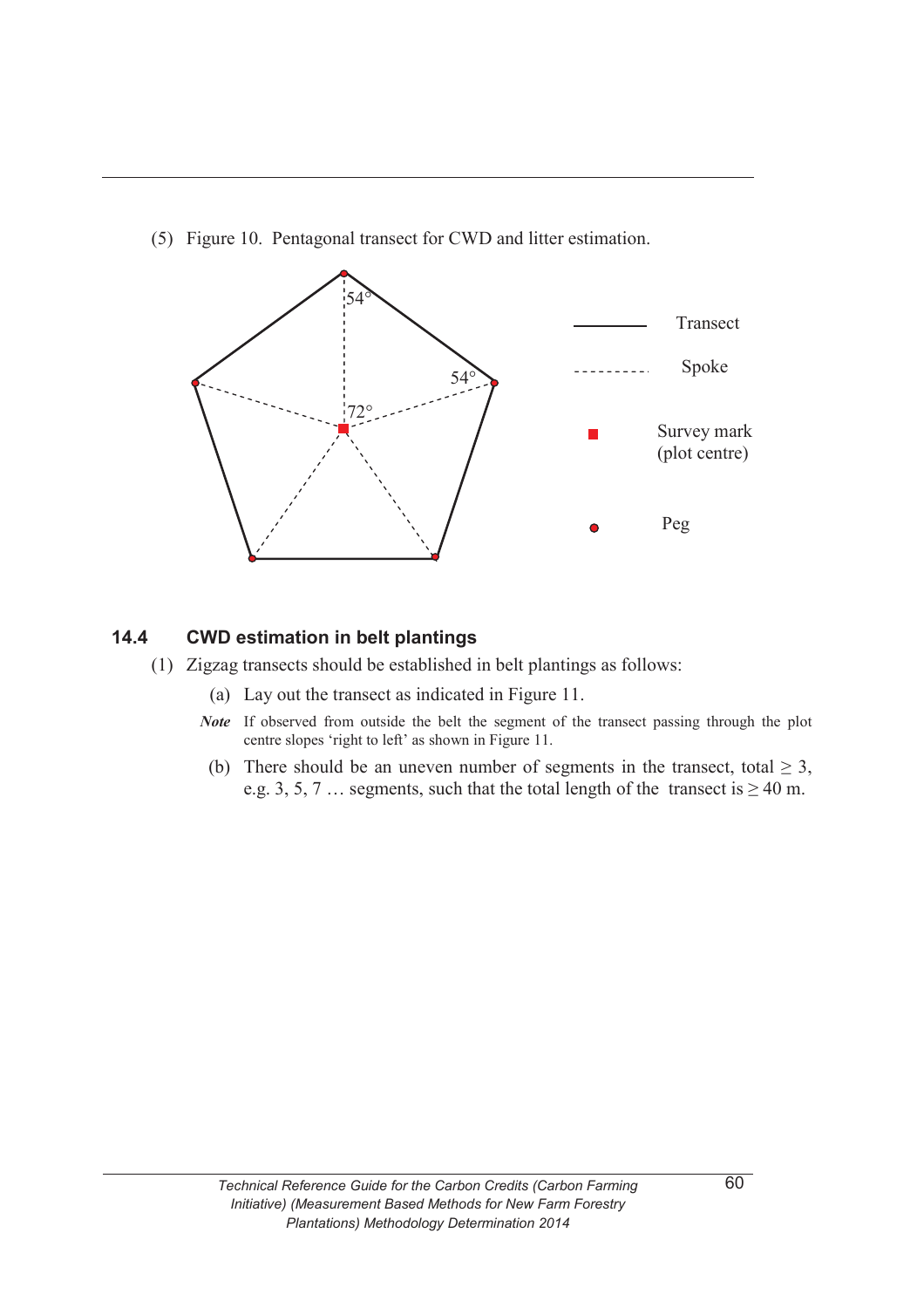(5) Figure 10. Pentagonal transect for CWD and litter estimation.

54°

54°

72°

Transect

Spoke

Survey mark (plot centre)

Peg

### 14.4 CWD estimation in belt plantings

(1) Zigzag transects should be established in belt plantings as follows:

(a) Lay out the transect as indicated in Figure 11.

*Note* If observed from outside the belt the segment of the transect passing through the plot centre slopes 'right to left' as shown in Figure 11.

(b) There should be an uneven number of segments in the transect, total ≥ 3, e.g. 3, 5, 7 … segments, such that the total length of the transect is ≥ 40 m.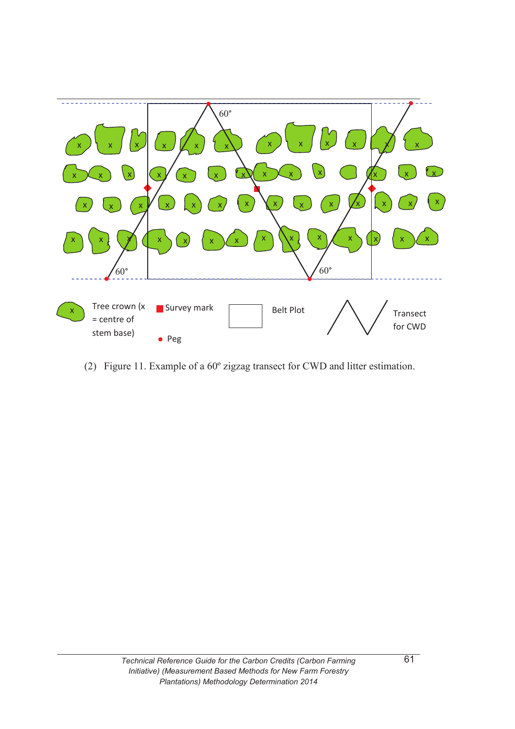60°

60°

60°

Tree crown (x = centre of stem base)

Survey mark

Peg

Belt Plot

Transect for CWD

(2) Figure 11. Example of a 60º zigzag transect for CWD and litter estimation.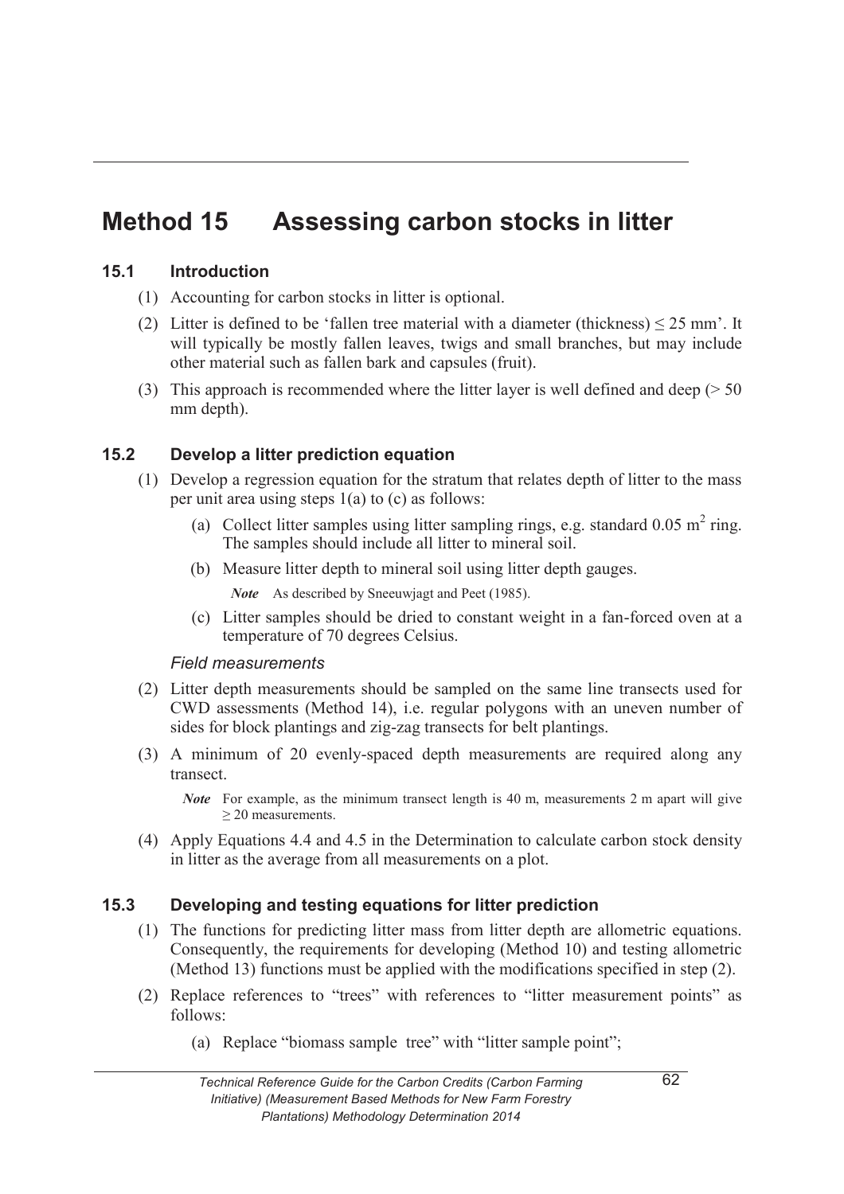# Method 15 Assessing carbon stocks in litter

## 15.1 Introduction

(1) Accounting for carbon stocks in litter is optional.

(2) Litter is defined to be 'fallen tree material with a diameter (thickness) ≤ 25 mm'. It will typically be mostly fallen leaves, twigs and small branches, but may include other material such as fallen bark and capsules (fruit).

(3) This approach is recommended where the litter layer is well defined and deep (> 50 mm depth).

## 15.2 Develop a litter prediction equation

(1) Develop a regression equation for the stratum that relates depth of litter to the mass per unit area using steps 1(a) to (c) as follows:

(a) Collect litter samples using litter sampling rings, e.g. standard 0.05 $m^2$ ring. The samples should include all litter to mineral soil.

(b) Measure litter depth to mineral soil using litter depth gauges.

*Note* As described by Sneeuwjagt and Peet (1985).

(c) Litter samples should be dried to constant weight in a fan-forced oven at a temperature of 70 degrees Celsius.

*Field measurements*

(2) Litter depth measurements should be sampled on the same line transects used for CWD assessments (Method 14), i.e. regular polygons with an uneven number of sides for block plantings and zig-zag transects for belt plantings.

(3) A minimum of 20 evenly-spaced depth measurements are required along any transect.

*Note* For example, as the minimum transect length is 40 m, measurements 2 m apart will give ≥ 20 measurements.

(4) Apply Equations 4.4 and 4.5 in the Determination to calculate carbon stock density in litter as the average from all measurements on a plot.

## 15.3 Developing and testing equations for litter prediction

(1) The functions for predicting litter mass from litter depth are allometric equations. Consequently, the requirements for developing (Method 10) and testing allometric (Method 13) functions must be applied with the modifications specified in step (2).

(2) Replace references to "trees" with references to "litter measurement points" as follows:

(a) Replace "biomass sample tree" with "litter sample point";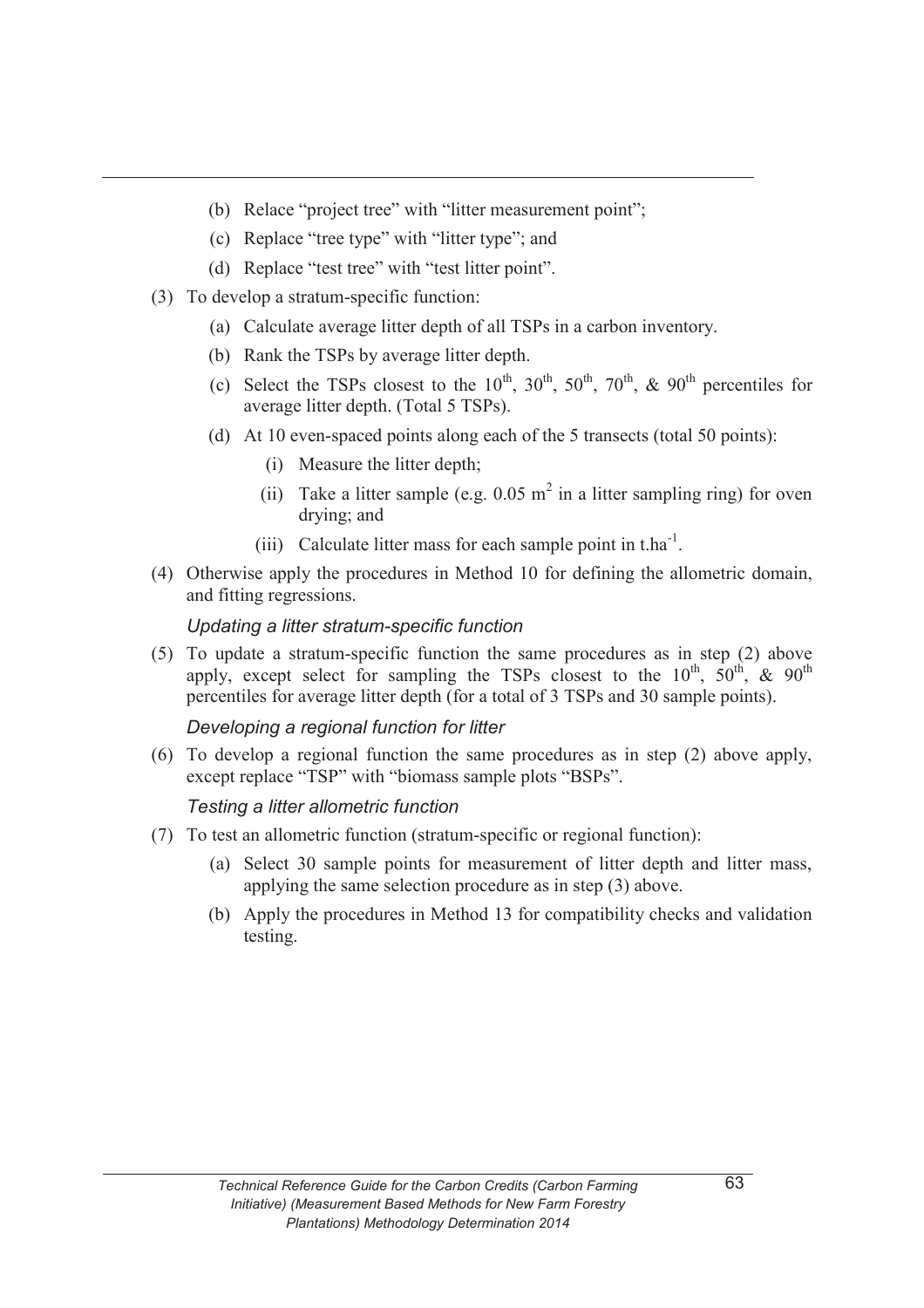(b) Relace “project tree” with “litter measurement point”;

(c) Replace “tree type” with “litter type”; and

(d) Replace “test tree” with “test litter point”.

(3) To develop a stratum-specific function:

(a) Calculate average litter depth of all TSPs in a carbon inventory.

(b) Rank the TSPs by average litter depth.

(c) Select the TSPs closest to the $10^{th}$, $30^{th}$, $50^{th}$, $70^{th}$, & $90^{th}$ percentiles for average litter depth. (Total 5 TSPs).

(d) At 10 even-spaced points along each of the 5 transects (total 50 points):

(i) Measure the litter depth;

(ii) Take a litter sample (e.g. 0.05 $m^2$ in a litter sampling ring) for oven drying; and

(iii) Calculate litter mass for each sample point in $t.ha^{-1}$.

(4) Otherwise apply the procedures in Method 10 for defining the allometric domain, and fitting regressions.

*Updating a litter stratum-specific function*

(5) To update a stratum-specific function the same procedures as in step (2) above apply, except select for sampling the TSPs closest to the $10^{th}$, $50^{th}$, & $90^{th}$ percentiles for average litter depth (for a total of 3 TSPs and 30 sample points).

*Developing a regional function for litter*

(6) To develop a regional function the same procedures as in step (2) above apply, except replace “TSP” with “biomass sample plots “BSPs”.

*Testing a litter allometric function*

(7) To test an allometric function (stratum-specific or regional function):

(a) Select 30 sample points for measurement of litter depth and litter mass, applying the same selection procedure as in step (3) above.

(b) Apply the procedures in Method 13 for compatibility checks and validation testing.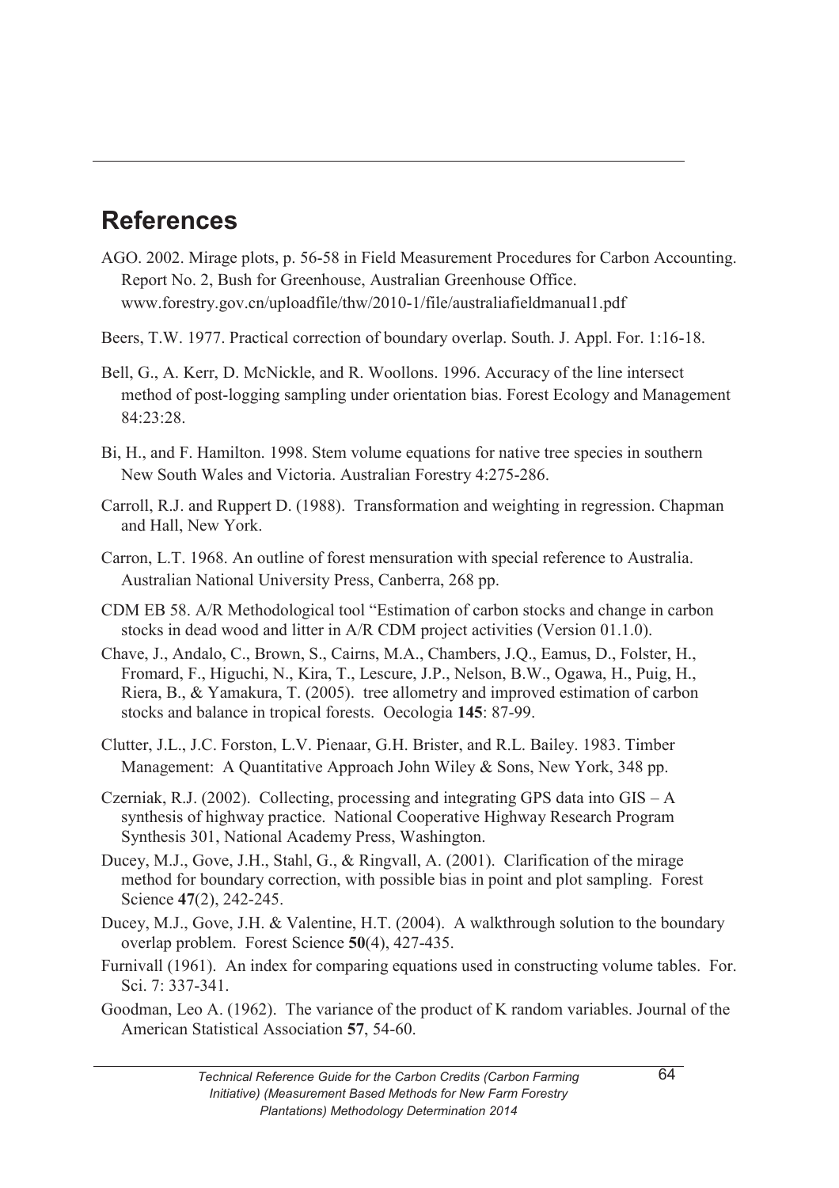## References

AGO. 2002. Mirage plots, p. 56-58 in Field Measurement Procedures for Carbon Accounting. Report No. 2, Bush for Greenhouse, Australian Greenhouse Office. www.forestry.gov.cn/uploadfile/thw/2010-1/file/australiafieldmanual1.pdf

Beers, T.W. 1977. Practical correction of boundary overlap. South. J. Appl. For. 1:16-18.

Bell, G., A. Kerr, D. McNickle, and R. Woollons. 1996. Accuracy of the line intersect method of post-logging sampling under orientation bias. Forest Ecology and Management 84:23:28.

Bi, H., and F. Hamilton. 1998. Stem volume equations for native tree species in southern New South Wales and Victoria. Australian Forestry 4:275-286.

Carroll, R.J. and Ruppert D. (1988). Transformation and weighting in regression. Chapman and Hall, New York.

Carron, L.T. 1968. An outline of forest mensuration with special reference to Australia. Australian National University Press, Canberra, 268 pp.

CDM EB 58. A/R Methodological tool "Estimation of carbon stocks and change in carbon stocks in dead wood and litter in A/R CDM project activities (Version 01.1.0).

Chave, J., Andalo, C., Brown, S., Cairns, M.A., Chambers, J.Q., Eamus, D., Folster, H., Fromard, F., Higuchi, N., Kira, T., Lescure, J.P., Nelson, B.W., Ogawa, H., Puig, H., Riera, B., & Yamakura, T. (2005). tree allometry and improved estimation of carbon stocks and balance in tropical forests. Oecologia **145**: 87-99.

Clutter, J.L., J.C. Forston, L.V. Pienaar, G.H. Brister, and R.L. Bailey. 1983. Timber Management: A Quantitative Approach John Wiley & Sons, New York, 348 pp.

Czerniak, R.J. (2002). Collecting, processing and integrating GPS data into GIS – A synthesis of highway practice. National Cooperative Highway Research Program Synthesis 301, National Academy Press, Washington.

Ducey, M.J., Gove, J.H., Stahl, G., & Ringvall, A. (2001). Clarification of the mirage method for boundary correction, with possible bias in point and plot sampling. Forest Science **47**(2), 242-245.

Ducey, M.J., Gove, J.H. & Valentine, H.T. (2004). A walkthrough solution to the boundary overlap problem. Forest Science **50**(4), 427-435.

Furnivall (1961). An index for comparing equations used in constructing volume tables. For. Sci. 7: 337-341.

Goodman, Leo A. (1962). The variance of the product of K random variables. Journal of the American Statistical Association **57**, 54-60.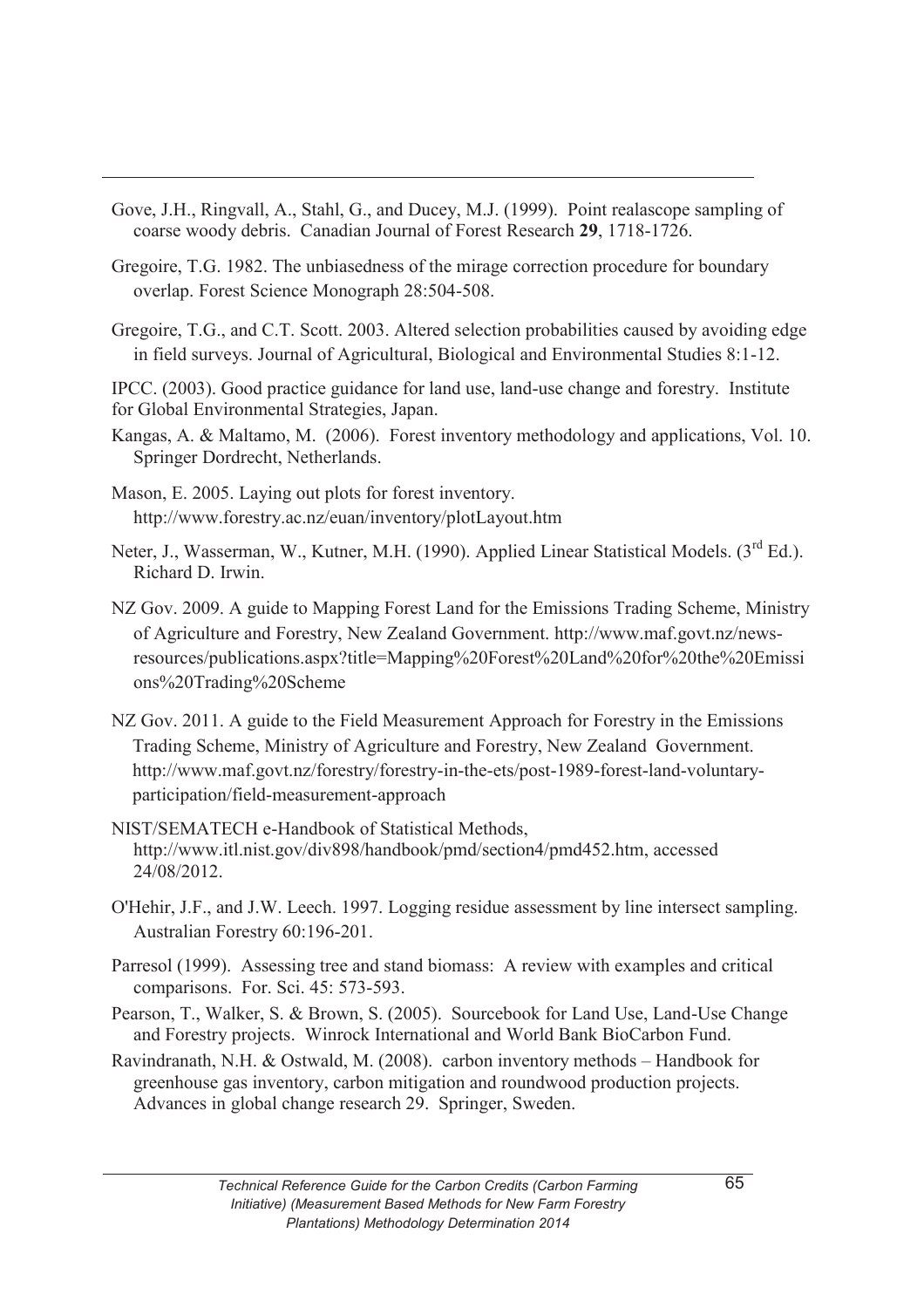Gove, J.H., Ringvall, A., Stahl, G., and Ducey, M.J. (1999). Point realascope sampling of coarse woody debris. Canadian Journal of Forest Research **29**, 1718-1726.

Gregoire, T.G. 1982. The unbiasedness of the mirage correction procedure for boundary overlap. Forest Science Monograph 28:504-508.

Gregoire, T.G., and C.T. Scott. 2003. Altered selection probabilities caused by avoiding edge in field surveys. Journal of Agricultural, Biological and Environmental Studies 8:1-12.

IPCC. (2003). Good practice guidance for land use, land-use change and forestry. Institute for Global Environmental Strategies, Japan.

Kangas, A. & Maltamo, M. (2006). Forest inventory methodology and applications, Vol. 10. Springer Dordrecht, Netherlands.

Mason, E. 2005. Laying out plots for forest inventory. http://www.forestry.ac.nz/euan/inventory/plotLayout.htm

Neter, J., Wasserman, W., Kutner, M.H. (1990). Applied Linear Statistical Models. (3rd Ed.). Richard D. Irwin.

NZ Gov. 2009. A guide to Mapping Forest Land for the Emissions Trading Scheme, Ministry of Agriculture and Forestry, New Zealand Government. http://www.maf.govt.nz/news-resources/publications.aspx?title=Mapping%20Forest%20Land%20for%20the%20Emissions%20Trading%20Scheme

NZ Gov. 2011. A guide to the Field Measurement Approach for Forestry in the Emissions Trading Scheme, Ministry of Agriculture and Forestry, New Zealand Government. http://www.maf.govt.nz/forestry/forestry-in-the-ets/post-1989-forest-land-voluntary-participation/field-measurement-approach

NIST/SEMATECH e-Handbook of Statistical Methods, http://www.itl.nist.gov/div898/handbook/pmd/section4/pmd452.htm, accessed 24/08/2012.

O'Hehir, J.F., and J.W. Leech. 1997. Logging residue assessment by line intersect sampling. Australian Forestry 60:196-201.

Parresol (1999). Assessing tree and stand biomass: A review with examples and critical comparisons. For. Sci. 45: 573-593.

Pearson, T., Walker, S. & Brown, S. (2005). Sourcebook for Land Use, Land-Use Change and Forestry projects. Winrock International and World Bank BioCarbon Fund.

Ravindranath, N.H. & Ostwald, M. (2008). carbon inventory methods – Handbook for greenhouse gas inventory, carbon mitigation and roundwood production projects. Advances in global change research 29. Springer, Sweden.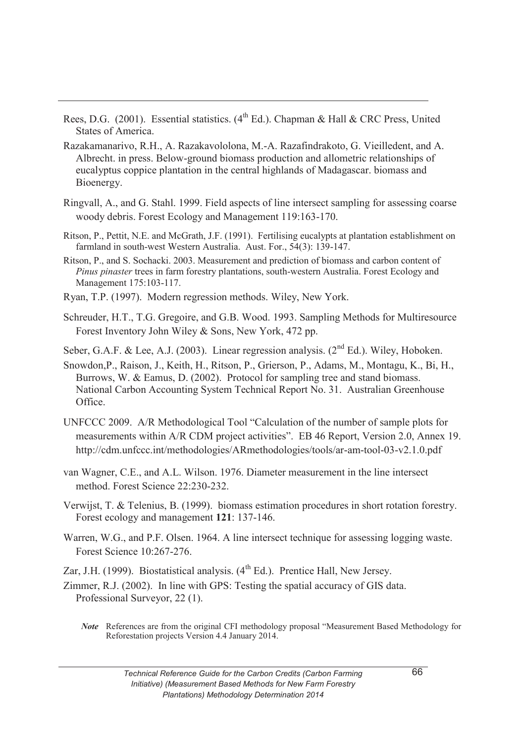Rees, D.G. (2001). Essential statistics. (4th Ed.). Chapman & Hall & CRC Press, United States of America.

Razakamanarivo, R.H., A. Razakavololona, M.-A. Razafindrakoto, G. Vieilledent, and A. Albrecht. in press. Below-ground biomass production and allometric relationships of eucalyptus coppice plantation in the central highlands of Madagascar. biomass and Bioenergy.

Ringvall, A., and G. Stahl. 1999. Field aspects of line intersect sampling for assessing coarse woody debris. Forest Ecology and Management 119:163-170.

Ritson, P., Pettit, N.E. and McGrath, J.F. (1991). Fertilising eucalypts at plantation establishment on farmland in south-west Western Australia. Aust. For., 54(3): 139-147.

Ritson, P., and S. Sochacki. 2003. Measurement and prediction of biomass and carbon content of *Pinus pinaster* trees in farm forestry plantations, south-western Australia. Forest Ecology and Management 175:103-117.

Ryan, T.P. (1997). Modern regression methods. Wiley, New York.

Schreuder, H.T., T.G. Gregoire, and G.B. Wood. 1993. Sampling Methods for Multiresource Forest Inventory John Wiley & Sons, New York, 472 pp.

Seber, G.A.F. & Lee, A.J. (2003). Linear regression analysis. (2nd Ed.). Wiley, Hoboken.

Snowdon,P., Raison, J., Keith, H., Ritson, P., Grierson, P., Adams, M., Montagu, K., Bi, H., Burrows, W. & Eamus, D. (2002). Protocol for sampling tree and stand biomass. National Carbon Accounting System Technical Report No. 31. Australian Greenhouse Office.

UNFCCC 2009. A/R Methodological Tool "Calculation of the number of sample plots for measurements within A/R CDM project activities". EB 46 Report, Version 2.0, Annex 19. http://cdm.unfccc.int/methodologies/ARmethodologies/tools/ar-am-tool-03-v2.1.0.pdf

van Wagner, C.E., and A.L. Wilson. 1976. Diameter measurement in the line intersect method. Forest Science 22:230-232.

Verwijst, T. & Telenius, B. (1999). biomass estimation procedures in short rotation forestry. Forest ecology and management **121**: 137-146.

Warren, W.G., and P.F. Olsen. 1964. A line intersect technique for assessing logging waste. Forest Science 10:267-276.

Zar, J.H. (1999). Biostatistical analysis. (4th Ed.). Prentice Hall, New Jersey.

Zimmer, R.J. (2002). In line with GPS: Testing the spatial accuracy of GIS data. Professional Surveyor, 22 (1).

*Note* References are from the original CFI methodology proposal "Measurement Based Methodology for Reforestation projects Version 4.4 January 2014.